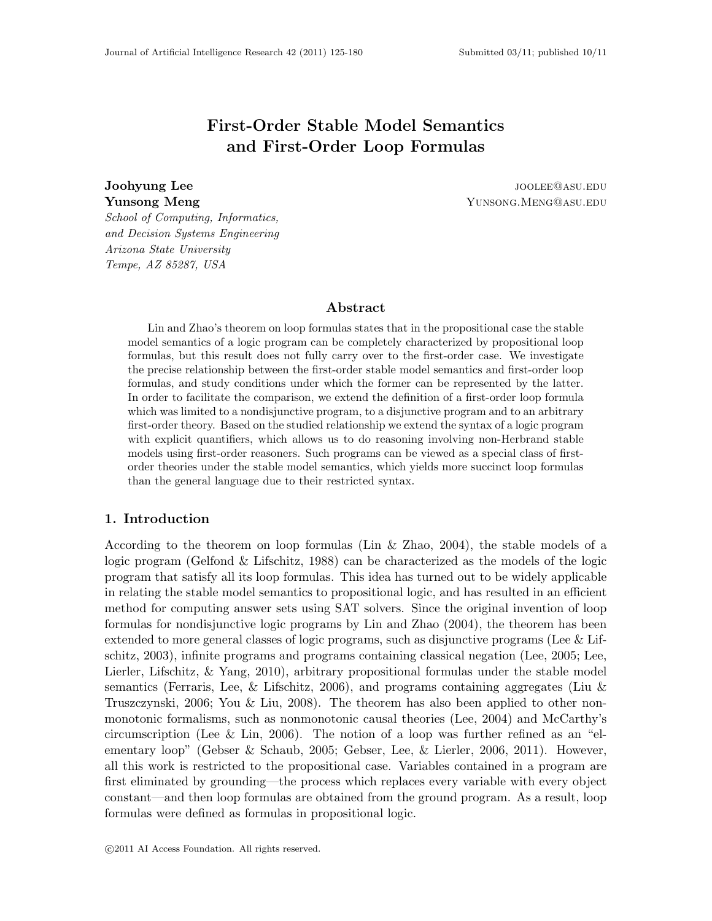# First-Order Stable Model Semantics and First-Order Loop Formulas

**Joohyung Lee** JOOLEE@ASU.EDU
**Yunsong Meng** YUNSONG.MENG@ASU.EDU

*School of Computing, Informatics,*
*and Decision Systems Engineering*
*Arizona State University*
*Tempe, AZ 85287, USA*

## Abstract

Lin and Zhao's theorem on loop formulas states that in the propositional case the stable model semantics of a logic program can be completely characterized by propositional loop formulas, but this result does not fully carry over to the first-order case. We investigate the precise relationship between the first-order stable model semantics and first-order loop formulas, and study conditions under which the former can be represented by the latter. In order to facilitate the comparison, we extend the definition of a first-order loop formula which was limited to a nondisjunctive program, to a disjunctive program and to an arbitrary first-order theory. Based on the studied relationship we extend the syntax of a logic program with explicit quantifiers, which allows us to do reasoning involving non-Herbrand stable models using first-order reasoners. Such programs can be viewed as a special class of first-order theories under the stable model semantics, which yields more succinct loop formulas than the general language due to their restricted syntax.

## 1. Introduction

According to the theorem on loop formulas (Lin & Zhao, 2004), the stable models of a logic program (Gelfond & Lifschitz, 1988) can be characterized as the models of the logic program that satisfy all its loop formulas. This idea has turned out to be widely applicable in relating the stable model semantics to propositional logic, and has resulted in an efficient method for computing answer sets using SAT solvers. Since the original invention of loop formulas for nondisjunctive logic programs by Lin and Zhao (2004), the theorem has been extended to more general classes of logic programs, such as disjunctive programs (Lee & Lifschitz, 2003), infinite programs and programs containing classical negation (Lee, 2005; Lee, Lierler, Lifschitz, & Yang, 2010), arbitrary propositional formulas under the stable model semantics (Ferraris, Lee, & Lifschitz, 2006), and programs containing aggregates (Liu & Truszczynski, 2006; You & Liu, 2008). The theorem has also been applied to other nonmonotonic formalisms, such as nonmonotonic causal theories (Lee, 2004) and McCarthy's circumscription (Lee & Lin, 2006). The notion of a loop was further refined as an "elementary loop" (Gebser & Schaub, 2005; Gebser, Lee, & Lierler, 2006, 2011). However, all this work is restricted to the propositional case. Variables contained in a program are first eliminated by grounding—the process which replaces every variable with every object constant—and then loop formulas are obtained from the ground program. As a result, loop formulas were defined as formulas in propositional logic.

©2011 AI Access Foundation. All rights reserved.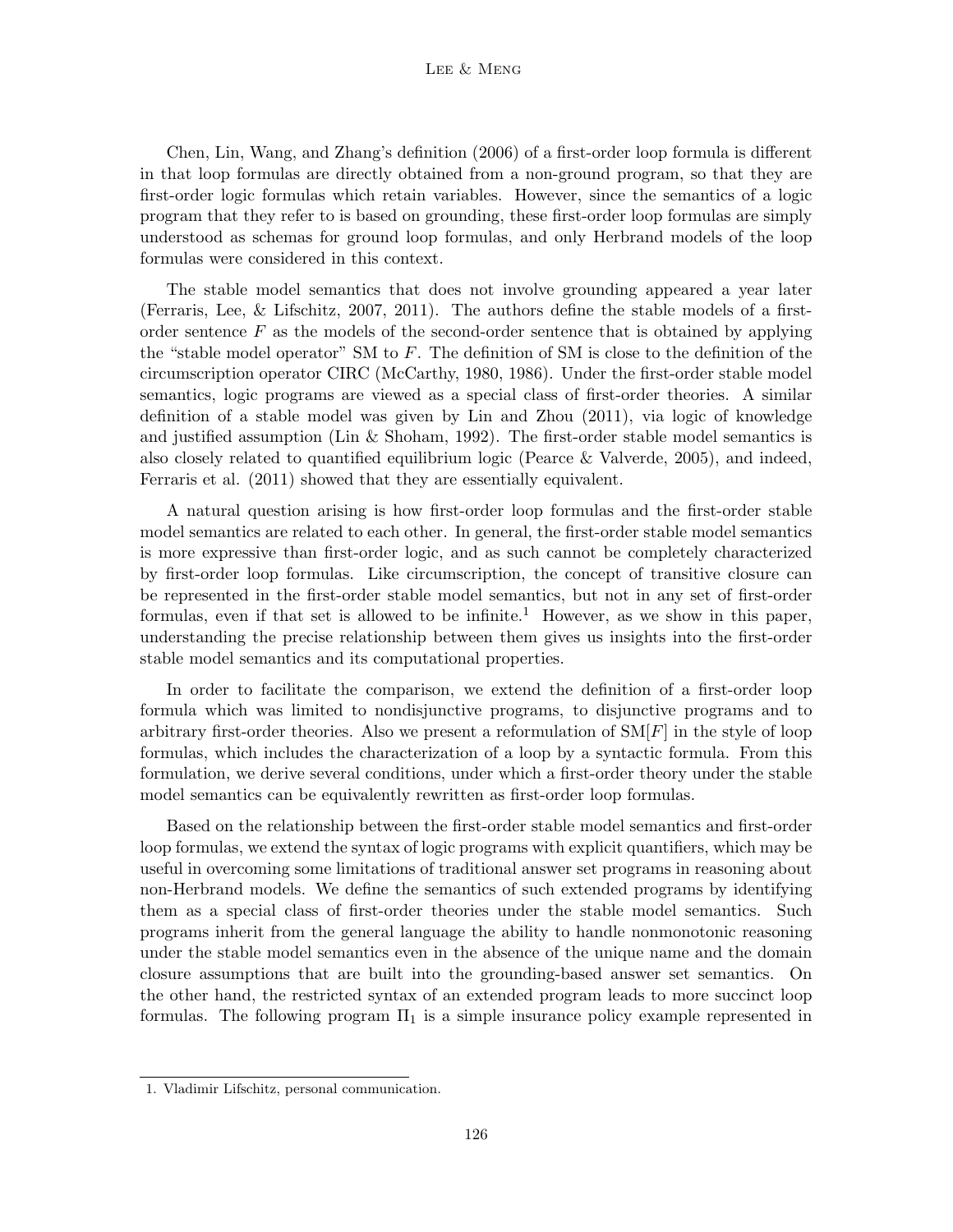Chen, Lin, Wang, and Zhang's definition (2006) of a first-order loop formula is different in that loop formulas are directly obtained from a non-ground program, so that they are first-order logic formulas which retain variables. However, since the semantics of a logic program that they refer to is based on grounding, these first-order loop formulas are simply understood as schemas for ground loop formulas, and only Herbrand models of the loop formulas were considered in this context.

The stable model semantics that does not involve grounding appeared a year later (Ferraris, Lee, & Lifschitz, 2007, 2011). The authors define the stable models of a first-order sentence $F$ as the models of the second-order sentence that is obtained by applying the "stable model operator" SM to $F$. The definition of SM is close to the definition of the circumscription operator CIRC (McCarthy, 1980, 1986). Under the first-order stable model semantics, logic programs are viewed as a special class of first-order theories. A similar definition of a stable model was given by Lin and Zhou (2011), via logic of knowledge and justified assumption (Lin & Shoham, 1992). The first-order stable model semantics is also closely related to quantified equilibrium logic (Pearce & Valverde, 2005), and indeed, Ferraris et al. (2011) showed that they are essentially equivalent.

A natural question arising is how first-order loop formulas and the first-order stable model semantics are related to each other. In general, the first-order stable model semantics is more expressive than first-order logic, and as such cannot be completely characterized by first-order loop formulas. Like circumscription, the concept of transitive closure can be represented in the first-order stable model semantics, but not in any set of first-order formulas, even if that set is allowed to be infinite.[1] However, as we show in this paper, understanding the precise relationship between them gives us insights into the first-order stable model semantics and its computational properties.

In order to facilitate the comparison, we extend the definition of a first-order loop formula which was limited to nondisjunctive programs, to disjunctive programs and to arbitrary first-order theories. Also we present a reformulation of $\text{SM}[F]$ in the style of loop formulas, which includes the characterization of a loop by a syntactic formula. From this formulation, we derive several conditions, under which a first-order theory under the stable model semantics can be equivalently rewritten as first-order loop formulas.

Based on the relationship between the first-order stable model semantics and first-order loop formulas, we extend the syntax of logic programs with explicit quantifiers, which may be useful in overcoming some limitations of traditional answer set programs in reasoning about non-Herbrand models. We define the semantics of such extended programs by identifying them as a special class of first-order theories under the stable model semantics. Such programs inherit from the general language the ability to handle nonmonotonic reasoning under the stable model semantics even in the absence of the unique name and the domain closure assumptions that are built into the grounding-based answer set semantics. On the other hand, the restricted syntax of an extended program leads to more succinct loop formulas. The following program $\Pi_1$ is a simple insurance policy example represented in

1. Vladimir Lifschitz, personal communication.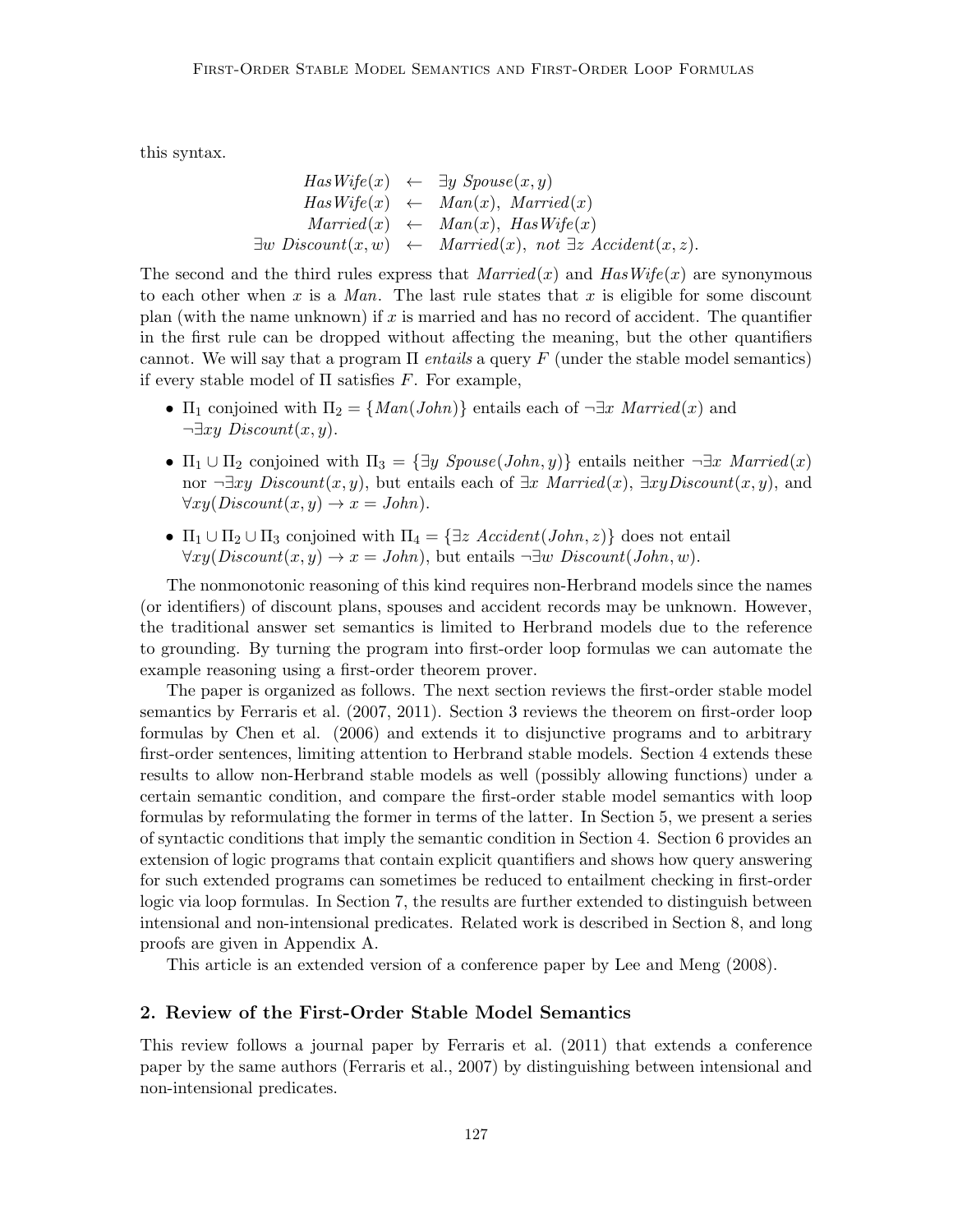this syntax.

$$
\begin{array}{rcl}
HasWife(x) & \leftarrow & \exists y\ Spouse(x,y) \\
HasWife(x) & \leftarrow & Man(x),\ Married(x) \\
Married(x) & \leftarrow & Man(x),\ HasWife(x) \\
\exists w\ Discount(x,w) & \leftarrow & Married(x),\ not\ \exists z\ Accident(x,z).
\end{array}
$$

The second and the third rules express that $Married(x)$ and $HasWife(x)$ are synonymous to each other when $x$ is a $Man$. The last rule states that $x$ is eligible for some discount plan (with the name unknown) if $x$ is married and has no record of accident. The quantifier in the first rule can be dropped without affecting the meaning, but the other quantifiers cannot. We will say that a program $\Pi$ *entails* a query $F$ (under the stable model semantics) if every stable model of $\Pi$ satisfies $F$. For example,

- $\Pi_1$ conjoined with $\Pi_2 = \{Man(John)\}$ entails each of $\neg\exists x\ Married(x)$ and $\neg\exists xy\ Discount(x,y)$.
- $\Pi_1 \cup \Pi_2$ conjoined with $\Pi_3 = \{\exists y\ Spouse(John,y)\}$ entails neither $\neg\exists x\ Married(x)$ nor $\neg\exists xy\ Discount(x,y)$, but entails each of $\exists x\ Married(x)$, $\exists xy Discount(x,y)$, and $\forall xy(Discount(x,y) \rightarrow x = John)$.
- $\Pi_1 \cup \Pi_2 \cup \Pi_3$ conjoined with $\Pi_4 = \{\exists z\ Accident(John,z)\}$ does not entail $\forall xy(Discount(x,y) \rightarrow x = John)$, but entails $\neg\exists w\ Discount(John,w)$.

The nonmonotonic reasoning of this kind requires non-Herbrand models since the names (or identifiers) of discount plans, spouses and accident records may be unknown. However, the traditional answer set semantics is limited to Herbrand models due to the reference to grounding. By turning the program into first-order loop formulas we can automate the example reasoning using a first-order theorem prover.

The paper is organized as follows. The next section reviews the first-order stable model semantics by Ferraris et al. (2007, 2011). Section 3 reviews the theorem on first-order loop formulas by Chen et al. (2006) and extends it to disjunctive programs and to arbitrary first-order sentences, limiting attention to Herbrand stable models. Section 4 extends these results to allow non-Herbrand stable models as well (possibly allowing functions) under a certain semantic condition, and compare the first-order stable model semantics with loop formulas by reformulating the former in terms of the latter. In Section 5, we present a series of syntactic conditions that imply the semantic condition in Section 4. Section 6 provides an extension of logic programs that contain explicit quantifiers and shows how query answering for such extended programs can sometimes be reduced to entailment checking in first-order logic via loop formulas. In Section 7, the results are further extended to distinguish between intensional and non-intensional predicates. Related work is described in Section 8, and long proofs are given in Appendix A.

This article is an extended version of a conference paper by Lee and Meng (2008).

## 2. Review of the First-Order Stable Model Semantics

This review follows a journal paper by Ferraris et al. (2011) that extends a conference paper by the same authors (Ferraris et al., 2007) by distinguishing between intensional and non-intensional predicates.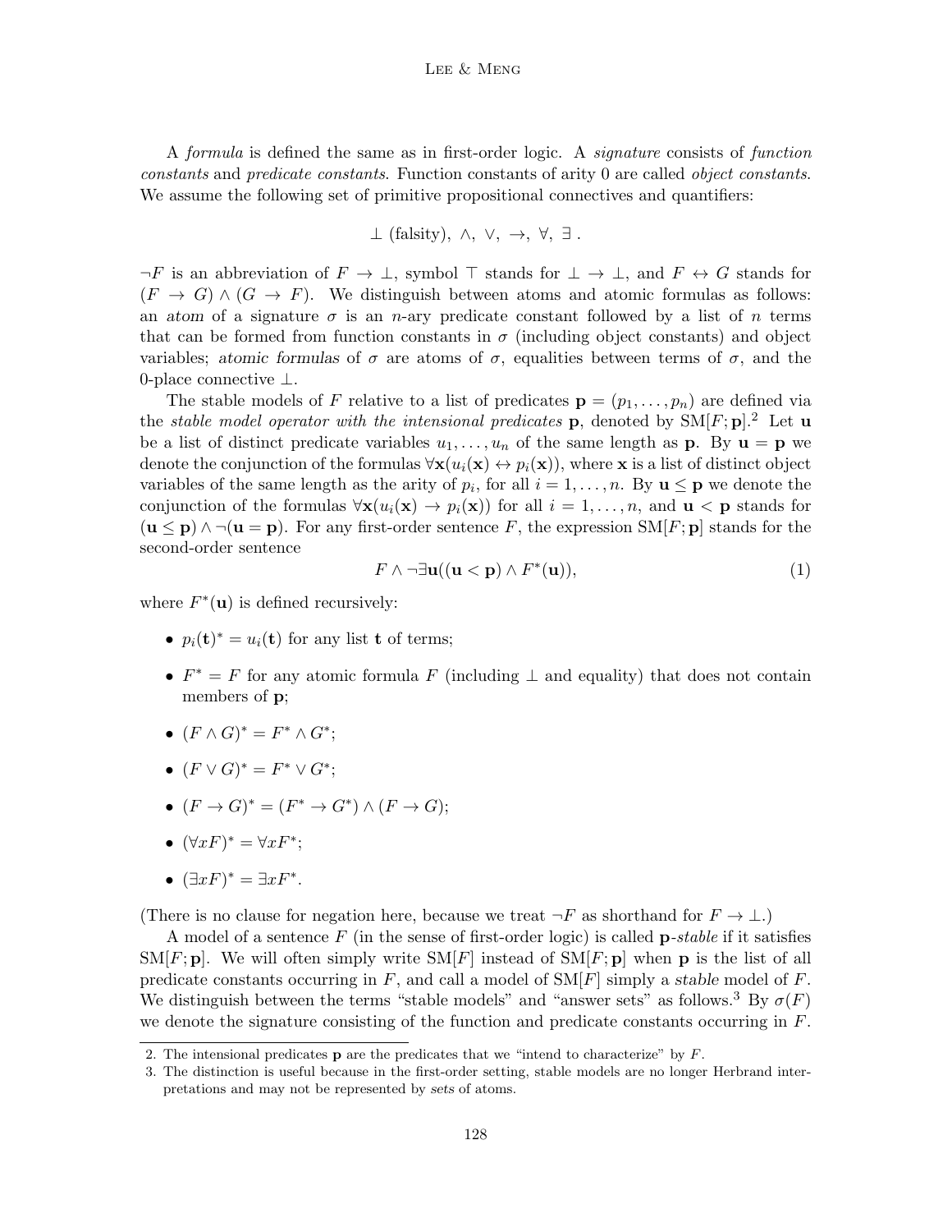A *formula* is defined the same as in first-order logic. A *signature* consists of *function constants* and *predicate constants*. Function constants of arity 0 are called *object constants*. We assume the following set of primitive propositional connectives and quantifiers:

$$\bot \text{ (falsity)}, \; \wedge, \; \vee, \; \rightarrow, \; \forall, \; \exists \; .$$

$\neg F$ is an abbreviation of $F \rightarrow \bot$, symbol $\top$ stands for $\bot \rightarrow \bot$, and $F \leftrightarrow G$ stands for $(F \rightarrow G) \wedge (G \rightarrow F)$. We distinguish between atoms and atomic formulas as follows: an *atom* of a signature $\sigma$ is an $n$-ary predicate constant followed by a list of $n$ terms that can be formed from function constants in $\sigma$ (including object constants) and object variables; *atomic formulas* of $\sigma$ are atoms of $\sigma$, equalities between terms of $\sigma$, and the 0-place connective $\bot$.

The stable models of $F$ relative to a list of predicates $\mathbf{p} = (p_1, \dots, p_n)$ are defined via the *stable model operator with the intensional predicates* $\mathbf{p}$, denoted by $\text{SM}[F; \mathbf{p}]$.[2] Let $\mathbf{u}$ be a list of distinct predicate variables $u_1, \dots, u_n$ of the same length as $\mathbf{p}$. By $\mathbf{u} = \mathbf{p}$ we denote the conjunction of the formulas $\forall \mathbf{x}(u_i(\mathbf{x}) \leftrightarrow p_i(\mathbf{x}))$, where $\mathbf{x}$ is a list of distinct object variables of the same length as the arity of $p_i$, for all $i = 1, \dots, n$. By $\mathbf{u} \leq \mathbf{p}$ we denote the conjunction of the formulas $\forall \mathbf{x}(u_i(\mathbf{x}) \rightarrow p_i(\mathbf{x}))$ for all $i = 1, \dots, n$, and $\mathbf{u} < \mathbf{p}$ stands for $(\mathbf{u} \leq \mathbf{p}) \wedge \neg(\mathbf{u} = \mathbf{p})$. For any first-order sentence $F$, the expression $\text{SM}[F; \mathbf{p}]$ stands for the second-order sentence

$$F \wedge \neg \exists \mathbf{u}((\mathbf{u} < \mathbf{p}) \wedge F^*(\mathbf{u})), \tag{1}$$

where $F^*(\mathbf{u})$ is defined recursively:

- $p_i(\mathbf{t})^* = u_i(\mathbf{t})$ for any list $\mathbf{t}$ of terms;
- $F^* = F$ for any atomic formula $F$ (including $\bot$ and equality) that does not contain members of $\mathbf{p}$;
- $(F \wedge G)^* = F^* \wedge G^*$;
- $(F \vee G)^* = F^* \vee G^*$;
- $(F \rightarrow G)^* = (F^* \rightarrow G^*) \wedge (F \rightarrow G)$;
- $(\forall x F)^* = \forall x F^*$;
- $(\exists x F)^* = \exists x F^*$.

(There is no clause for negation here, because we treat $\neg F$ as shorthand for $F \rightarrow \bot$.)

A model of a sentence $F$ (in the sense of first-order logic) is called $\mathbf{p}$-*stable* if it satisfies $\text{SM}[F; \mathbf{p}]$. We will often simply write $\text{SM}[F]$ instead of $\text{SM}[F; \mathbf{p}]$ when $\mathbf{p}$ is the list of all predicate constants occurring in $F$, and call a model of $\text{SM}[F]$ simply a *stable* model of $F$. We distinguish between the terms "stable models" and "answer sets" as follows.[3] By $\sigma(F)$ we denote the signature consisting of the function and predicate constants occurring in $F$.

2. The intensional predicates $\mathbf{p}$ are the predicates that we "intend to characterize" by $F$.

3. The distinction is useful because in the first-order setting, stable models are no longer Herbrand interpretations and may not be represented by *sets* of atoms.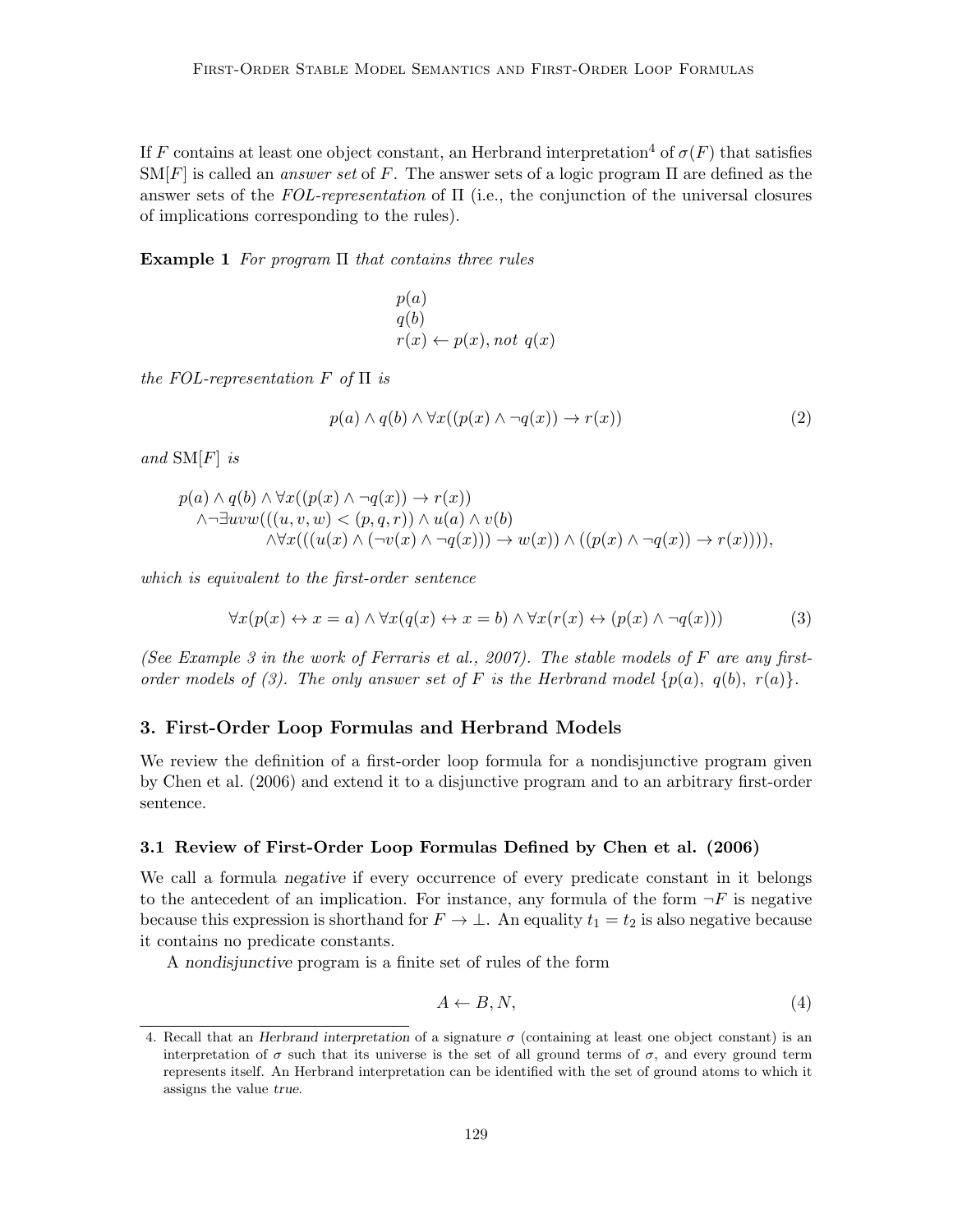If $F$ contains at least one object constant, an Herbrand interpretation[4] of $\sigma(F)$ that satisfies $\text{SM}[F]$ is called an *answer set* of $F$. The answer sets of a logic program $\Pi$ are defined as the answer sets of the *FOL-representation* of $\Pi$ (i.e., the conjunction of the universal closures of implications corresponding to the rules).

**Example 1** *For program $\Pi$ that contains three rules*

$$
\begin{array}{l}
p(a) \\
q(b) \\
r(x) \leftarrow p(x), \mathit{not}\ q(x)
\end{array}
$$

*the FOL-representation $F$ of $\Pi$ is*

$$p(a) \land q(b) \land \forall x((p(x) \land \neg q(x)) \rightarrow r(x)) \tag{2}$$

*and* $\text{SM}[F]$ *is*

$$
\begin{array}{l}
p(a) \land q(b) \land \forall x((p(x) \land \neg q(x)) \rightarrow r(x)) \\
\quad \land \neg \exists uvw(((u,v,w) < (p,q,r)) \land u(a) \land v(b) \\
\qquad\qquad \land \forall x(((u(x) \land (\neg v(x) \land \neg q(x))) \rightarrow w(x)) \land ((p(x) \land \neg q(x)) \rightarrow r(x)))),
\end{array}
$$

*which is equivalent to the first-order sentence*

$$\forall x(p(x) \leftrightarrow x = a) \land \forall x(q(x) \leftrightarrow x = b) \land \forall x(r(x) \leftrightarrow (p(x) \land \neg q(x))) \tag{3}$$

*(See Example 3 in the work of Ferraris et al., 2007). The stable models of $F$ are any first-order models of (3). The only answer set of $F$ is the Herbrand model $\{p(a),\ q(b),\ r(a)\}$.*

## 3. First-Order Loop Formulas and Herbrand Models

We review the definition of a first-order loop formula for a nondisjunctive program given by Chen et al. (2006) and extend it to a disjunctive program and to an arbitrary first-order sentence.

### 3.1 Review of First-Order Loop Formulas Defined by Chen et al. (2006)

We call a formula *negative* if every occurrence of every predicate constant in it belongs to the antecedent of an implication. For instance, any formula of the form $\neg F$ is negative because this expression is shorthand for $F \rightarrow \bot$. An equality $t_1 = t_2$ is also negative because it contains no predicate constants.

A *nondisjunctive* program is a finite set of rules of the form

$$A \leftarrow B, N, \tag{4}$$

4. Recall that an *Herbrand interpretation* of a signature $\sigma$ (containing at least one object constant) is an interpretation of $\sigma$ such that its universe is the set of all ground terms of $\sigma$, and every ground term represents itself. An Herbrand interpretation can be identified with the set of ground atoms to which it assigns the value *true*.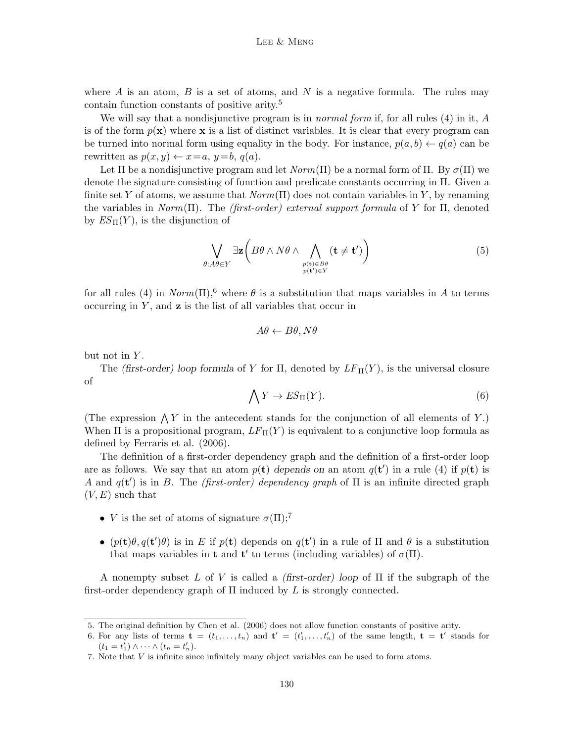where $A$ is an atom, $B$ is a set of atoms, and $N$ is a negative formula. The rules may contain function constants of positive arity.[5]

We will say that a nondisjunctive program is in *normal form* if, for all rules (4) in it, $A$ is of the form $p(\mathbf{x})$ where $\mathbf{x}$ is a list of distinct variables. It is clear that every program can be turned into normal form using equality in the body. For instance, $p(a, b) \leftarrow q(a)$ can be rewritten as $p(x, y) \leftarrow x = a,\ y = b,\ q(a)$.

Let $\Pi$ be a nondisjunctive program and let $Norm(\Pi)$ be a normal form of $\Pi$. By $\sigma(\Pi)$ we denote the signature consisting of function and predicate constants occurring in $\Pi$. Given a finite set $Y$ of atoms, we assume that $Norm(\Pi)$ does not contain variables in $Y$, by renaming the variables in $Norm(\Pi)$. The *(first-order) external support formula* of $Y$ for $\Pi$, denoted by $ES_\Pi(Y)$, is the disjunction of

$$\bigvee_{\theta : A\theta \in Y} \exists \mathbf{z} \Bigg( B\theta \wedge N\theta \wedge \bigwedge_{\substack{p(\mathbf{t}) \in B\theta \\ p(\mathbf{t}') \in Y}} (\mathbf{t} \neq \mathbf{t}') \Bigg) \tag{5}$$

for all rules (4) in $Norm(\Pi)$,[6] where $\theta$ is a substitution that maps variables in $A$ to terms occurring in $Y$, and $\mathbf{z}$ is the list of all variables that occur in

$$A\theta \leftarrow B\theta, N\theta$$

but not in $Y$.

The *(first-order) loop formula* of $Y$ for $\Pi$, denoted by $LF_\Pi(Y)$, is the universal closure of

$$\bigwedge Y \rightarrow ES_\Pi(Y). \tag{6}$$

(The expression $\bigwedge Y$ in the antecedent stands for the conjunction of all elements of $Y$.) When $\Pi$ is a propositional program, $LF_\Pi(Y)$ is equivalent to a conjunctive loop formula as defined by Ferraris et al. (2006).

The definition of a first-order dependency graph and the definition of a first-order loop are as follows. We say that an atom $p(\mathbf{t})$ *depends on* an atom $q(\mathbf{t}')$ in a rule (4) if $p(\mathbf{t})$ is $A$ and $q(\mathbf{t}')$ is in $B$. The *(first-order) dependency graph* of $\Pi$ is an infinite directed graph $(V, E)$ such that

- $V$ is the set of atoms of signature $\sigma(\Pi)$;[7]
- $(p(\mathbf{t})\theta, q(\mathbf{t}')\theta)$ is in $E$ if $p(\mathbf{t})$ depends on $q(\mathbf{t}')$ in a rule of $\Pi$ and $\theta$ is a substitution that maps variables in $\mathbf{t}$ and $\mathbf{t}'$ to terms (including variables) of $\sigma(\Pi)$.

A nonempty subset $L$ of $V$ is called a *(first-order) loop* of $\Pi$ if the subgraph of the first-order dependency graph of $\Pi$ induced by $L$ is strongly connected.

---

5. The original definition by Chen et al. (2006) does not allow function constants of positive arity.
6. For any lists of terms $\mathbf{t} = (t_1, \ldots, t_n)$ and $\mathbf{t}' = (t'_1, \ldots, t'_n)$ of the same length, $\mathbf{t} = \mathbf{t}'$ stands for $(t_1 = t'_1) \wedge \cdots \wedge (t_n = t'_n)$.
7. Note that $V$ is infinite since infinitely many object variables can be used to form atoms.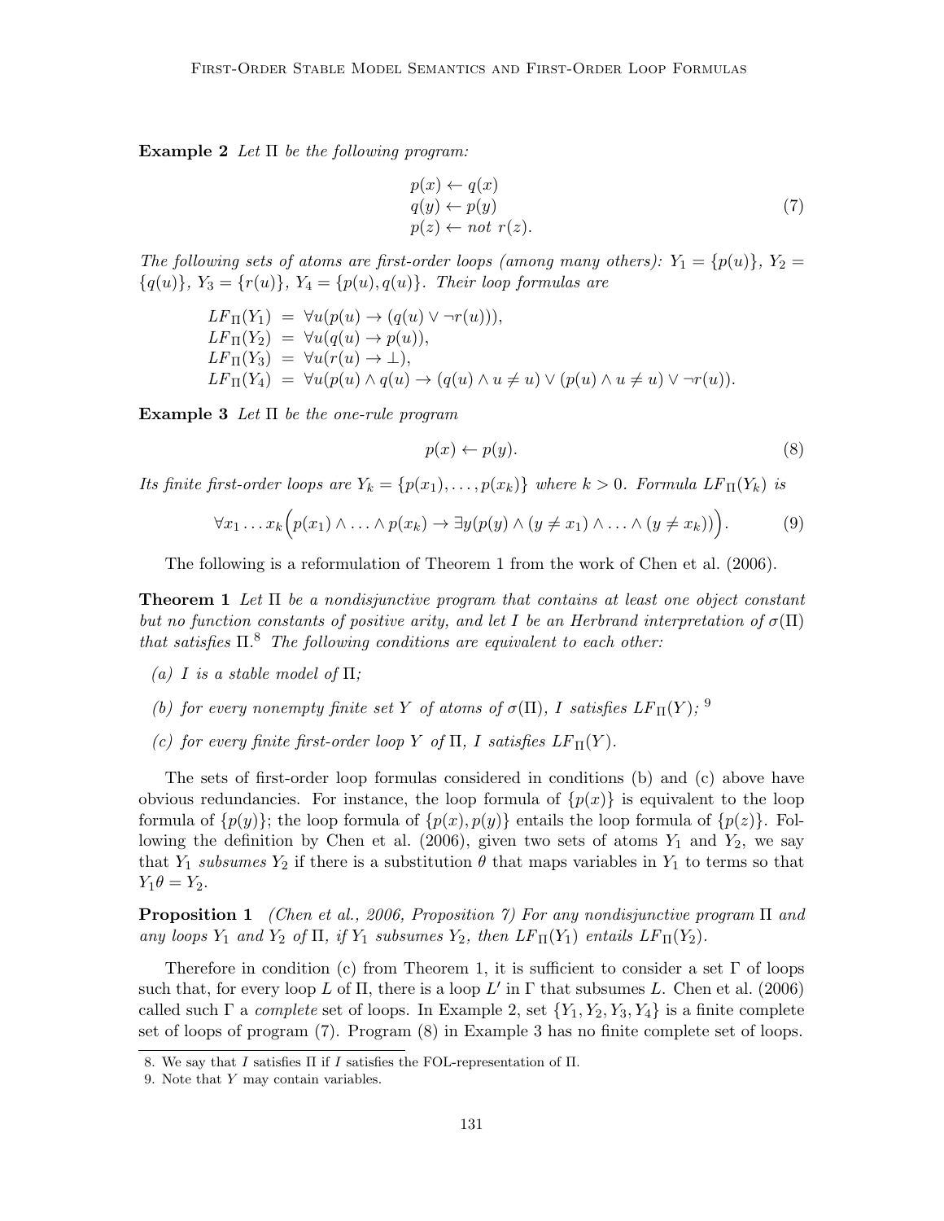**Example 2** *Let* $\Pi$ *be the following program:*

$$\begin{array}{l} p(x) \leftarrow q(x) \\ q(y) \leftarrow p(y) \\ p(z) \leftarrow not\ r(z). \end{array} \tag{7}$$

*The following sets of atoms are first-order loops (among many others):* $Y_1 = \{p(u)\}$, $Y_2 = \{q(u)\}$, $Y_3 = \{r(u)\}$, $Y_4 = \{p(u), q(u)\}$. *Their loop formulas are*

$$\begin{array}{rcl} LF_\Pi(Y_1) & = & \forall u(p(u) \rightarrow (q(u) \vee \neg r(u))), \\ LF_\Pi(Y_2) & = & \forall u(q(u) \rightarrow p(u)), \\ LF_\Pi(Y_3) & = & \forall u(r(u) \rightarrow \bot), \\ LF_\Pi(Y_4) & = & \forall u(p(u) \wedge q(u) \rightarrow (q(u) \wedge u \neq u) \vee (p(u) \wedge u \neq u) \vee \neg r(u)). \end{array}$$

**Example 3** *Let* $\Pi$ *be the one-rule program*

$$p(x) \leftarrow p(y). \tag{8}$$

*Its finite first-order loops are* $Y_k = \{p(x_1), \ldots, p(x_k)\}$ *where* $k > 0$. *Formula* $LF_\Pi(Y_k)$ *is*

$$\forall x_1 \ldots x_k \Big( p(x_1) \wedge \ldots \wedge p(x_k) \rightarrow \exists y(p(y) \wedge (y \neq x_1) \wedge \ldots \wedge (y \neq x_k)) \Big). \tag{9}$$

The following is a reformulation of Theorem 1 from the work of Chen et al. (2006).

**Theorem 1** *Let* $\Pi$ *be a nondisjunctive program that contains at least one object constant but no function constants of positive arity, and let* $I$ *be an Herbrand interpretation of* $\sigma(\Pi)$ *that satisfies* $\Pi$.[8] *The following conditions are equivalent to each other:*

*(a)* $I$ *is a stable model of* $\Pi$;

*(b) for every nonempty finite set* $Y$ *of atoms of* $\sigma(\Pi)$, $I$ *satisfies* $LF_\Pi(Y)$; [9]

*(c) for every finite first-order loop* $Y$ *of* $\Pi$, $I$ *satisfies* $LF_\Pi(Y)$.

The sets of first-order loop formulas considered in conditions (b) and (c) above have obvious redundancies. For instance, the loop formula of $\{p(x)\}$ is equivalent to the loop formula of $\{p(y)\}$; the loop formula of $\{p(x), p(y)\}$ entails the loop formula of $\{p(z)\}$. Following the definition by Chen et al. (2006), given two sets of atoms $Y_1$ and $Y_2$, we say that $Y_1$ *subsumes* $Y_2$ if there is a substitution $\theta$ that maps variables in $Y_1$ to terms so that $Y_1\theta = Y_2$.

**Proposition 1** *(Chen et al., 2006, Proposition 7) For any nondisjunctive program* $\Pi$ *and any loops* $Y_1$ *and* $Y_2$ *of* $\Pi$, *if* $Y_1$ *subsumes* $Y_2$, *then* $LF_\Pi(Y_1)$ *entails* $LF_\Pi(Y_2)$.

Therefore in condition (c) from Theorem 1, it is sufficient to consider a set $\Gamma$ of loops such that, for every loop $L$ of $\Pi$, there is a loop $L'$ in $\Gamma$ that subsumes $L$. Chen et al. (2006) called such $\Gamma$ a *complete* set of loops. In Example 2, set $\{Y_1, Y_2, Y_3, Y_4\}$ is a finite complete set of loops of program (7). Program (8) in Example 3 has no finite complete set of loops.

8. We say that $I$ satisfies $\Pi$ if $I$ satisfies the FOL-representation of $\Pi$.

9. Note that $Y$ may contain variables.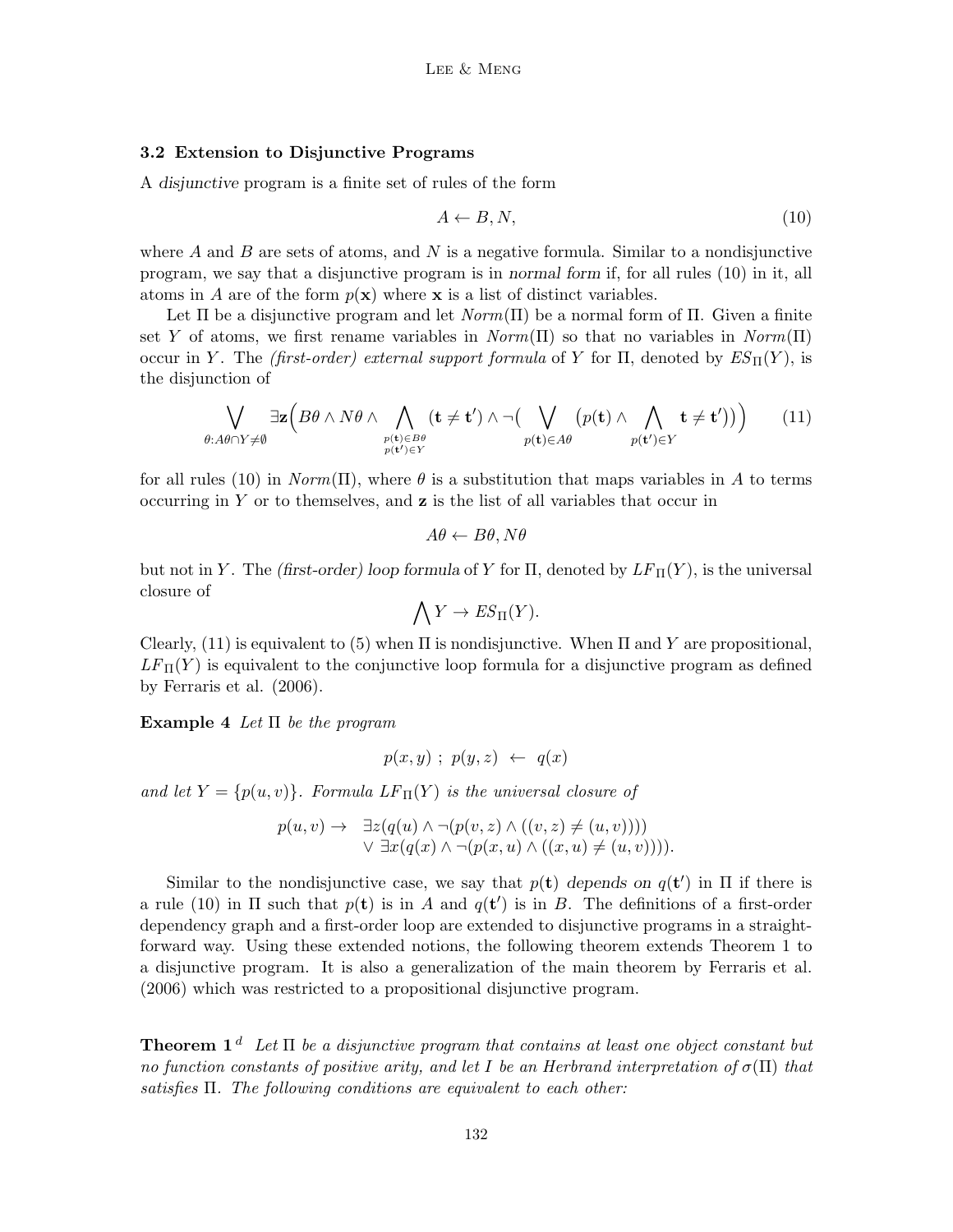### 3.2 Extension to Disjunctive Programs

A *disjunctive* program is a finite set of rules of the form

$$A \leftarrow B, N, \tag{10}$$

where $A$ and $B$ are sets of atoms, and $N$ is a negative formula. Similar to a nondisjunctive program, we say that a disjunctive program is in *normal form* if, for all rules (10) in it, all atoms in $A$ are of the form $p(\mathbf{x})$ where $\mathbf{x}$ is a list of distinct variables.

Let $\Pi$ be a disjunctive program and let $Norm(\Pi)$ be a normal form of $\Pi$. Given a finite set $Y$ of atoms, we first rename variables in $Norm(\Pi)$ so that no variables in $Norm(\Pi)$ occur in $Y$. The *(first-order) external support formula* of $Y$ for $\Pi$, denoted by $ES_\Pi(Y)$, is the disjunction of

$$\bigvee_{\theta : A\theta \cap Y \neq \emptyset} \exists \mathbf{z} \Big( B\theta \wedge N\theta \wedge \bigwedge_{\substack{p(\mathbf{t}) \in B\theta \\ p(\mathbf{t}') \in Y}} (\mathbf{t} \neq \mathbf{t}') \wedge \neg \big( \bigvee_{p(\mathbf{t}) \in A\theta} \big( p(\mathbf{t}) \wedge \bigwedge_{p(\mathbf{t}') \in Y} \mathbf{t} \neq \mathbf{t}' \big) \big) \Big) \tag{11}$$

for all rules (10) in $Norm(\Pi)$, where $\theta$ is a substitution that maps variables in $A$ to terms occurring in $Y$ or to themselves, and $\mathbf{z}$ is the list of all variables that occur in

$$A\theta \leftarrow B\theta, N\theta$$

but not in $Y$. The *(first-order) loop formula* of $Y$ for $\Pi$, denoted by $LF_\Pi(Y)$, is the universal closure of

$$\bigwedge Y \rightarrow ES_\Pi(Y).$$

Clearly, (11) is equivalent to (5) when $\Pi$ is nondisjunctive. When $\Pi$ and $Y$ are propositional, $LF_\Pi(Y)$ is equivalent to the conjunctive loop formula for a disjunctive program as defined by Ferraris et al. (2006).

**Example 4** *Let $\Pi$ be the program*

$$p(x, y) \; ; \; p(y, z) \;\leftarrow\; q(x)$$

*and let $Y = \{p(u, v)\}$. Formula $LF_\Pi(Y)$ is the universal closure of*

$$\begin{aligned} p(u, v) \rightarrow \quad & \exists z (q(u) \wedge \neg (p(v, z) \wedge ((v, z) \neq (u, v)))) \\ & \vee\ \exists x (q(x) \wedge \neg (p(x, u) \wedge ((x, u) \neq (u, v)))). \end{aligned}$$

Similar to the nondisjunctive case, we say that $p(\mathbf{t})$ *depends on* $q(\mathbf{t}')$ in $\Pi$ if there is a rule (10) in $\Pi$ such that $p(\mathbf{t})$ is in $A$ and $q(\mathbf{t}')$ is in $B$. The definitions of a first-order dependency graph and a first-order loop are extended to disjunctive programs in a straightforward way. Using these extended notions, the following theorem extends Theorem 1 to a disjunctive program. It is also a generalization of the main theorem by Ferraris et al. (2006) which was restricted to a propositional disjunctive program.

**Theorem 1** [d] *Let $\Pi$ be a disjunctive program that contains at least one object constant but no function constants of positive arity, and let $I$ be an Herbrand interpretation of $\sigma(\Pi)$ that satisfies $\Pi$. The following conditions are equivalent to each other:*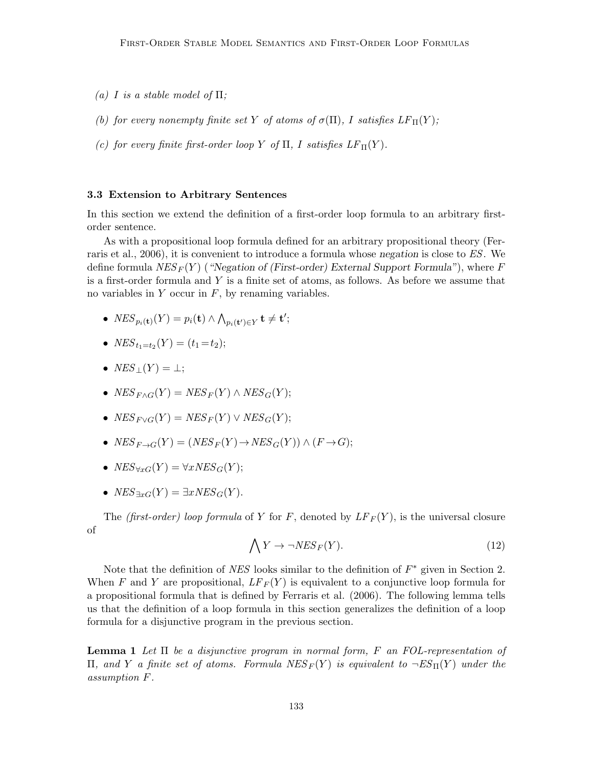(a) $I$ is a stable model of $\Pi$;

(b) for every nonempty finite set $Y$ of atoms of $\sigma(\Pi)$, $I$ satisfies $LF_\Pi(Y)$;

(c) for every finite first-order loop $Y$ of $\Pi$, $I$ satisfies $LF_\Pi(Y)$.

### 3.3 Extension to Arbitrary Sentences

In this section we extend the definition of a first-order loop formula to an arbitrary first-order sentence.

As with a propositional loop formula defined for an arbitrary propositional theory (Ferraris et al., 2006), it is convenient to introduce a formula whose *negation* is close to *ES*. We define formula $NES_F(Y)$ (*"Negation of (First-order) External Support Formula"*), where $F$ is a first-order formula and $Y$ is a finite set of atoms, as follows. As before we assume that no variables in $Y$ occur in $F$, by renaming variables.

- $NES_{p_i(\mathbf{t})}(Y) = p_i(\mathbf{t}) \wedge \bigwedge_{p_i(\mathbf{t}') \in Y} \mathbf{t} \neq \mathbf{t}'$;
- $NES_{t_1=t_2}(Y) = (t_1 = t_2)$;
- $NES_\bot(Y) = \bot$;
- $NES_{F\wedge G}(Y) = NES_F(Y) \wedge NES_G(Y)$;
- $NES_{F\vee G}(Y) = NES_F(Y) \vee NES_G(Y)$;
- $NES_{F\rightarrow G}(Y) = (NES_F(Y) \rightarrow NES_G(Y)) \wedge (F \rightarrow G)$;
- $NES_{\forall xG}(Y) = \forall x NES_G(Y)$;
- $NES_{\exists xG}(Y) = \exists x NES_G(Y)$.

The *(first-order) loop formula* of $Y$ for $F$, denoted by $LF_F(Y)$, is the universal closure of

$$\bigwedge Y \rightarrow \neg NES_F(Y). \tag{12}$$

Note that the definition of *NES* looks similar to the definition of $F^*$ given in Section 2. When $F$ and $Y$ are propositional, $LF_F(Y)$ is equivalent to a conjunctive loop formula for a propositional formula that is defined by Ferraris et al. (2006). The following lemma tells us that the definition of a loop formula in this section generalizes the definition of a loop formula for a disjunctive program in the previous section.

**Lemma 1** *Let $\Pi$ be a disjunctive program in normal form, $F$ an FOL-representation of $\Pi$, and $Y$ a finite set of atoms. Formula $NES_F(Y)$ is equivalent to $\neg ES_\Pi(Y)$ under the assumption $F$.*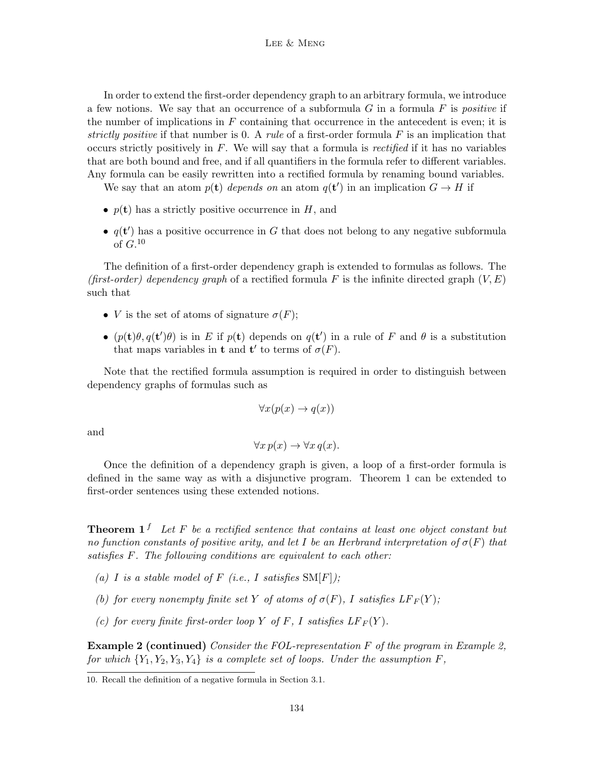In order to extend the first-order dependency graph to an arbitrary formula, we introduce a few notions. We say that an occurrence of a subformula $G$ in a formula $F$ is *positive* if the number of implications in $F$ containing that occurrence in the antecedent is even; it is *strictly positive* if that number is 0. A *rule* of a first-order formula $F$ is an implication that occurs strictly positively in $F$. We will say that a formula is *rectified* if it has no variables that are both bound and free, and if all quantifiers in the formula refer to different variables. Any formula can be easily rewritten into a rectified formula by renaming bound variables.

We say that an atom $p(\mathbf{t})$ *depends on* an atom $q(\mathbf{t}')$ in an implication $G \rightarrow H$ if

- $p(\mathbf{t})$ has a strictly positive occurrence in $H$, and
- $q(\mathbf{t}')$ has a positive occurrence in $G$ that does not belong to any negative subformula of $G$.[10]

The definition of a first-order dependency graph is extended to formulas as follows. The *(first-order) dependency graph* of a rectified formula $F$ is the infinite directed graph $(V, E)$ such that

- $V$ is the set of atoms of signature $\sigma(F)$;
- $(p(\mathbf{t})\theta, q(\mathbf{t}')\theta)$ is in $E$ if $p(\mathbf{t})$ depends on $q(\mathbf{t}')$ in a rule of $F$ and $\theta$ is a substitution that maps variables in $\mathbf{t}$ and $\mathbf{t}'$ to terms of $\sigma(F)$.

Note that the rectified formula assumption is required in order to distinguish between dependency graphs of formulas such as

$$\forall x(p(x) \rightarrow q(x))$$

and

$$\forall x\, p(x) \rightarrow \forall x\, q(x).$$

Once the definition of a dependency graph is given, a loop of a first-order formula is defined in the same way as with a disjunctive program. Theorem 1 can be extended to first-order sentences using these extended notions.

**Theorem 1**$^f$ *Let $F$ be a rectified sentence that contains at least one object constant but no function constants of positive arity, and let $I$ be an Herbrand interpretation of $\sigma(F)$ that satisfies $F$. The following conditions are equivalent to each other:*

*(a) $I$ is a stable model of $F$ (i.e., $I$ satisfies $\mathrm{SM}[F]$);*

*(b) for every nonempty finite set $Y$ of atoms of $\sigma(F)$, $I$ satisfies $LF_F(Y)$;*

*(c) for every finite first-order loop $Y$ of $F$, $I$ satisfies $LF_F(Y)$.*

**Example 2 (continued)** *Consider the FOL-representation $F$ of the program in Example 2, for which $\{Y_1, Y_2, Y_3, Y_4\}$ is a complete set of loops. Under the assumption $F$,*

10. Recall the definition of a negative formula in Section 3.1.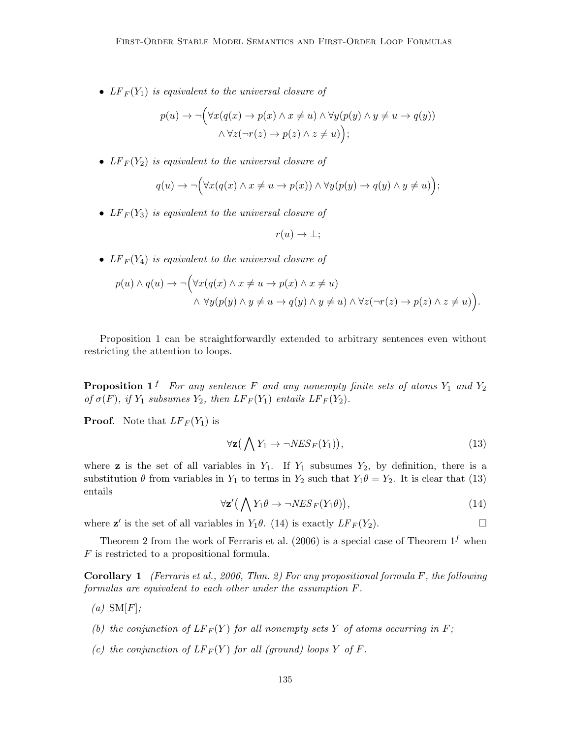- $LF_F(Y_1)$ *is equivalent to the universal closure of*

$$p(u) \rightarrow \neg\Big(\forall x(q(x) \rightarrow p(x) \wedge x \neq u) \wedge \forall y(p(y) \wedge y \neq u \rightarrow q(y)) \\ \wedge \forall z(\neg r(z) \rightarrow p(z) \wedge z \neq u)\Big);$$

- $LF_F(Y_2)$ *is equivalent to the universal closure of*

$$q(u) \rightarrow \neg\Big(\forall x(q(x) \wedge x \neq u \rightarrow p(x)) \wedge \forall y(p(y) \rightarrow q(y) \wedge y \neq u)\Big);$$

- $LF_F(Y_3)$ *is equivalent to the universal closure of*

$$r(u) \rightarrow \bot;$$

- $LF_F(Y_4)$ *is equivalent to the universal closure of*

$$p(u) \wedge q(u) \rightarrow \neg\Big(\forall x(q(x) \wedge x \neq u \rightarrow p(x) \wedge x \neq u) \\ \wedge\ \forall y(p(y) \wedge y \neq u \rightarrow q(y) \wedge y \neq u) \wedge \forall z(\neg r(z) \rightarrow p(z) \wedge z \neq u)\Big).$$

Proposition 1 can be straightforwardly extended to arbitrary sentences even without restricting the attention to loops.

**Proposition 1**$^f$ *For any sentence $F$ and any nonempty finite sets of atoms $Y_1$ and $Y_2$ of $\sigma(F)$, if $Y_1$ subsumes $Y_2$, then $LF_F(Y_1)$ entails $LF_F(Y_2)$.*

**Proof**. Note that $LF_F(Y_1)$ is

$$\forall \mathbf{z}\big(\bigwedge Y_1 \rightarrow \neg NES_F(Y_1)\big), \tag{13}$$

where $\mathbf{z}$ is the set of all variables in $Y_1$. If $Y_1$ subsumes $Y_2$, by definition, there is a substitution $\theta$ from variables in $Y_1$ to terms in $Y_2$ such that $Y_1\theta = Y_2$. It is clear that (13) entails

$$\forall \mathbf{z}'\big(\bigwedge Y_1\theta \rightarrow \neg NES_F(Y_1\theta)\big), \tag{14}$$

where $\mathbf{z}'$ is the set of all variables in $Y_1\theta$. (14) is exactly $LF_F(Y_2)$. □

Theorem 2 from the work of Ferraris et al. (2006) is a special case of Theorem 1$^f$ when $F$ is restricted to a propositional formula.

**Corollary 1** *(Ferraris et al., 2006, Thm. 2) For any propositional formula $F$, the following formulas are equivalent to each other under the assumption $F$.*

*(a)* SM$[F]$;

*(b) the conjunction of $LF_F(Y)$ for all nonempty sets $Y$ of atoms occurring in $F$;*

*(c) the conjunction of $LF_F(Y)$ for all (ground) loops $Y$ of $F$.*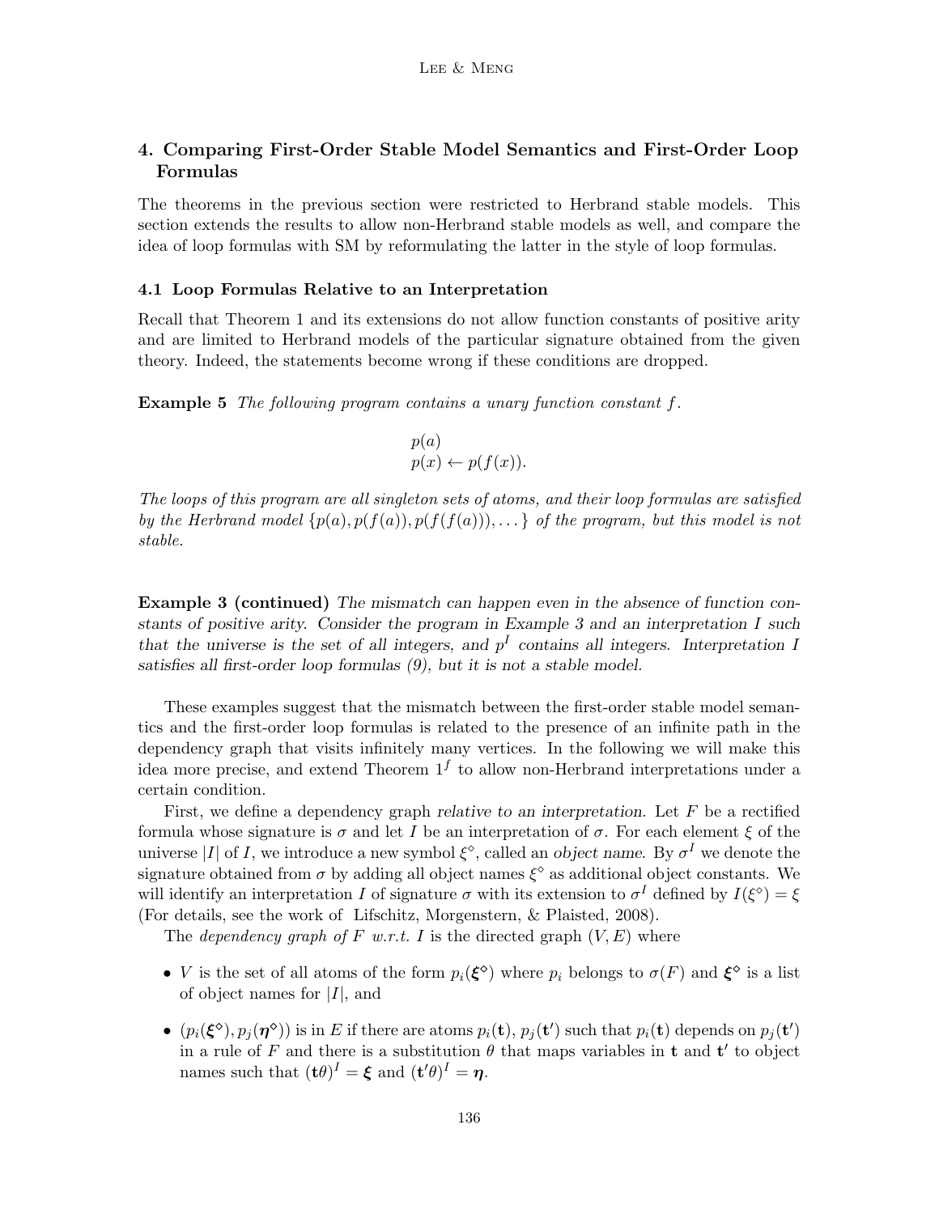## 4. Comparing First-Order Stable Model Semantics and First-Order Loop Formulas

The theorems in the previous section were restricted to Herbrand stable models. This section extends the results to allow non-Herbrand stable models as well, and compare the idea of loop formulas with SM by reformulating the latter in the style of loop formulas.

### 4.1 Loop Formulas Relative to an Interpretation

Recall that Theorem 1 and its extensions do not allow function constants of positive arity and are limited to Herbrand models of the particular signature obtained from the given theory. Indeed, the statements become wrong if these conditions are dropped.

**Example 5** *The following program contains a unary function constant $f$.*

$$p(a)$$
$$p(x) \leftarrow p(f(x)).$$

*The loops of this program are all singleton sets of atoms, and their loop formulas are satisfied by the Herbrand model $\{p(a), p(f(a)), p(f(f(a))), \dots\}$ of the program, but this model is not stable.*

**Example 3 (continued)** *The mismatch can happen even in the absence of function constants of positive arity. Consider the program in Example 3 and an interpretation $I$ such that the universe is the set of all integers, and $p^I$ contains all integers. Interpretation $I$ satisfies all first-order loop formulas (9), but it is not a stable model.*

These examples suggest that the mismatch between the first-order stable model semantics and the first-order loop formulas is related to the presence of an infinite path in the dependency graph that visits infinitely many vertices. In the following we will make this idea more precise, and extend Theorem $1^f$ to allow non-Herbrand interpretations under a certain condition.

First, we define a dependency graph *relative to an interpretation*. Let $F$ be a rectified formula whose signature is $\sigma$ and let $I$ be an interpretation of $\sigma$. For each element $\xi$ of the universe $|I|$ of $I$, we introduce a new symbol $\xi^\diamond$, called an *object name*. By $\sigma^I$ we denote the signature obtained from $\sigma$ by adding all object names $\xi^\diamond$ as additional object constants. We will identify an interpretation $I$ of signature $\sigma$ with its extension to $\sigma^I$ defined by $I(\xi^\diamond) = \xi$ (For details, see the work of Lifschitz, Morgenstern, & Plaisted, 2008).

The *dependency graph of $F$ w.r.t. $I$* is the directed graph $(V, E)$ where

- $V$ is the set of all atoms of the form $p_i(\boldsymbol{\xi}^\diamond)$ where $p_i$ belongs to $\sigma(F)$ and $\boldsymbol{\xi}^\diamond$ is a list of object names for $|I|$, and
- $(p_i(\boldsymbol{\xi}^\diamond), p_j(\boldsymbol{\eta}^\diamond))$ is in $E$ if there are atoms $p_i(\mathbf{t})$, $p_j(\mathbf{t}')$ such that $p_i(\mathbf{t})$ depends on $p_j(\mathbf{t}')$ in a rule of $F$ and there is a substitution $\theta$ that maps variables in $\mathbf{t}$ and $\mathbf{t}'$ to object names such that $(\mathbf{t}\theta)^I = \boldsymbol{\xi}$ and $(\mathbf{t}'\theta)^I = \boldsymbol{\eta}$.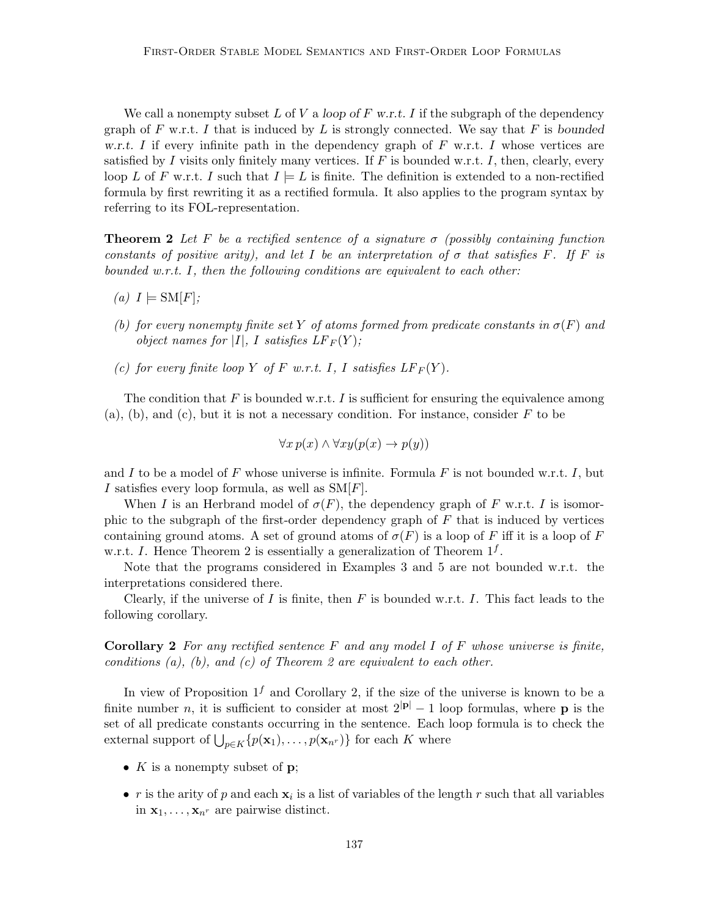We call a nonempty subset $L$ of $V$ a *loop of $F$ w.r.t. $I$* if the subgraph of the dependency graph of $F$ w.r.t. $I$ that is induced by $L$ is strongly connected. We say that $F$ is *bounded w.r.t. $I$* if every infinite path in the dependency graph of $F$ w.r.t. $I$ whose vertices are satisfied by $I$ visits only finitely many vertices. If $F$ is bounded w.r.t. $I$, then, clearly, every loop $L$ of $F$ w.r.t. $I$ such that $I \models L$ is finite. The definition is extended to a non-rectified formula by first rewriting it as a rectified formula. It also applies to the program syntax by referring to its FOL-representation.

**Theorem 2** *Let $F$ be a rectified sentence of a signature $\sigma$ (possibly containing function constants of positive arity), and let $I$ be an interpretation of $\sigma$ that satisfies $F$. If $F$ is bounded w.r.t. $I$, then the following conditions are equivalent to each other:*

- *(a) $I \models \mathrm{SM}[F]$;*
- *(b) for every nonempty finite set $Y$ of atoms formed from predicate constants in $\sigma(F)$ and object names for $|I|$, $I$ satisfies $LF_F(Y)$;*
- *(c) for every finite loop $Y$ of $F$ w.r.t. $I$, $I$ satisfies $LF_F(Y)$.*

The condition that $F$ is bounded w.r.t. $I$ is sufficient for ensuring the equivalence among (a), (b), and (c), but it is not a necessary condition. For instance, consider $F$ to be

$$\forall x\, p(x) \land \forall xy(p(x) \rightarrow p(y))$$

and $I$ to be a model of $F$ whose universe is infinite. Formula $F$ is not bounded w.r.t. $I$, but $I$ satisfies every loop formula, as well as $\mathrm{SM}[F]$.

When $I$ is an Herbrand model of $\sigma(F)$, the dependency graph of $F$ w.r.t. $I$ is isomorphic to the subgraph of the first-order dependency graph of $F$ that is induced by vertices containing ground atoms. A set of ground atoms of $\sigma(F)$ is a loop of $F$ iff it is a loop of $F$ w.r.t. $I$. Hence Theorem 2 is essentially a generalization of Theorem $1^f$.

Note that the programs considered in Examples 3 and 5 are not bounded w.r.t. the interpretations considered there.

Clearly, if the universe of $I$ is finite, then $F$ is bounded w.r.t. $I$. This fact leads to the following corollary.

**Corollary 2** *For any rectified sentence $F$ and any model $I$ of $F$ whose universe is finite, conditions (a), (b), and (c) of Theorem 2 are equivalent to each other.*

In view of Proposition $1^f$ and Corollary 2, if the size of the universe is known to be a finite number $n$, it is sufficient to consider at most $2^{|\mathbf{p}|} - 1$ loop formulas, where $\mathbf{p}$ is the set of all predicate constants occurring in the sentence. Each loop formula is to check the external support of $\bigcup_{p \in K}\{p(\mathbf{x}_1), \dots, p(\mathbf{x}_{n^r})\}$ for each $K$ where

- $K$ is a nonempty subset of $\mathbf{p}$;
- $r$ is the arity of $p$ and each $\mathbf{x}_i$ is a list of variables of the length $r$ such that all variables in $\mathbf{x}_1, \dots, \mathbf{x}_{n^r}$ are pairwise distinct.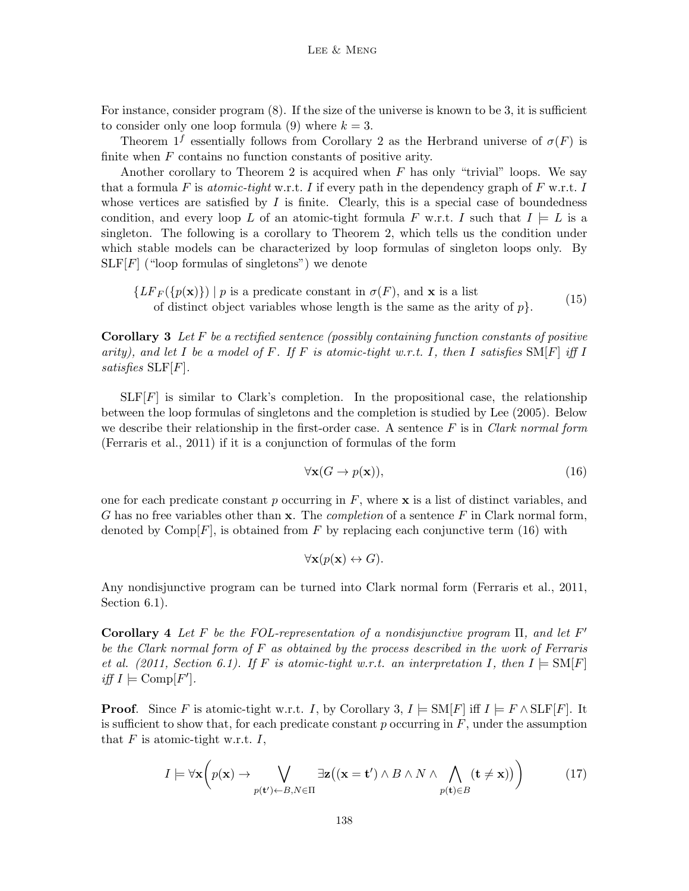For instance, consider program (8). If the size of the universe is known to be 3, it is sufficient to consider only one loop formula (9) where $k = 3$.

Theorem $1^f$ essentially follows from Corollary 2 as the Herbrand universe of $\sigma(F)$ is finite when $F$ contains no function constants of positive arity.

Another corollary to Theorem 2 is acquired when $F$ has only "trivial" loops. We say that a formula $F$ is *atomic-tight* w.r.t. $I$ if every path in the dependency graph of $F$ w.r.t. $I$ whose vertices are satisfied by $I$ is finite. Clearly, this is a special case of boundedness condition, and every loop $L$ of an atomic-tight formula $F$ w.r.t. $I$ such that $I \models L$ is a singleton. The following is a corollary to Theorem 2, which tells us the condition under which stable models can be characterized by loop formulas of singleton loops only. By $\text{SLF}[F]$ ("loop formulas of singletons") we denote

$$\{LF_F(\{p(\mathbf{x})\}) \mid p \text{ is a predicate constant in } \sigma(F), \text{ and } \mathbf{x} \text{ is a list of distinct object variables whose length is the same as the arity of } p\}. \tag{15}$$

**Corollary 3** *Let $F$ be a rectified sentence (possibly containing function constants of positive arity), and let $I$ be a model of $F$. If $F$ is atomic-tight w.r.t. $I$, then $I$ satisfies $\text{SM}[F]$ iff $I$ satisfies $\text{SLF}[F]$.*

$\text{SLF}[F]$ is similar to Clark's completion. In the propositional case, the relationship between the loop formulas of singletons and the completion is studied by Lee (2005). Below we describe their relationship in the first-order case. A sentence $F$ is in *Clark normal form* (Ferraris et al., 2011) if it is a conjunction of formulas of the form

$$\forall \mathbf{x}(G \rightarrow p(\mathbf{x})), \tag{16}$$

one for each predicate constant $p$ occurring in $F$, where $\mathbf{x}$ is a list of distinct variables, and $G$ has no free variables other than $\mathbf{x}$. The *completion* of a sentence $F$ in Clark normal form, denoted by $\text{Comp}[F]$, is obtained from $F$ by replacing each conjunctive term (16) with

$$\forall \mathbf{x}(p(\mathbf{x}) \leftrightarrow G).$$

Any nondisjunctive program can be turned into Clark normal form (Ferraris et al., 2011, Section 6.1).

**Corollary 4** *Let $F$ be the FOL-representation of a nondisjunctive program $\Pi$, and let $F'$ be the Clark normal form of $F$ as obtained by the process described in the work of Ferraris et al. (2011, Section 6.1). If $F$ is atomic-tight w.r.t. an interpretation $I$, then $I \models \text{SM}[F]$ iff $I \models \text{Comp}[F']$.*

**Proof**. Since $F$ is atomic-tight w.r.t. $I$, by Corollary 3, $I \models \text{SM}[F]$ iff $I \models F \wedge \text{SLF}[F]$. It is sufficient to show that, for each predicate constant $p$ occurring in $F$, under the assumption that $F$ is atomic-tight w.r.t. $I$,

$$I \models \forall \mathbf{x}\bigg(p(\mathbf{x}) \rightarrow \bigvee_{p(\mathbf{t}') \leftarrow B, N \in \Pi} \exists \mathbf{z}\big((\mathbf{x} = \mathbf{t}') \wedge B \wedge N \wedge \bigwedge_{p(\mathbf{t}) \in B} (\mathbf{t} \neq \mathbf{x})\big)\bigg) \tag{17}$$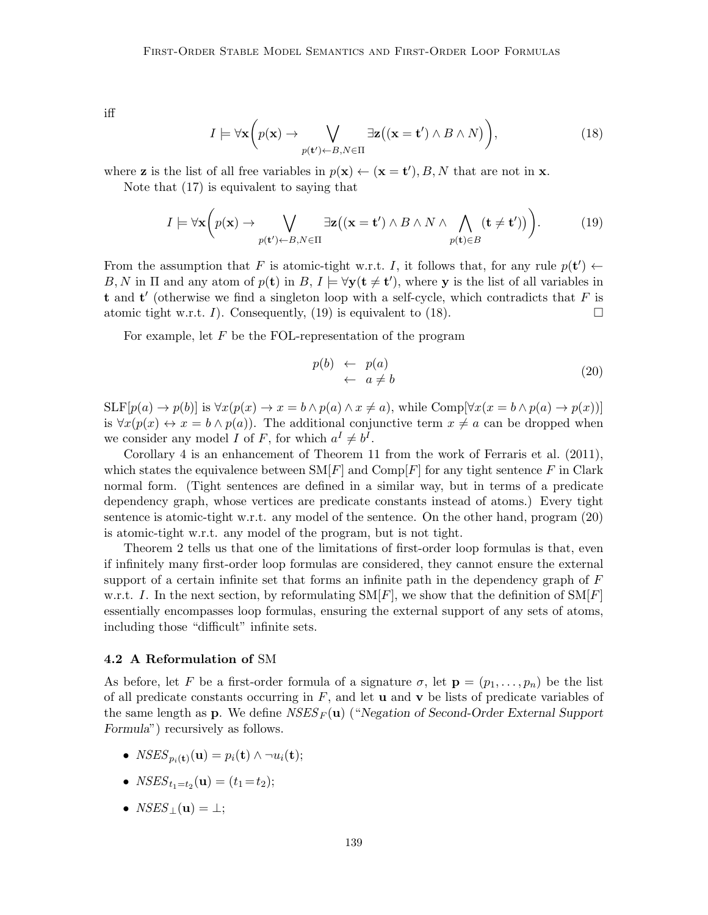iff

$$I \models \forall \mathbf{x}\Bigg(p(\mathbf{x}) \rightarrow \bigvee_{p(\mathbf{t}') \leftarrow B, N \in \Pi} \exists \mathbf{z}\big((\mathbf{x} = \mathbf{t}') \land B \land N\big)\Bigg), \tag{18}$$

where $\mathbf{z}$ is the list of all free variables in $p(\mathbf{x}) \leftarrow (\mathbf{x} = \mathbf{t}'), B, N$ that are not in $\mathbf{x}$.

Note that (17) is equivalent to saying that

$$I \models \forall \mathbf{x}\Bigg(p(\mathbf{x}) \rightarrow \bigvee_{p(\mathbf{t}') \leftarrow B, N \in \Pi} \exists \mathbf{z}\big((\mathbf{x} = \mathbf{t}') \land B \land N \land \bigwedge_{p(\mathbf{t}) \in B} (\mathbf{t} \neq \mathbf{t}')\big)\Bigg). \tag{19}$$

From the assumption that $F$ is atomic-tight w.r.t. $I$, it follows that, for any rule $p(\mathbf{t}') \leftarrow B, N$ in $\Pi$ and any atom of $p(\mathbf{t})$ in $B$, $I \models \forall \mathbf{y}(\mathbf{t} \neq \mathbf{t}')$, where $\mathbf{y}$ is the list of all variables in $\mathbf{t}$ and $\mathbf{t}'$ (otherwise we find a singleton loop with a self-cycle, which contradicts that $F$ is atomic tight w.r.t. $I$). Consequently, (19) is equivalent to (18). ☐

For example, let $F$ be the FOL-representation of the program

$$\begin{array}{rcl} p(b) & \leftarrow & p(a) \\ & \leftarrow & a \neq b \end{array} \tag{20}$$

$\text{SLF}[p(a) \rightarrow p(b)]$ is $\forall x(p(x) \rightarrow x = b \land p(a) \land x \neq a)$, while $\text{Comp}[\forall x(x = b \land p(a) \rightarrow p(x))]$ is $\forall x(p(x) \leftrightarrow x = b \land p(a))$. The additional conjunctive term $x \neq a$ can be dropped when we consider any model $I$ of $F$, for which $a^I \neq b^I$.

Corollary 4 is an enhancement of Theorem 11 from the work of Ferraris et al. (2011), which states the equivalence between $\text{SM}[F]$ and $\text{Comp}[F]$ for any tight sentence $F$ in Clark normal form. (Tight sentences are defined in a similar way, but in terms of a predicate dependency graph, whose vertices are predicate constants instead of atoms.) Every tight sentence is atomic-tight w.r.t. any model of the sentence. On the other hand, program (20) is atomic-tight w.r.t. any model of the program, but is not tight.

Theorem 2 tells us that one of the limitations of first-order loop formulas is that, even if infinitely many first-order loop formulas are considered, they cannot ensure the external support of a certain infinite set that forms an infinite path in the dependency graph of $F$ w.r.t. $I$. In the next section, by reformulating $\text{SM}[F]$, we show that the definition of $\text{SM}[F]$ essentially encompasses loop formulas, ensuring the external support of any sets of atoms, including those "difficult" infinite sets.

### 4.2 A Reformulation of SM

As before, let $F$ be a first-order formula of a signature $\sigma$, let $\mathbf{p} = (p_1, \dots, p_n)$ be the list of all predicate constants occurring in $F$, and let $\mathbf{u}$ and $\mathbf{v}$ be lists of predicate variables of the same length as $\mathbf{p}$. We define $\mathit{NSES}_F(\mathbf{u})$ ("*Negation of Second-Order External Support Formula*") recursively as follows.

- $\mathit{NSES}_{p_i(\mathbf{t})}(\mathbf{u}) = p_i(\mathbf{t}) \land \neg u_i(\mathbf{t})$;
- $\mathit{NSES}_{t_1 = t_2}(\mathbf{u}) = (t_1 = t_2)$;
- $\mathit{NSES}_{\bot}(\mathbf{u}) = \bot$;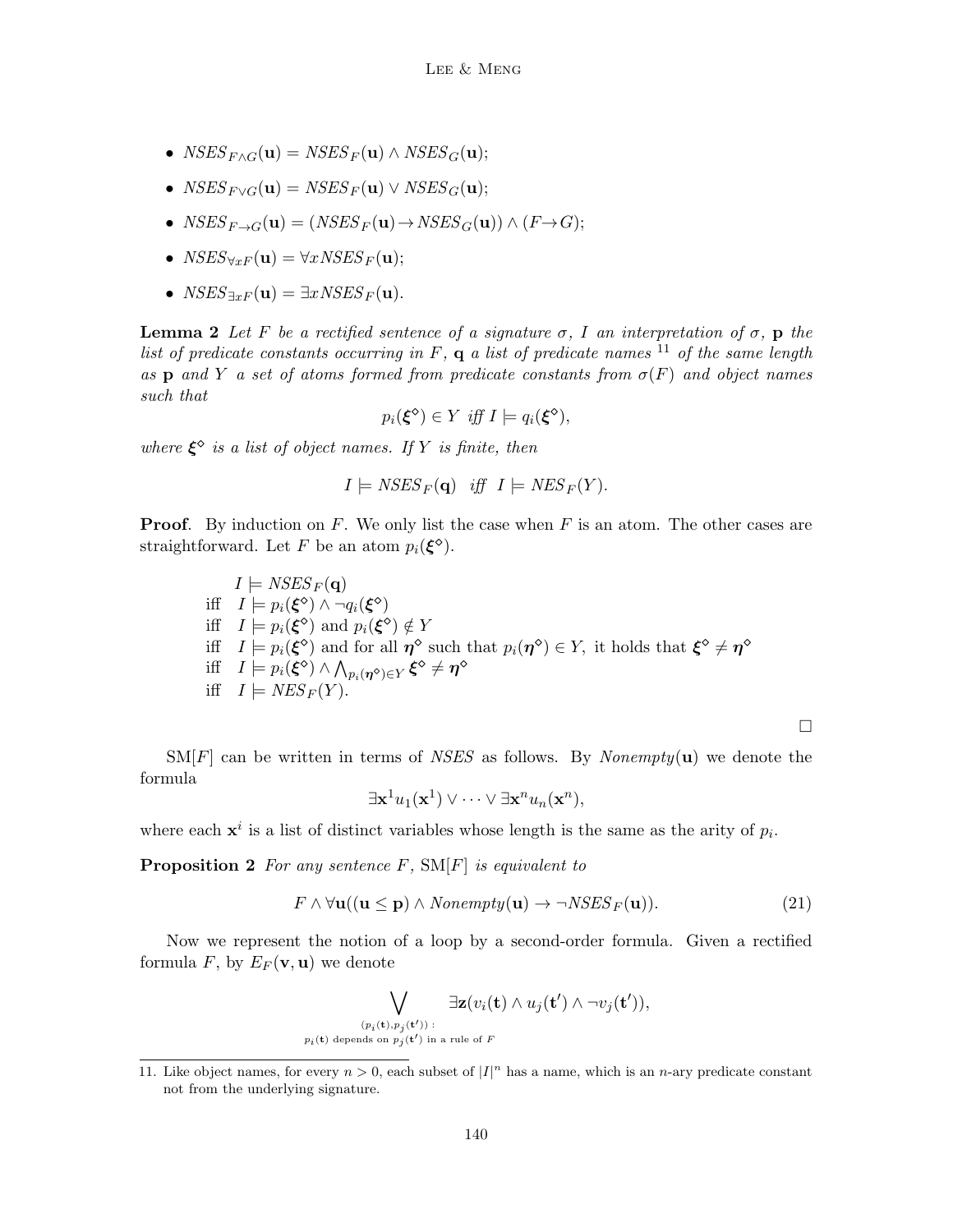- $NSES_{F \wedge G}(\mathbf{u}) = NSES_F(\mathbf{u}) \wedge NSES_G(\mathbf{u})$;
- $NSES_{F \vee G}(\mathbf{u}) = NSES_F(\mathbf{u}) \vee NSES_G(\mathbf{u})$;
- $NSES_{F \rightarrow G}(\mathbf{u}) = (NSES_F(\mathbf{u}) \rightarrow NSES_G(\mathbf{u})) \wedge (F \rightarrow G)$;
- $NSES_{\forall x F}(\mathbf{u}) = \forall x NSES_F(\mathbf{u})$;
- $NSES_{\exists x F}(\mathbf{u}) = \exists x NSES_F(\mathbf{u})$.

**Lemma 2** *Let $F$ be a rectified sentence of a signature $\sigma$, $I$ an interpretation of $\sigma$, $\mathbf{p}$ the list of predicate constants occurring in $F$, $\mathbf{q}$ a list of predicate names [11] of the same length as $\mathbf{p}$ and $Y$ a set of atoms formed from predicate constants from $\sigma(F)$ and object names such that*

$$p_i(\boldsymbol{\xi}^\diamond) \in Y \text{ iff } I \models q_i(\boldsymbol{\xi}^\diamond),$$

*where $\boldsymbol{\xi}^\diamond$ is a list of object names. If $Y$ is finite, then*

$$I \models NSES_F(\mathbf{q}) \quad \text{iff} \quad I \models NES_F(Y).$$

**Proof**. By induction on $F$. We only list the case when $F$ is an atom. The other cases are straightforward. Let $F$ be an atom $p_i(\boldsymbol{\xi}^\diamond)$.

$$
\begin{array}{ll}
 & I \models NSES_F(\mathbf{q}) \\
\text{iff} & I \models p_i(\boldsymbol{\xi}^\diamond) \wedge \neg q_i(\boldsymbol{\xi}^\diamond) \\
\text{iff} & I \models p_i(\boldsymbol{\xi}^\diamond) \text{ and } p_i(\boldsymbol{\xi}^\diamond) \notin Y \\
\text{iff} & I \models p_i(\boldsymbol{\xi}^\diamond) \text{ and for all } \boldsymbol{\eta}^\diamond \text{ such that } p_i(\boldsymbol{\eta}^\diamond) \in Y, \text{ it holds that } \boldsymbol{\xi}^\diamond \neq \boldsymbol{\eta}^\diamond \\
\text{iff} & I \models p_i(\boldsymbol{\xi}^\diamond) \wedge \bigwedge_{p_i(\boldsymbol{\eta}^\diamond) \in Y} \boldsymbol{\xi}^\diamond \neq \boldsymbol{\eta}^\diamond \\
\text{iff} & I \models NES_F(Y).
\end{array}
$$

□

SM$[F]$ can be written in terms of *NSES* as follows. By *Nonempty*$(\mathbf{u})$ we denote the formula

$$\exists \mathbf{x}^1 u_1(\mathbf{x}^1) \vee \cdots \vee \exists \mathbf{x}^n u_n(\mathbf{x}^n),$$

where each $\mathbf{x}^i$ is a list of distinct variables whose length is the same as the arity of $p_i$.

**Proposition 2** *For any sentence $F$, SM$[F]$ is equivalent to*

$$F \wedge \forall \mathbf{u}((\mathbf{u} \leq \mathbf{p}) \wedge Nonempty(\mathbf{u}) \rightarrow \neg NSES_F(\mathbf{u})). \tag{21}$$

Now we represent the notion of a loop by a second-order formula. Given a rectified formula $F$, by $E_F(\mathbf{v}, \mathbf{u})$ we denote

$$\bigvee_{\substack{(p_i(\mathbf{t}), p_j(\mathbf{t}')) : \\ p_i(\mathbf{t}) \text{ depends on } p_j(\mathbf{t}') \text{ in a rule of } F}} \exists \mathbf{z}(v_i(\mathbf{t}) \wedge u_j(\mathbf{t}') \wedge \neg v_j(\mathbf{t}')),$$

11. Like object names, for every $n > 0$, each subset of $|I|^n$ has a name, which is an $n$-ary predicate constant not from the underlying signature.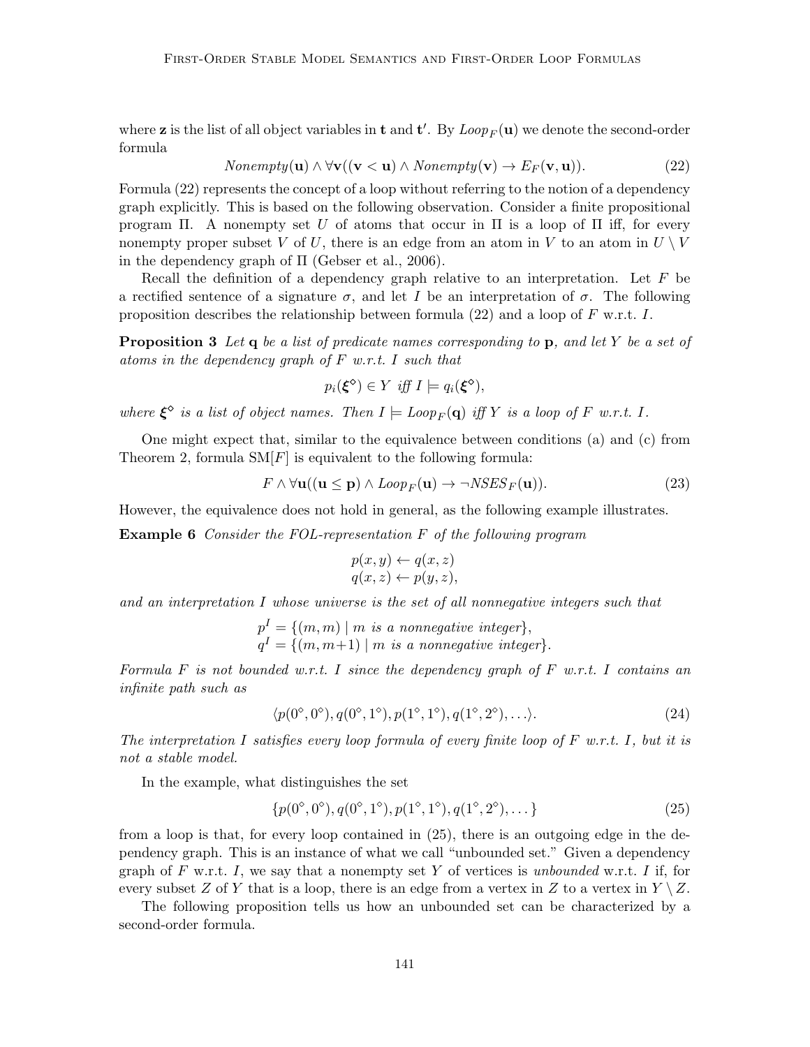where $\mathbf{z}$ is the list of all object variables in $\mathbf{t}$ and $\mathbf{t}'$. By $Loop_F(\mathbf{u})$ we denote the second-order formula

$$Nonempty(\mathbf{u}) \wedge \forall \mathbf{v}((\mathbf{v} < \mathbf{u}) \wedge Nonempty(\mathbf{v}) \rightarrow E_F(\mathbf{v}, \mathbf{u})). \tag{22}$$

Formula (22) represents the concept of a loop without referring to the notion of a dependency graph explicitly. This is based on the following observation. Consider a finite propositional program $\Pi$. A nonempty set $U$ of atoms that occur in $\Pi$ is a loop of $\Pi$ iff, for every nonempty proper subset $V$ of $U$, there is an edge from an atom in $V$ to an atom in $U \setminus V$ in the dependency graph of $\Pi$ (Gebser et al., 2006).

Recall the definition of a dependency graph relative to an interpretation. Let $F$ be a rectified sentence of a signature $\sigma$, and let $I$ be an interpretation of $\sigma$. The following proposition describes the relationship between formula (22) and a loop of $F$ w.r.t. $I$.

**Proposition 3** *Let $\mathbf{q}$ be a list of predicate names corresponding to $\mathbf{p}$, and let $Y$ be a set of atoms in the dependency graph of $F$ w.r.t. $I$ such that*

$$p_i(\boldsymbol{\xi}^\diamond) \in Y \text{ iff } I \models q_i(\boldsymbol{\xi}^\diamond),$$

*where $\boldsymbol{\xi}^\diamond$ is a list of object names. Then $I \models Loop_F(\mathbf{q})$ iff $Y$ is a loop of $F$ w.r.t. $I$.*

One might expect that, similar to the equivalence between conditions (a) and (c) from Theorem 2, formula $\mathrm{SM}[F]$ is equivalent to the following formula:

$$F \wedge \forall \mathbf{u}((\mathbf{u} \leq \mathbf{p}) \wedge Loop_F(\mathbf{u}) \rightarrow \neg NSES_F(\mathbf{u})). \tag{23}$$

However, the equivalence does not hold in general, as the following example illustrates.

**Example 6** *Consider the FOL-representation $F$ of the following program*

$$\begin{array}{l} p(x, y) \leftarrow q(x, z) \\ q(x, z) \leftarrow p(y, z), \end{array}$$

*and an interpretation $I$ whose universe is the set of all nonnegative integers such that*

$$\begin{array}{l} p^I = \{(m, m) \mid m \text{ is a nonnegative integer}\}, \\ q^I = \{(m, m{+}1) \mid m \text{ is a nonnegative integer}\}. \end{array}$$

*Formula $F$ is not bounded w.r.t. $I$ since the dependency graph of $F$ w.r.t. $I$ contains an infinite path such as*

$$\langle p(0^\diamond, 0^\diamond), q(0^\diamond, 1^\diamond), p(1^\diamond, 1^\diamond), q(1^\diamond, 2^\diamond), \dots \rangle. \tag{24}$$

*The interpretation $I$ satisfies every loop formula of every finite loop of $F$ w.r.t. $I$, but it is not a stable model.*

In the example, what distinguishes the set

$$\{p(0^\diamond, 0^\diamond), q(0^\diamond, 1^\diamond), p(1^\diamond, 1^\diamond), q(1^\diamond, 2^\diamond), \dots\} \tag{25}$$

from a loop is that, for every loop contained in (25), there is an outgoing edge in the dependency graph. This is an instance of what we call "unbounded set." Given a dependency graph of $F$ w.r.t. $I$, we say that a nonempty set $Y$ of vertices is *unbounded* w.r.t. $I$ if, for every subset $Z$ of $Y$ that is a loop, there is an edge from a vertex in $Z$ to a vertex in $Y \setminus Z$.

The following proposition tells us how an unbounded set can be characterized by a second-order formula.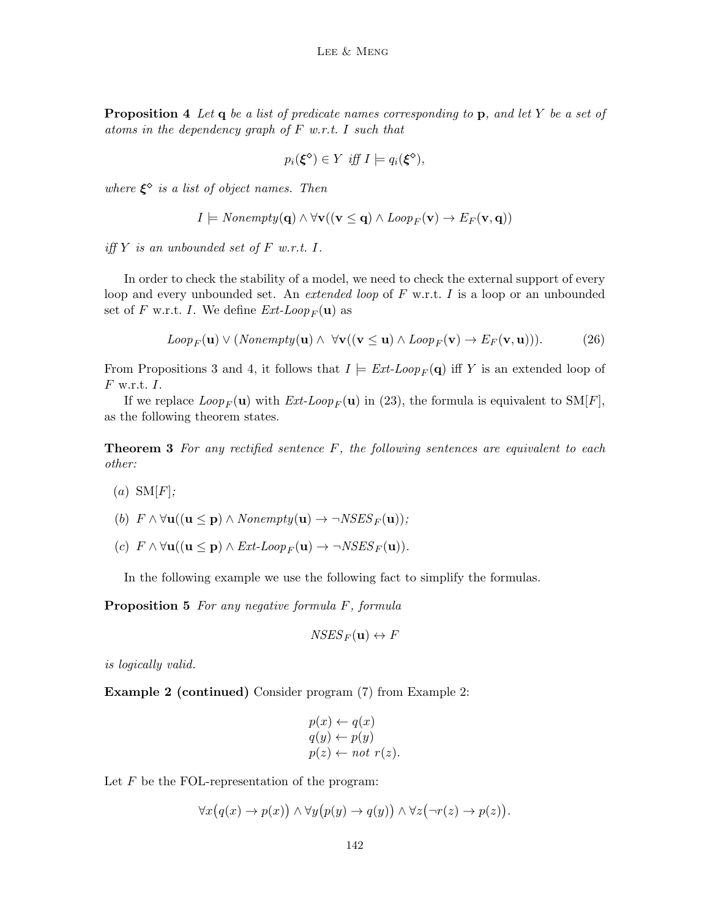**Proposition 4** *Let* $\mathbf{q}$ *be a list of predicate names corresponding to* $\mathbf{p}$*, and let* $Y$ *be a set of atoms in the dependency graph of* $F$ *w.r.t.* $I$ *such that*

$$p_i(\boldsymbol{\xi}^\diamond) \in Y \text{ iff } I \models q_i(\boldsymbol{\xi}^\diamond),$$

*where* $\boldsymbol{\xi}^\diamond$ *is a list of object names. Then*

$$I \models \mathit{Nonempty}(\mathbf{q}) \wedge \forall \mathbf{v}((\mathbf{v} \leq \mathbf{q}) \wedge \mathit{Loop}_F(\mathbf{v}) \rightarrow E_F(\mathbf{v}, \mathbf{q}))$$

*iff* $Y$ *is an unbounded set of* $F$ *w.r.t.* $I$*.*

In order to check the stability of a model, we need to check the external support of every loop and every unbounded set. An *extended loop* of $F$ w.r.t. $I$ is a loop or an unbounded set of $F$ w.r.t. $I$. We define $\mathit{Ext\text{-}Loop}_F(\mathbf{u})$ as

$$\mathit{Loop}_F(\mathbf{u}) \vee (\mathit{Nonempty}(\mathbf{u}) \wedge \ \forall \mathbf{v}((\mathbf{v} \leq \mathbf{u}) \wedge \mathit{Loop}_F(\mathbf{v}) \rightarrow E_F(\mathbf{v}, \mathbf{u}))). \tag{26}$$

From Propositions 3 and 4, it follows that $I \models \mathit{Ext\text{-}Loop}_F(\mathbf{q})$ iff $Y$ is an extended loop of $F$ w.r.t. $I$.

If we replace $\mathit{Loop}_F(\mathbf{u})$ with $\mathit{Ext\text{-}Loop}_F(\mathbf{u})$ in (23), the formula is equivalent to $\mathrm{SM}[F]$, as the following theorem states.

**Theorem 3** *For any rectified sentence* $F$*, the following sentences are equivalent to each other:*

- (a) $\mathrm{SM}[F]$;
- (b) $F \wedge \forall \mathbf{u}((\mathbf{u} \leq \mathbf{p}) \wedge \mathit{Nonempty}(\mathbf{u}) \rightarrow \neg \mathit{NSES}_F(\mathbf{u}))$;
- (c) $F \wedge \forall \mathbf{u}((\mathbf{u} \leq \mathbf{p}) \wedge \mathit{Ext\text{-}Loop}_F(\mathbf{u}) \rightarrow \neg \mathit{NSES}_F(\mathbf{u}))$.

In the following example we use the following fact to simplify the formulas.

**Proposition 5** *For any negative formula* $F$*, formula*

$$\mathit{NSES}_F(\mathbf{u}) \leftrightarrow F$$

*is logically valid.*

**Example 2 (continued)** Consider program (7) from Example 2:

$$\begin{array}{l} p(x) \leftarrow q(x) \\ q(y) \leftarrow p(y) \\ p(z) \leftarrow \mathit{not}\ r(z). \end{array}$$

Let $F$ be the FOL-representation of the program:

$$\forall x\big(q(x) \rightarrow p(x)\big) \wedge \forall y\big(p(y) \rightarrow q(y)\big) \wedge \forall z\big(\neg r(z) \rightarrow p(z)\big).$$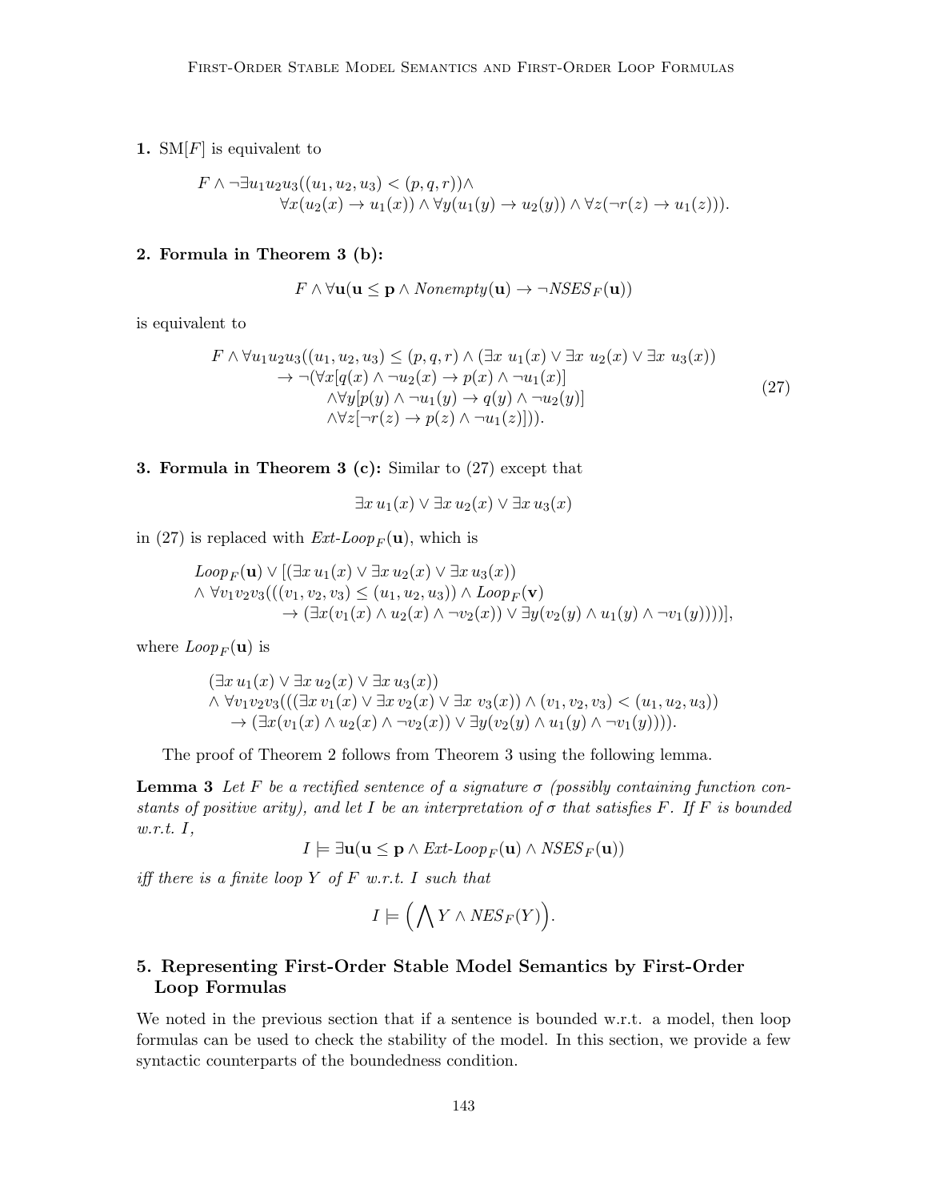**1.** SM$[F]$ is equivalent to

$$F \wedge \neg\exists u_1u_2u_3((u_1,u_2,u_3) < (p,q,r)) \wedge \\ \forall x(u_2(x) \rightarrow u_1(x)) \wedge \forall y(u_1(y) \rightarrow u_2(y)) \wedge \forall z(\neg r(z) \rightarrow u_1(z))).$$

**2. Formula in Theorem 3 (b):**

$$F \wedge \forall \mathbf{u}(\mathbf{u} \leq \mathbf{p} \wedge \mathit{Nonempty}(\mathbf{u}) \rightarrow \neg \mathit{NSES}_F(\mathbf{u}))$$

is equivalent to

$$\begin{aligned} F \wedge \forall u_1u_2u_3((u_1,u_2,u_3) \leq (p,q,r) \wedge (\exists x\ u_1(x) \vee \exists x\ u_2(x) \vee \exists x\ u_3(x)) \\ \rightarrow \neg(\forall x[q(x) \wedge \neg u_2(x) \rightarrow p(x) \wedge \neg u_1(x)] \\ \wedge \forall y[p(y) \wedge \neg u_1(y) \rightarrow q(y) \wedge \neg u_2(y)] \\ \wedge \forall z[\neg r(z) \rightarrow p(z) \wedge \neg u_1(z)])). \end{aligned} \tag{27}$$

**3. Formula in Theorem 3 (c):** Similar to (27) except that

$$\exists x\, u_1(x) \vee \exists x\, u_2(x) \vee \exists x\, u_3(x)$$

in (27) is replaced with $\mathit{Ext\text{-}Loop}_F(\mathbf{u})$, which is

$$\begin{aligned} &\mathit{Loop}_F(\mathbf{u}) \vee [(\exists x\, u_1(x) \vee \exists x\, u_2(x) \vee \exists x\, u_3(x)) \\ &\wedge \forall v_1v_2v_3(((v_1,v_2,v_3) \leq (u_1,u_2,u_3)) \wedge \mathit{Loop}_F(\mathbf{v}) \\ &\qquad \rightarrow (\exists x(v_1(x) \wedge u_2(x) \wedge \neg v_2(x)) \vee \exists y(v_2(y) \wedge u_1(y) \wedge \neg v_1(y))))], \end{aligned}$$

where $\mathit{Loop}_F(\mathbf{u})$ is

$$\begin{aligned} &(\exists x\, u_1(x) \vee \exists x\, u_2(x) \vee \exists x\, u_3(x)) \\ &\wedge \forall v_1v_2v_3(((\exists x\, v_1(x) \vee \exists x\, v_2(x) \vee \exists x\ v_3(x)) \wedge (v_1,v_2,v_3) < (u_1,u_2,u_3)) \\ &\quad \rightarrow (\exists x(v_1(x) \wedge u_2(x) \wedge \neg v_2(x)) \vee \exists y(v_2(y) \wedge u_1(y) \wedge \neg v_1(y)))). \end{aligned}$$

The proof of Theorem 2 follows from Theorem 3 using the following lemma.

**Lemma 3** *Let $F$ be a rectified sentence of a signature $\sigma$ (possibly containing function constants of positive arity), and let $I$ be an interpretation of $\sigma$ that satisfies $F$. If $F$ is bounded w.r.t. $I$,*

$$I \models \exists \mathbf{u}(\mathbf{u} \leq \mathbf{p} \wedge \mathit{Ext\text{-}Loop}_F(\mathbf{u}) \wedge \mathit{NSES}_F(\mathbf{u}))$$

*iff there is a finite loop $Y$ of $F$ w.r.t. $I$ such that*

$$I \models \Big(\bigwedge Y \wedge \mathit{NES}_F(Y)\Big).$$

## 5. Representing First-Order Stable Model Semantics by First-Order Loop Formulas

We noted in the previous section that if a sentence is bounded w.r.t. a model, then loop formulas can be used to check the stability of the model. In this section, we provide a few syntactic counterparts of the boundedness condition.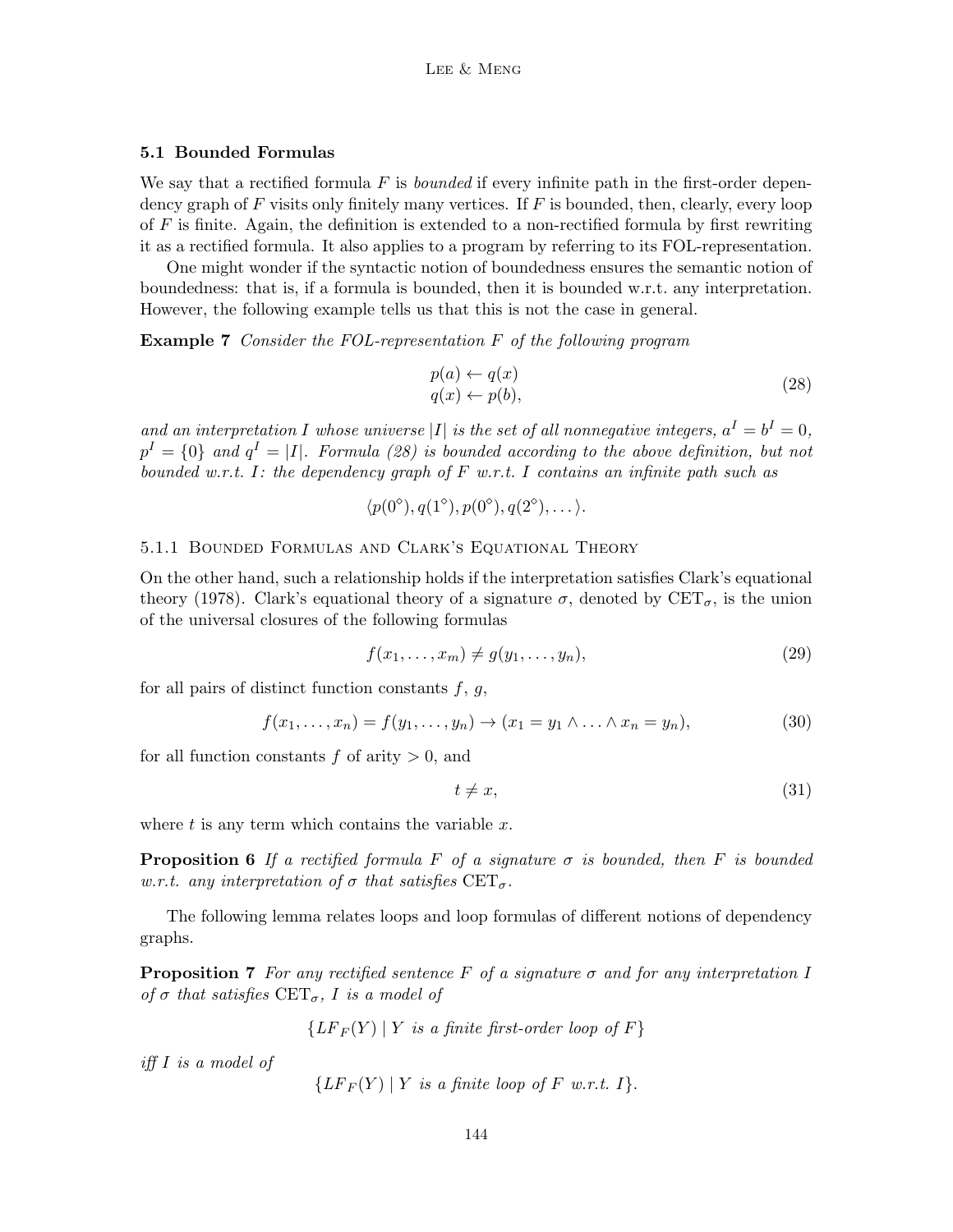### 5.1 Bounded Formulas

We say that a rectified formula $F$ is *bounded* if every infinite path in the first-order dependency graph of $F$ visits only finitely many vertices. If $F$ is bounded, then, clearly, every loop of $F$ is finite. Again, the definition is extended to a non-rectified formula by first rewriting it as a rectified formula. It also applies to a program by referring to its FOL-representation.

One might wonder if the syntactic notion of boundedness ensures the semantic notion of boundedness: that is, if a formula is bounded, then it is bounded w.r.t. any interpretation. However, the following example tells us that this is not the case in general.

**Example 7** *Consider the FOL-representation $F$ of the following program*

$$\begin{array}{l} p(a) \leftarrow q(x) \\ q(x) \leftarrow p(b), \end{array} \tag{28}$$

*and an interpretation $I$ whose universe $|I|$ is the set of all nonnegative integers, $a^I = b^I = 0$, $p^I = \{0\}$ and $q^I = |I|$. Formula (28) is bounded according to the above definition, but not bounded w.r.t. $I$: the dependency graph of $F$ w.r.t. $I$ contains an infinite path such as*

$$\langle p(0^\diamond), q(1^\diamond), p(0^\diamond), q(2^\diamond), \dots \rangle.$$

#### 5.1.1 Bounded Formulas and Clark's Equational Theory

On the other hand, such a relationship holds if the interpretation satisfies Clark's equational theory (1978). Clark's equational theory of a signature $\sigma$, denoted by $\text{CET}_\sigma$, is the union of the universal closures of the following formulas

$$f(x_1, \dots, x_m) \neq g(y_1, \dots, y_n), \tag{29}$$

for all pairs of distinct function constants $f$, $g$,

$$f(x_1, \dots, x_n) = f(y_1, \dots, y_n) \rightarrow (x_1 = y_1 \wedge \dots \wedge x_n = y_n), \tag{30}$$

for all function constants $f$ of arity $> 0$, and

$$t \neq x, \tag{31}$$

where $t$ is any term which contains the variable $x$.

**Proposition 6** *If a rectified formula $F$ of a signature $\sigma$ is bounded, then $F$ is bounded w.r.t. any interpretation of $\sigma$ that satisfies $\text{CET}_\sigma$.*

The following lemma relates loops and loop formulas of different notions of dependency graphs.

**Proposition 7** *For any rectified sentence $F$ of a signature $\sigma$ and for any interpretation $I$ of $\sigma$ that satisfies $\text{CET}_\sigma$, $I$ is a model of*

$$\{LF_F(Y) \mid Y \text{ is a finite first-order loop of } F\}$$

*iff $I$ is a model of*

$$\{LF_F(Y) \mid Y \text{ is a finite loop of } F \text{ w.r.t. } I\}.$$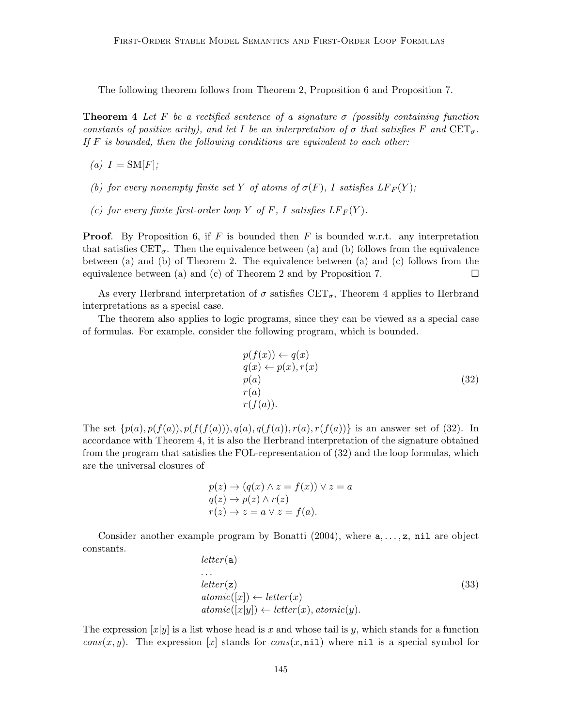The following theorem follows from Theorem 2, Proposition 6 and Proposition 7.

**Theorem 4** *Let $F$ be a rectified sentence of a signature $\sigma$ (possibly containing function constants of positive arity), and let $I$ be an interpretation of $\sigma$ that satisfies $F$ and $\text{CET}_\sigma$. If $F$ is bounded, then the following conditions are equivalent to each other:*

*(a) $I \models \text{SM}[F]$;*

*(b) for every nonempty finite set $Y$ of atoms of $\sigma(F)$, $I$ satisfies $LF_F(Y)$;*

*(c) for every finite first-order loop $Y$ of $F$, $I$ satisfies $LF_F(Y)$.*

**Proof**. By Proposition 6, if $F$ is bounded then $F$ is bounded w.r.t. any interpretation that satisfies $\text{CET}_\sigma$. Then the equivalence between (a) and (b) follows from the equivalence between (a) and (b) of Theorem 2. The equivalence between (a) and (c) follows from the equivalence between (a) and (c) of Theorem 2 and by Proposition 7. $\square$

As every Herbrand interpretation of $\sigma$ satisfies $\text{CET}_\sigma$, Theorem 4 applies to Herbrand interpretations as a special case.

The theorem also applies to logic programs, since they can be viewed as a special case of formulas. For example, consider the following program, which is bounded.

$$
\begin{array}{l}
p(f(x)) \leftarrow q(x) \\
q(x) \leftarrow p(x), r(x) \\
p(a) \\
r(a) \\
r(f(a)).
\end{array}
\tag{32}
$$

The set $\{p(a), p(f(a)), p(f(f(a))), q(a), q(f(a)), r(a), r(f(a))\}$ is an answer set of (32). In accordance with Theorem 4, it is also the Herbrand interpretation of the signature obtained from the program that satisfies the FOL-representation of (32) and the loop formulas, which are the universal closures of

$$
\begin{array}{l}
p(z) \rightarrow (q(x) \wedge z = f(x)) \vee z = a \\
q(z) \rightarrow p(z) \wedge r(z) \\
r(z) \rightarrow z = a \vee z = f(a).
\end{array}
$$

Consider another example program by Bonatti (2004), where `a`, …, `z`, `nil` are object constants.

$$
\begin{array}{l}
letter(\texttt{a}) \\
\dots \\
letter(\texttt{z}) \\
atomic([x]) \leftarrow letter(x) \\
atomic([x|y]) \leftarrow letter(x), atomic(y).
\end{array}
\tag{33}
$$

The expression $[x|y]$ is a list whose head is $x$ and whose tail is $y$, which stands for a function $cons(x, y)$. The expression $[x]$ stands for $cons(x, \texttt{nil})$ where `nil` is a special symbol for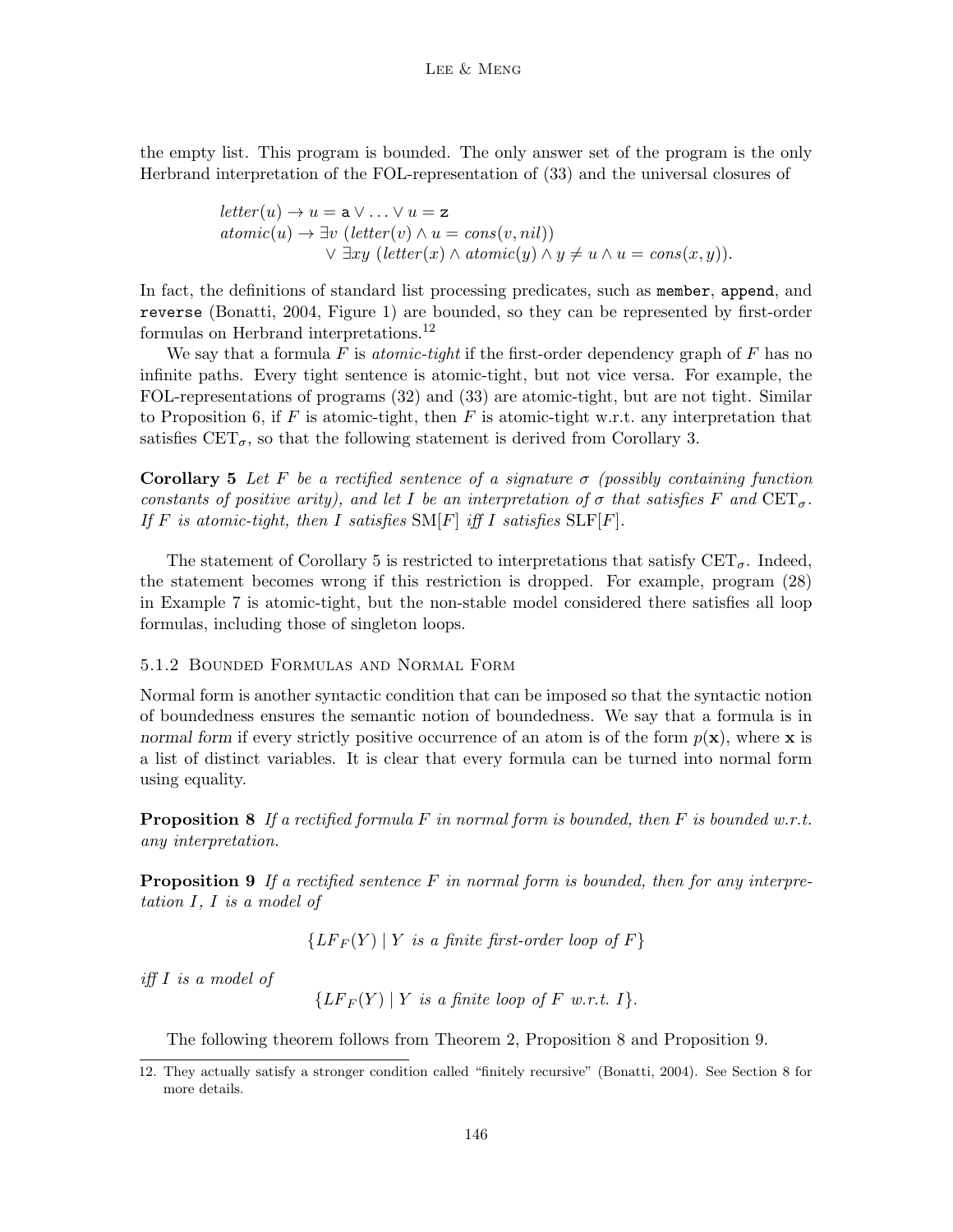the empty list. This program is bounded. The only answer set of the program is the only Herbrand interpretation of the FOL-representation of (33) and the universal closures of

$$
\begin{aligned}
&letter(u) \rightarrow u = \mathtt{a} \vee \ldots \vee u = \mathtt{z} \\
&atomic(u) \rightarrow \exists v \; (letter(v) \wedge u = cons(v, nil)) \\
&\qquad\qquad \vee \; \exists xy \; (letter(x) \wedge atomic(y) \wedge y \neq u \wedge u = cons(x, y)).
\end{aligned}
$$

In fact, the definitions of standard list processing predicates, such as `member`, `append`, and `reverse` (Bonatti, 2004, Figure 1) are bounded, so they can be represented by first-order formulas on Herbrand interpretations.[12]

We say that a formula $F$ is *atomic-tight* if the first-order dependency graph of $F$ has no infinite paths. Every tight sentence is atomic-tight, but not vice versa. For example, the FOL-representations of programs (32) and (33) are atomic-tight, but are not tight. Similar to Proposition 6, if $F$ is atomic-tight, then $F$ is atomic-tight w.r.t. any interpretation that satisfies $\mathrm{CET}_\sigma$, so that the following statement is derived from Corollary 3.

**Corollary 5** *Let $F$ be a rectified sentence of a signature $\sigma$ (possibly containing function constants of positive arity), and let $I$ be an interpretation of $\sigma$ that satisfies $F$ and $\mathrm{CET}_\sigma$. If $F$ is atomic-tight, then $I$ satisfies $\mathrm{SM}[F]$ iff $I$ satisfies $\mathrm{SLF}[F]$.*

The statement of Corollary 5 is restricted to interpretations that satisfy $\mathrm{CET}_\sigma$. Indeed, the statement becomes wrong if this restriction is dropped. For example, program (28) in Example 7 is atomic-tight, but the non-stable model considered there satisfies all loop formulas, including those of singleton loops.

### 5.1.2 Bounded Formulas and Normal Form

Normal form is another syntactic condition that can be imposed so that the syntactic notion of boundedness ensures the semantic notion of boundedness. We say that a formula is in *normal form* if every strictly positive occurrence of an atom is of the form $p(\mathbf{x})$, where $\mathbf{x}$ is a list of distinct variables. It is clear that every formula can be turned into normal form using equality.

**Proposition 8** *If a rectified formula $F$ in normal form is bounded, then $F$ is bounded w.r.t. any interpretation.*

**Proposition 9** *If a rectified sentence $F$ in normal form is bounded, then for any interpretation $I$, $I$ is a model of*

$$\{LF_F(Y) \mid Y \text{ is a finite first-order loop of } F\}$$

*iff $I$ is a model of*

$$\{LF_F(Y) \mid Y \text{ is a finite loop of } F \text{ w.r.t. } I\}.$$

The following theorem follows from Theorem 2, Proposition 8 and Proposition 9.

---

12. They actually satisfy a stronger condition called "finitely recursive" (Bonatti, 2004). See Section 8 for more details.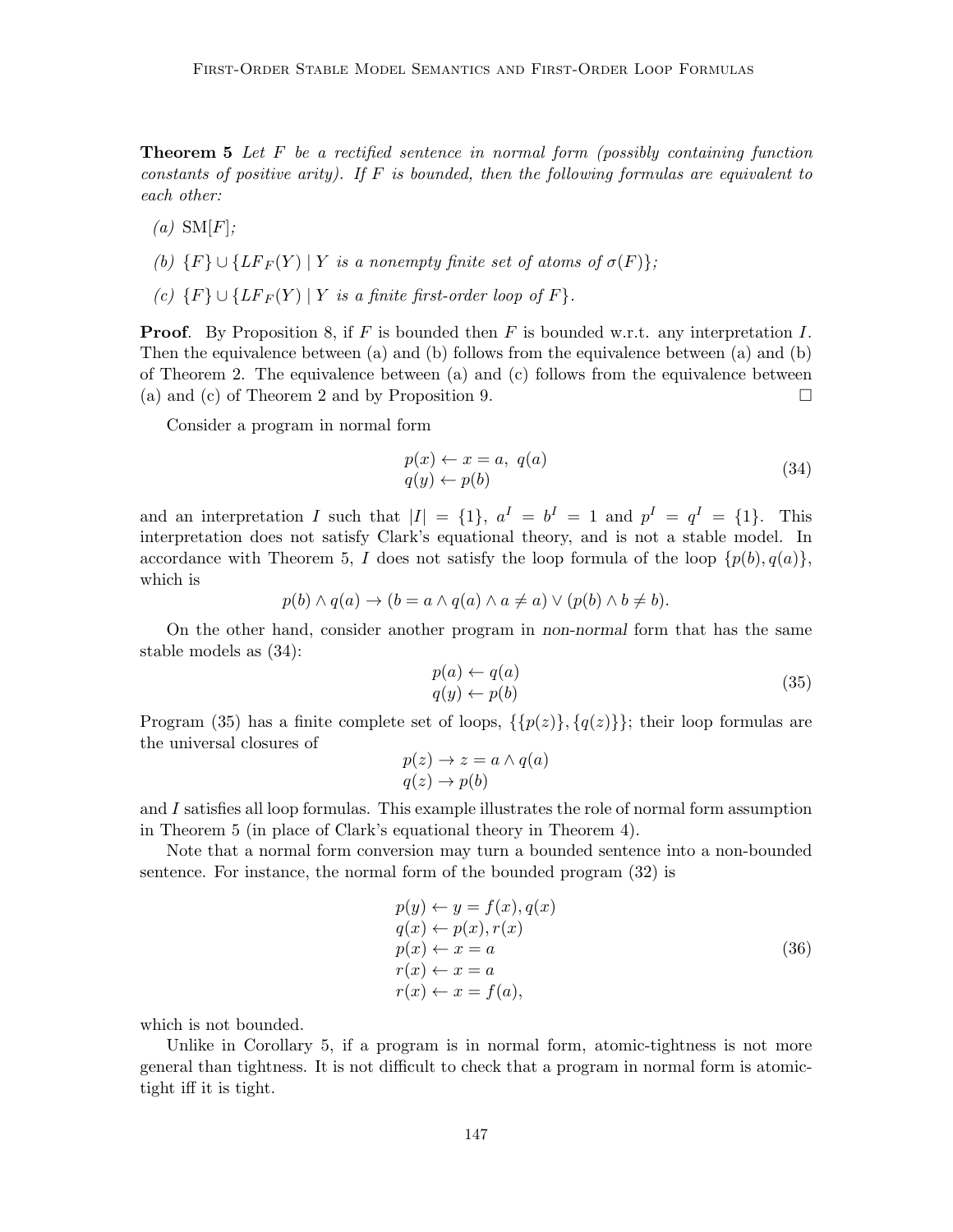**Theorem 5** *Let $F$ be a rectified sentence in normal form (possibly containing function constants of positive arity). If $F$ is bounded, then the following formulas are equivalent to each other:*

*(a)* $\text{SM}[F]$*;*

*(b)* $\{F\} \cup \{LF_F(Y) \mid Y$ *is a nonempty finite set of atoms of* $\sigma(F)\}$*;*

*(c)* $\{F\} \cup \{LF_F(Y) \mid Y$ *is a finite first-order loop of* $F\}$*.*

**Proof**. By Proposition 8, if $F$ is bounded then $F$ is bounded w.r.t. any interpretation $I$. Then the equivalence between (a) and (b) follows from the equivalence between (a) and (b) of Theorem 2. The equivalence between (a) and (c) follows from the equivalence between (a) and (c) of Theorem 2 and by Proposition 9. $\square$

Consider a program in normal form

$$
\begin{array}{l}
p(x) \leftarrow x = a,\ q(a) \\
q(y) \leftarrow p(b)
\end{array}
\tag{34}
$$

and an interpretation $I$ such that $|I| = \{1\}$, $a^I = b^I = 1$ and $p^I = q^I = \{1\}$. This interpretation does not satisfy Clark's equational theory, and is not a stable model. In accordance with Theorem 5, $I$ does not satisfy the loop formula of the loop $\{p(b), q(a)\}$, which is

$$
p(b) \wedge q(a) \rightarrow (b = a \wedge q(a) \wedge a \neq a) \vee (p(b) \wedge b \neq b).
$$

On the other hand, consider another program in *non-normal* form that has the same stable models as (34):

$$
\begin{array}{l}
p(a) \leftarrow q(a) \\
q(y) \leftarrow p(b)
\end{array}
\tag{35}
$$

Program (35) has a finite complete set of loops, $\{\{p(z)\}, \{q(z)\}\}$; their loop formulas are the universal closures of

$$
\begin{array}{l}
p(z) \rightarrow z = a \wedge q(a) \\
q(z) \rightarrow p(b)
\end{array}
$$

and $I$ satisfies all loop formulas. This example illustrates the role of normal form assumption in Theorem 5 (in place of Clark's equational theory in Theorem 4).

Note that a normal form conversion may turn a bounded sentence into a non-bounded sentence. For instance, the normal form of the bounded program (32) is

$$
\begin{array}{l}
p(y) \leftarrow y = f(x), q(x) \\
q(x) \leftarrow p(x), r(x) \\
p(x) \leftarrow x = a \\
r(x) \leftarrow x = a \\
r(x) \leftarrow x = f(a),
\end{array}
\tag{36}
$$

which is not bounded.

Unlike in Corollary 5, if a program is in normal form, atomic-tightness is not more general than tightness. It is not difficult to check that a program in normal form is atomic-tight iff it is tight.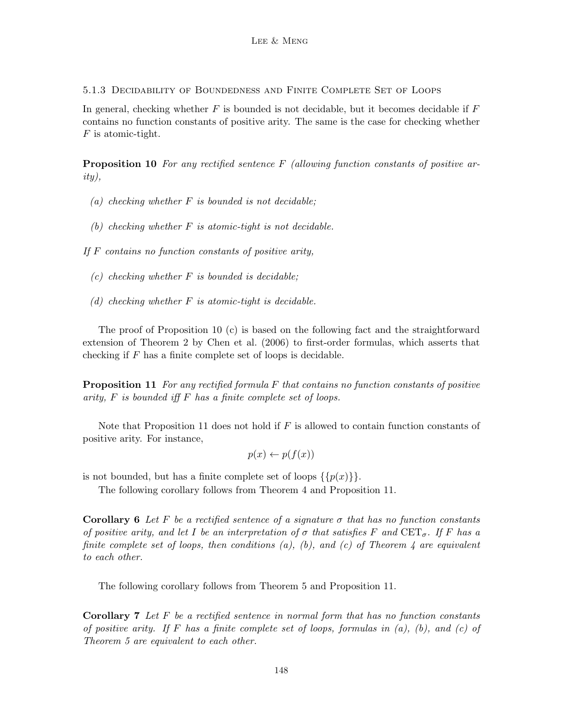#### 5.1.3 Decidability of Boundedness and Finite Complete Set of Loops

In general, checking whether $F$ is bounded is not decidable, but it becomes decidable if $F$ contains no function constants of positive arity. The same is the case for checking whether $F$ is atomic-tight.

**Proposition 10** *For any rectified sentence $F$ (allowing function constants of positive arity),*

*(a) checking whether $F$ is bounded is not decidable;*

*(b) checking whether $F$ is atomic-tight is not decidable.*

*If $F$ contains no function constants of positive arity,*

*(c) checking whether $F$ is bounded is decidable;*

*(d) checking whether $F$ is atomic-tight is decidable.*

The proof of Proposition 10 (c) is based on the following fact and the straightforward extension of Theorem 2 by Chen et al. (2006) to first-order formulas, which asserts that checking if $F$ has a finite complete set of loops is decidable.

**Proposition 11** *For any rectified formula $F$ that contains no function constants of positive arity, $F$ is bounded iff $F$ has a finite complete set of loops.*

Note that Proposition 11 does not hold if $F$ is allowed to contain function constants of positive arity. For instance,

$$p(x) \leftarrow p(f(x))$$

is not bounded, but has a finite complete set of loops $\{\{p(x)\}\}$.

The following corollary follows from Theorem 4 and Proposition 11.

**Corollary 6** *Let $F$ be a rectified sentence of a signature $\sigma$ that has no function constants of positive arity, and let $I$ be an interpretation of $\sigma$ that satisfies $F$ and $\text{CET}_\sigma$. If $F$ has a finite complete set of loops, then conditions (a), (b), and (c) of Theorem 4 are equivalent to each other.*

The following corollary follows from Theorem 5 and Proposition 11.

**Corollary 7** *Let $F$ be a rectified sentence in normal form that has no function constants of positive arity. If $F$ has a finite complete set of loops, formulas in (a), (b), and (c) of Theorem 5 are equivalent to each other.*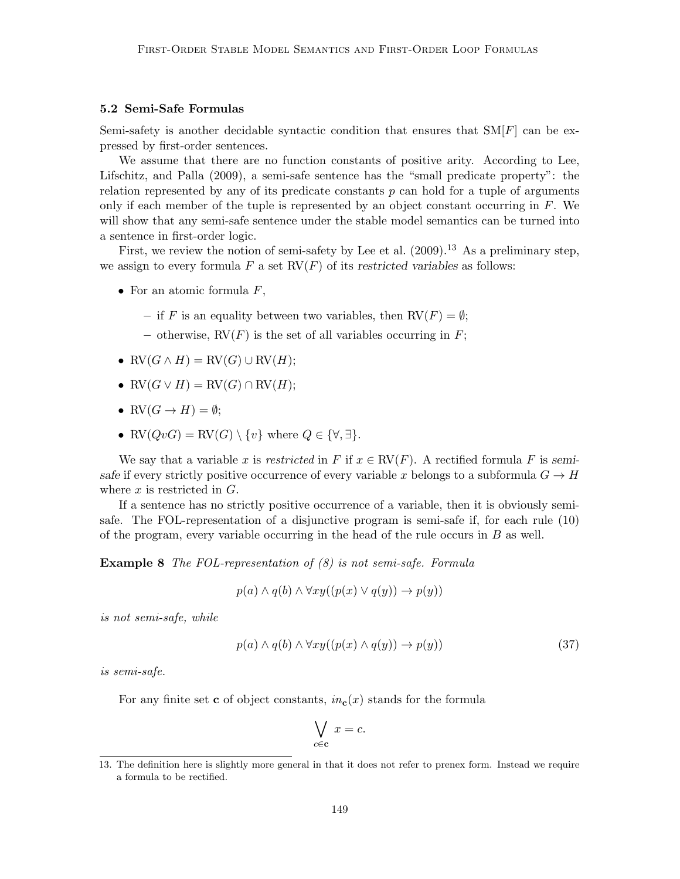### 5.2 Semi-Safe Formulas

Semi-safety is another decidable syntactic condition that ensures that SM[$F$] can be expressed by first-order sentences.

We assume that there are no function constants of positive arity. According to Lee, Lifschitz, and Palla (2009), a semi-safe sentence has the "small predicate property": the relation represented by any of its predicate constants $p$ can hold for a tuple of arguments only if each member of the tuple is represented by an object constant occurring in $F$. We will show that any semi-safe sentence under the stable model semantics can be turned into a sentence in first-order logic.

First, we review the notion of semi-safety by Lee et al. (2009).[13] As a preliminary step, we assign to every formula $F$ a set $\text{RV}(F)$ of its *restricted variables* as follows:

- For an atomic formula $F$,
  - if $F$ is an equality between two variables, then $\text{RV}(F) = \emptyset$;
  - otherwise, $\text{RV}(F)$ is the set of all variables occurring in $F$;
- $\text{RV}(G \wedge H) = \text{RV}(G) \cup \text{RV}(H)$;
- $\text{RV}(G \vee H) = \text{RV}(G) \cap \text{RV}(H)$;
- $\text{RV}(G \rightarrow H) = \emptyset$;
- $\text{RV}(QvG) = \text{RV}(G) \setminus \{v\}$ where $Q \in \{\forall, \exists\}$.

We say that a variable $x$ is *restricted* in $F$ if $x \in \text{RV}(F)$. A rectified formula $F$ is *semi-safe* if every strictly positive occurrence of every variable $x$ belongs to a subformula $G \rightarrow H$ where $x$ is restricted in $G$.

If a sentence has no strictly positive occurrence of a variable, then it is obviously semi-safe. The FOL-representation of a disjunctive program is semi-safe if, for each rule (10) of the program, every variable occurring in the head of the rule occurs in $B$ as well.

**Example 8** *The FOL-representation of (8) is not semi-safe. Formula*

$$p(a) \wedge q(b) \wedge \forall xy((p(x) \vee q(y)) \rightarrow p(y))$$

*is not semi-safe, while*

$$p(a) \wedge q(b) \wedge \forall xy((p(x) \wedge q(y)) \rightarrow p(y)) \tag{37}$$

*is semi-safe.*

For any finite set $\mathbf{c}$ of object constants, $in_{\mathbf{c}}(x)$ stands for the formula

$$\bigvee_{c \in \mathbf{c}} x = c.$$

13. The definition here is slightly more general in that it does not refer to prenex form. Instead we require a formula to be rectified.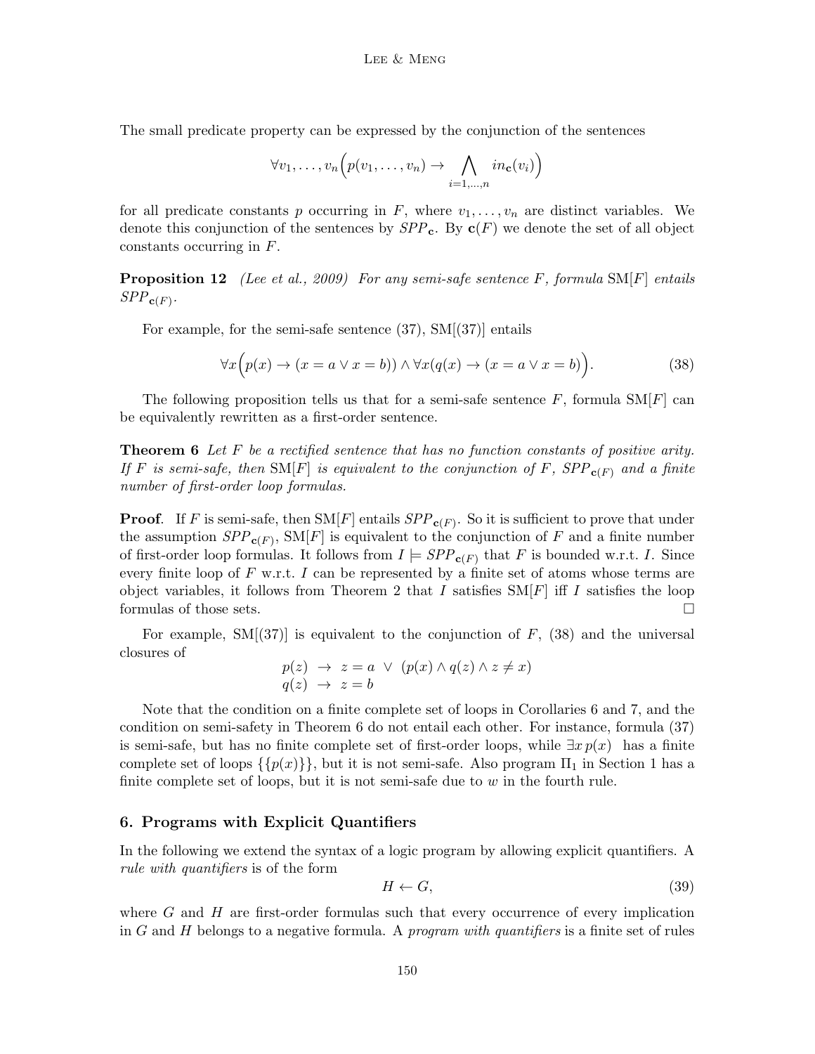The small predicate property can be expressed by the conjunction of the sentences

$$\forall v_1, \ldots, v_n \Big( p(v_1, \ldots, v_n) \rightarrow \bigwedge_{i=1,\ldots,n} in_{\mathbf{c}}(v_i) \Big)$$

for all predicate constants $p$ occurring in $F$, where $v_1, \ldots, v_n$ are distinct variables. We denote this conjunction of the sentences by $SPP_{\mathbf{c}}$. By $\mathbf{c}(F)$ we denote the set of all object constants occurring in $F$.

**Proposition 12** *(Lee et al., 2009) For any semi-safe sentence $F$, formula* $\text{SM}[F]$ *entails* $SPP_{\mathbf{c}(F)}$.

For example, for the semi-safe sentence (37), SM[(37)] entails

$$\forall x \Big( p(x) \rightarrow (x = a \vee x = b) \Big) \wedge \forall x (q(x) \rightarrow (x = a \vee x = b) \Big). \tag{38}$$

The following proposition tells us that for a semi-safe sentence $F$, formula $\text{SM}[F]$ can be equivalently rewritten as a first-order sentence.

**Theorem 6** *Let $F$ be a rectified sentence that has no function constants of positive arity. If $F$ is semi-safe, then* $\text{SM}[F]$ *is equivalent to the conjunction of $F$, $SPP_{\mathbf{c}(F)}$ and a finite number of first-order loop formulas.*

**Proof**. If $F$ is semi-safe, then $\text{SM}[F]$ entails $SPP_{\mathbf{c}(F)}$. So it is sufficient to prove that under the assumption $SPP_{\mathbf{c}(F)}$, $\text{SM}[F]$ is equivalent to the conjunction of $F$ and a finite number of first-order loop formulas. It follows from $I \models SPP_{\mathbf{c}(F)}$ that $F$ is bounded w.r.t. $I$. Since every finite loop of $F$ w.r.t. $I$ can be represented by a finite set of atoms whose terms are object variables, it follows from Theorem 2 that $I$ satisfies $\text{SM}[F]$ iff $I$ satisfies the loop formulas of those sets. $\square$

For example, SM[(37)] is equivalent to the conjunction of $F$, (38) and the universal closures of

$$\begin{array}{lcl} p(z) & \rightarrow & z = a \;\vee\; (p(x) \wedge q(z) \wedge z \neq x) \\ q(z) & \rightarrow & z = b \end{array}$$

Note that the condition on a finite complete set of loops in Corollaries 6 and 7, and the condition on semi-safety in Theorem 6 do not entail each other. For instance, formula (37) is semi-safe, but has no finite complete set of first-order loops, while $\exists x\, p(x)$ has a finite complete set of loops $\{\{p(x)\}\}$, but it is not semi-safe. Also program $\Pi_1$ in Section 1 has a finite complete set of loops, but it is not semi-safe due to $w$ in the fourth rule.

## 6. Programs with Explicit Quantifiers

In the following we extend the syntax of a logic program by allowing explicit quantifiers. A *rule with quantifiers* is of the form

$$H \leftarrow G, \tag{39}$$

where $G$ and $H$ are first-order formulas such that every occurrence of every implication in $G$ and $H$ belongs to a negative formula. A *program with quantifiers* is a finite set of rules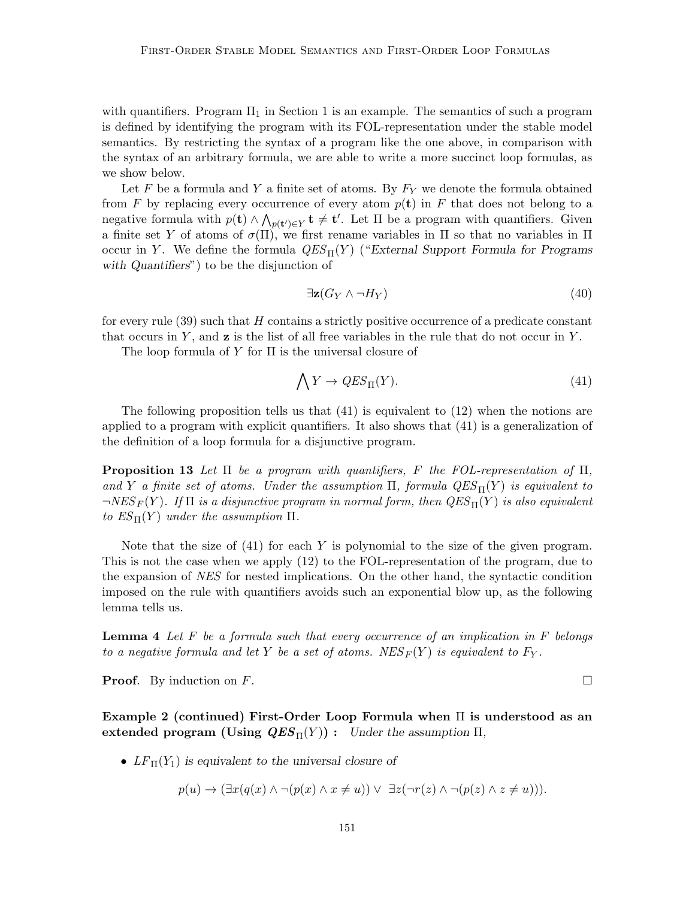with quantifiers. Program $\Pi_1$ in Section 1 is an example. The semantics of such a program is defined by identifying the program with its FOL-representation under the stable model semantics. By restricting the syntax of a program like the one above, in comparison with the syntax of an arbitrary formula, we are able to write a more succinct loop formulas, as we show below.

Let $F$ be a formula and $Y$ a finite set of atoms. By $F_Y$ we denote the formula obtained from $F$ by replacing every occurrence of every atom $p(\mathbf{t})$ in $F$ that does not belong to a negative formula with $p(\mathbf{t}) \wedge \bigwedge_{p(\mathbf{t}') \in Y} \mathbf{t} \neq \mathbf{t}'$. Let $\Pi$ be a program with quantifiers. Given a finite set $Y$ of atoms of $\sigma(\Pi)$, we first rename variables in $\Pi$ so that no variables in $\Pi$ occur in $Y$. We define the formula $QES_\Pi(Y)$ ("*External Support Formula for Programs with Quantifiers*") to be the disjunction of

$$\exists \mathbf{z}(G_Y \wedge \neg H_Y) \tag{40}$$

for every rule (39) such that $H$ contains a strictly positive occurrence of a predicate constant that occurs in $Y$, and $\mathbf{z}$ is the list of all free variables in the rule that do not occur in $Y$.

The loop formula of $Y$ for $\Pi$ is the universal closure of

$$\bigwedge Y \rightarrow QES_\Pi(Y). \tag{41}$$

The following proposition tells us that (41) is equivalent to (12) when the notions are applied to a program with explicit quantifiers. It also shows that (41) is a generalization of the definition of a loop formula for a disjunctive program.

**Proposition 13** *Let $\Pi$ be a program with quantifiers, $F$ the FOL-representation of $\Pi$, and $Y$ a finite set of atoms. Under the assumption $\Pi$, formula $QES_\Pi(Y)$ is equivalent to $\neg NES_F(Y)$. If $\Pi$ is a disjunctive program in normal form, then $QES_\Pi(Y)$ is also equivalent to $ES_\Pi(Y)$ under the assumption $\Pi$.*

Note that the size of (41) for each $Y$ is polynomial to the size of the given program. This is not the case when we apply (12) to the FOL-representation of the program, due to the expansion of *NES* for nested implications. On the other hand, the syntactic condition imposed on the rule with quantifiers avoids such an exponential blow up, as the following lemma tells us.

**Lemma 4** *Let $F$ be a formula such that every occurrence of an implication in $F$ belongs to a negative formula and let $Y$ be a set of atoms. $NES_F(Y)$ is equivalent to $F_Y$.*

**Proof**. By induction on $F$. □

**Example 2 (continued) First-Order Loop Formula when $\Pi$ is understood as an extended program (Using $QES_\Pi(Y)$) :** *Under the assumption $\Pi$,*

- *$LF_\Pi(Y_1)$ is equivalent to the universal closure of*

$$p(u) \rightarrow (\exists x(q(x) \wedge \neg(p(x) \wedge x \neq u)) \vee \exists z(\neg r(z) \wedge \neg(p(z) \wedge z \neq u))).$$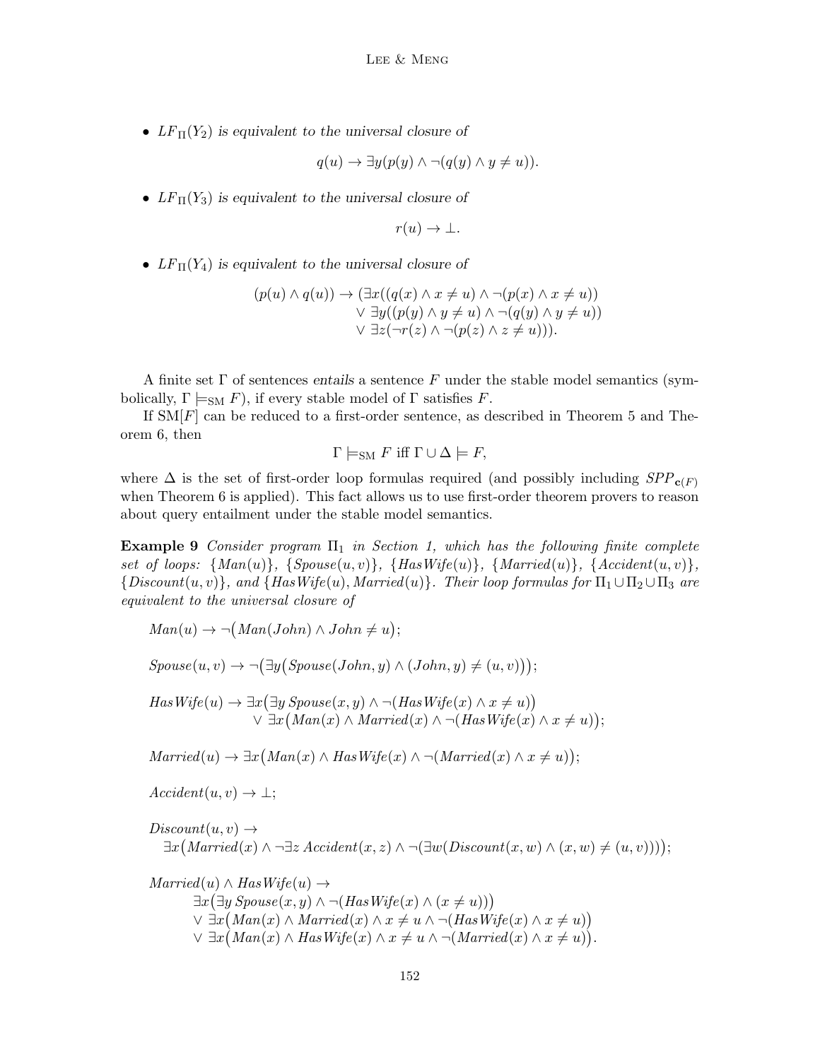- $LF_\Pi(Y_2)$ *is equivalent to the universal closure of*

$$q(u) \rightarrow \exists y(p(y) \wedge \neg(q(y) \wedge y \neq u)).$$

- $LF_\Pi(Y_3)$ *is equivalent to the universal closure of*

$$r(u) \rightarrow \bot.$$

- $LF_\Pi(Y_4)$ *is equivalent to the universal closure of*

$$\begin{aligned}(p(u) \wedge q(u)) \rightarrow (&\exists x((q(x) \wedge x \neq u) \wedge \neg(p(x) \wedge x \neq u))\\ &\vee \exists y((p(y) \wedge y \neq u) \wedge \neg(q(y) \wedge y \neq u))\\ &\vee \exists z(\neg r(z) \wedge \neg(p(z) \wedge z \neq u))).\end{aligned}$$

A finite set $\Gamma$ of sentences *entails* a sentence $F$ under the stable model semantics (symbolically, $\Gamma \models_{\rm SM} F$), if every stable model of $\Gamma$ satisfies $F$.

If $\mathrm{SM}[F]$ can be reduced to a first-order sentence, as described in Theorem 5 and Theorem 6, then

$$\Gamma \models_{\rm SM} F \text{ iff } \Gamma \cup \Delta \models F,$$

where $\Delta$ is the set of first-order loop formulas required (and possibly including $SPP_{\mathbf{c}(F)}$ when Theorem 6 is applied). This fact allows us to use first-order theorem provers to reason about query entailment under the stable model semantics.

**Example 9** *Consider program $\Pi_1$ in Section 1, which has the following finite complete set of loops: $\{Man(u)\}$, $\{Spouse(u,v)\}$, $\{HasWife(u)\}$, $\{Married(u)\}$, $\{Accident(u,v)\}$, $\{Discount(u,v)\}$, and $\{HasWife(u), Married(u)\}$. Their loop formulas for $\Pi_1 \cup \Pi_2 \cup \Pi_3$ are equivalent to the universal closure of*

$$Man(u) \rightarrow \neg\big(Man(John) \wedge John \neq u\big);$$

$$Spouse(u,v) \rightarrow \neg\big(\exists y\big(Spouse(John,y) \wedge (John,y) \neq (u,v)\big)\big);$$

$$\begin{aligned}HasWife(u) \rightarrow\ &\exists x\big(\exists y\, Spouse(x,y) \wedge \neg(HasWife(x) \wedge x \neq u)\big)\\ &\vee \exists x\big(Man(x) \wedge Married(x) \wedge \neg(HasWife(x) \wedge x \neq u)\big);\end{aligned}$$

$$Married(u) \rightarrow \exists x\big(Man(x) \wedge HasWife(x) \wedge \neg(Married(x) \wedge x \neq u)\big);$$

$$Accident(u,v) \rightarrow \bot;$$

$$\begin{aligned}&Discount(u,v) \rightarrow\\ &\quad \exists x\big(Married(x) \wedge \neg\exists z\, Accident(x,z) \wedge \neg(\exists w(Discount(x,w) \wedge (x,w) \neq (u,v)))\big);\end{aligned}$$

$$\begin{aligned}&Married(u) \wedge HasWife(u) \rightarrow\\ &\qquad \exists x\big(\exists y\, Spouse(x,y) \wedge \neg(HasWife(x) \wedge (x \neq u))\big)\\ &\qquad \vee \exists x\big(Man(x) \wedge Married(x) \wedge x \neq u \wedge \neg(HasWife(x) \wedge x \neq u)\big)\\ &\qquad \vee \exists x\big(Man(x) \wedge HasWife(x) \wedge x \neq u \wedge \neg(Married(x) \wedge x \neq u)\big).\end{aligned}$$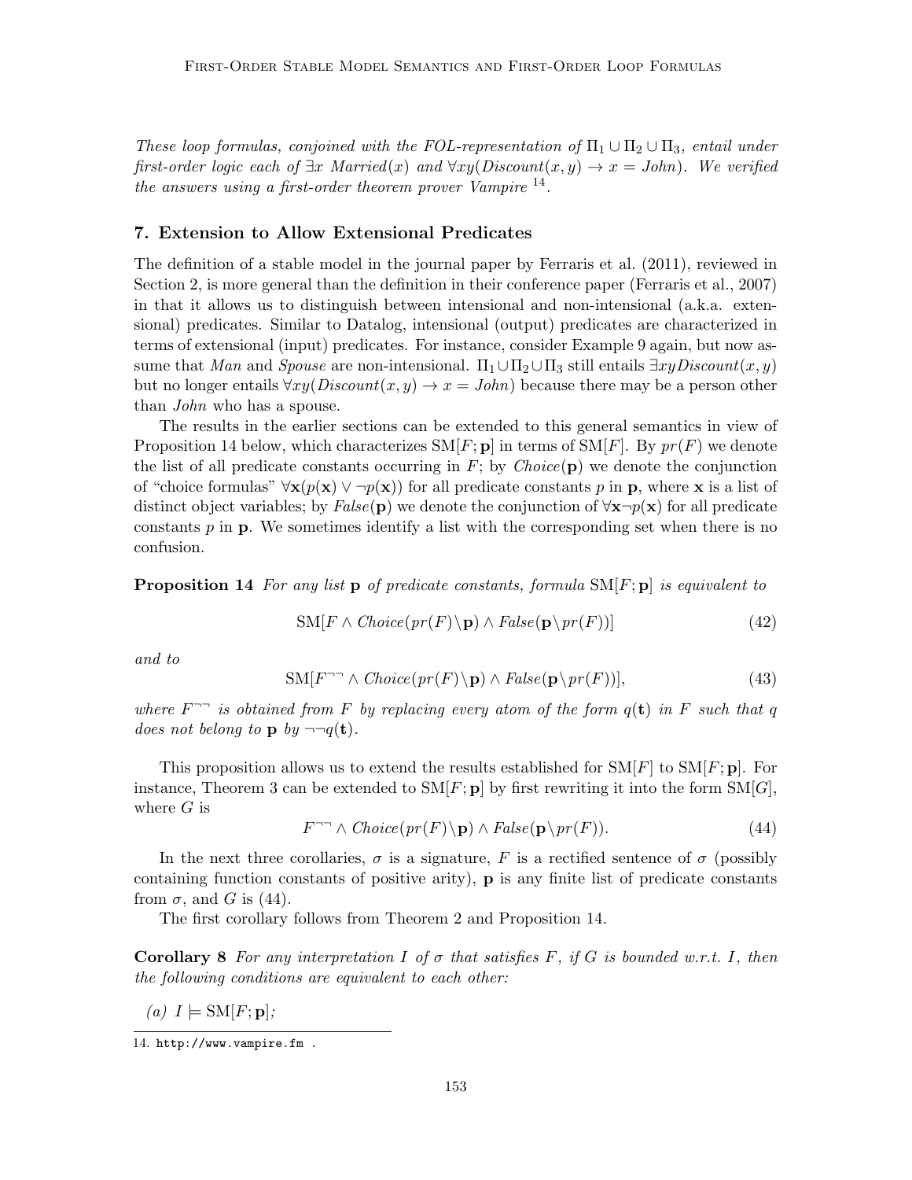*These loop formulas, conjoined with the FOL-representation of $\Pi_1 \cup \Pi_2 \cup \Pi_3$, entail under first-order logic each of $\exists x\ Married(x)$ and $\forall xy(Discount(x,y) \rightarrow x = John)$. We verified the answers using a first-order theorem prover Vampire* [14].

## 7. Extension to Allow Extensional Predicates

The definition of a stable model in the journal paper by Ferraris et al. (2011), reviewed in Section 2, is more general than the definition in their conference paper (Ferraris et al., 2007) in that it allows us to distinguish between intensional and non-intensional (a.k.a. extensional) predicates. Similar to Datalog, intensional (output) predicates are characterized in terms of extensional (input) predicates. For instance, consider Example 9 again, but now assume that *Man* and *Spouse* are non-intensional. $\Pi_1 \cup \Pi_2 \cup \Pi_3$ still entails $\exists xy Discount(x,y)$ but no longer entails $\forall xy(Discount(x,y) \rightarrow x = John)$ because there may be a person other than *John* who has a spouse.

The results in the earlier sections can be extended to this general semantics in view of Proposition 14 below, which characterizes $\text{SM}[F;\mathbf{p}]$ in terms of $\text{SM}[F]$. By $pr(F)$ we denote the list of all predicate constants occurring in $F$; by $Choice(\mathbf{p})$ we denote the conjunction of "choice formulas" $\forall \mathbf{x}(p(\mathbf{x}) \vee \neg p(\mathbf{x}))$ for all predicate constants $p$ in $\mathbf{p}$, where $\mathbf{x}$ is a list of distinct object variables; by $False(\mathbf{p})$ we denote the conjunction of $\forall \mathbf{x} \neg p(\mathbf{x})$ for all predicate constants $p$ in $\mathbf{p}$. We sometimes identify a list with the corresponding set when there is no confusion.

**Proposition 14** *For any list $\mathbf{p}$ of predicate constants, formula $\text{SM}[F;\mathbf{p}]$ is equivalent to*

$$\text{SM}[F \wedge Choice(pr(F)\backslash \mathbf{p}) \wedge False(\mathbf{p}\backslash pr(F))] \tag{42}$$

*and to*

$$\text{SM}[F^{\neg\neg} \wedge Choice(pr(F)\backslash \mathbf{p}) \wedge False(\mathbf{p}\backslash pr(F))], \tag{43}$$

*where $F^{\neg\neg}$ is obtained from $F$ by replacing every atom of the form $q(\mathbf{t})$ in $F$ such that $q$ does not belong to $\mathbf{p}$ by $\neg\neg q(\mathbf{t})$.*

This proposition allows us to extend the results established for $\text{SM}[F]$ to $\text{SM}[F;\mathbf{p}]$. For instance, Theorem 3 can be extended to $\text{SM}[F;\mathbf{p}]$ by first rewriting it into the form $\text{SM}[G]$, where $G$ is

$$F^{\neg\neg} \wedge Choice(pr(F)\backslash \mathbf{p}) \wedge False(\mathbf{p}\backslash pr(F)). \tag{44}$$

In the next three corollaries, $\sigma$ is a signature, $F$ is a rectified sentence of $\sigma$ (possibly containing function constants of positive arity), $\mathbf{p}$ is any finite list of predicate constants from $\sigma$, and $G$ is (44).

The first corollary follows from Theorem 2 and Proposition 14.

**Corollary 8** *For any interpretation $I$ of $\sigma$ that satisfies $F$, if $G$ is bounded w.r.t. $I$, then the following conditions are equivalent to each other:*

*(a) $I \models \text{SM}[F;\mathbf{p}]$;*

14. http://www.vampire.fm .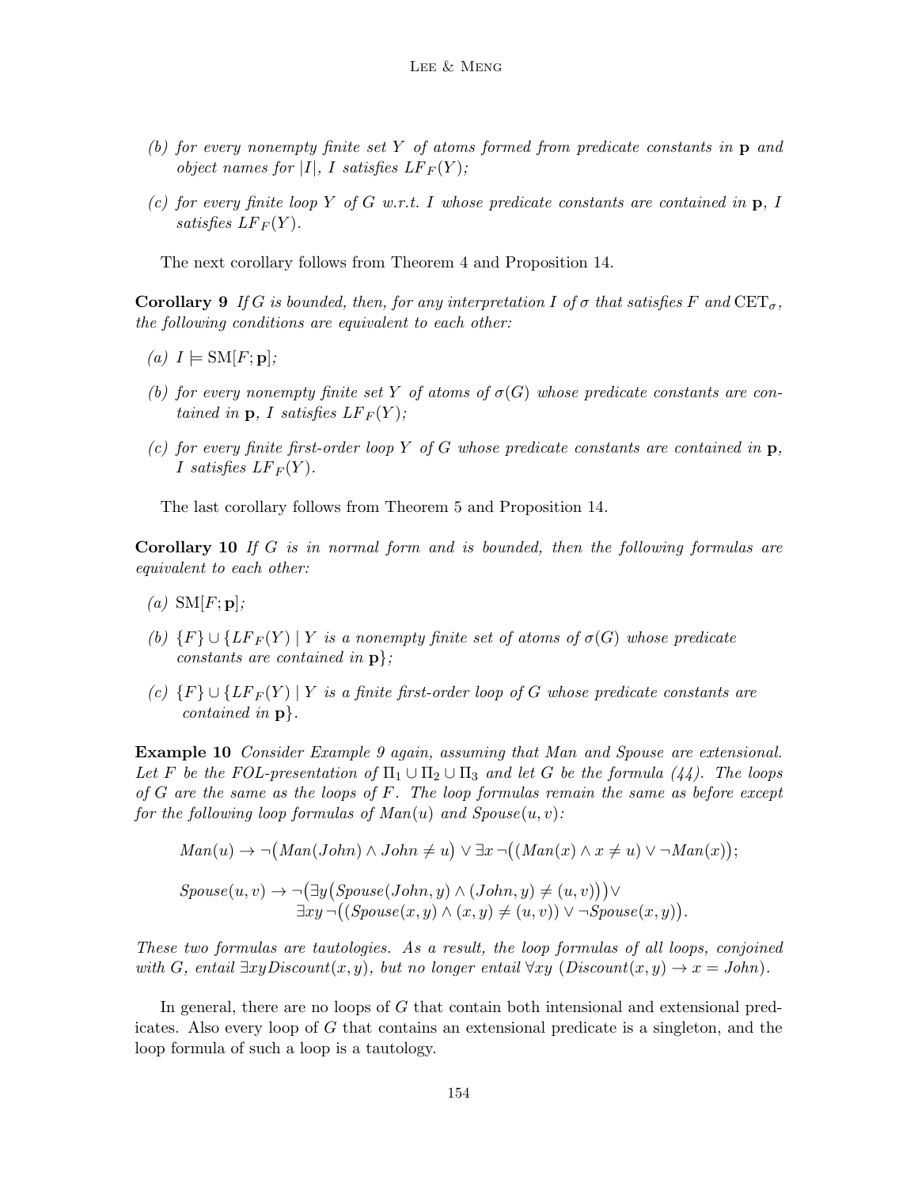(b) *for every nonempty finite set $Y$ of atoms formed from predicate constants in $\mathbf{p}$ and object names for $|I|$, $I$ satisfies $LF_F(Y)$;*

(c) *for every finite loop $Y$ of $G$ w.r.t. $I$ whose predicate constants are contained in $\mathbf{p}$, $I$ satisfies $LF_F(Y)$.*

The next corollary follows from Theorem 4 and Proposition 14.

**Corollary 9** *If $G$ is bounded, then, for any interpretation $I$ of $\sigma$ that satisfies $F$ and $\mathrm{CET}_\sigma$, the following conditions are equivalent to each other:*

(a) *$I \models \mathrm{SM}[F; \mathbf{p}]$;*

(b) *for every nonempty finite set $Y$ of atoms of $\sigma(G)$ whose predicate constants are contained in $\mathbf{p}$, $I$ satisfies $LF_F(Y)$;*

(c) *for every finite first-order loop $Y$ of $G$ whose predicate constants are contained in $\mathbf{p}$, $I$ satisfies $LF_F(Y)$.*

The last corollary follows from Theorem 5 and Proposition 14.

**Corollary 10** *If $G$ is in normal form and is bounded, then the following formulas are equivalent to each other:*

(a) *$\mathrm{SM}[F; \mathbf{p}]$;*

(b) *$\{F\} \cup \{LF_F(Y) \mid Y$ is a nonempty finite set of atoms of $\sigma(G)$ whose predicate constants are contained in $\mathbf{p}\}$;*

(c) *$\{F\} \cup \{LF_F(Y) \mid Y$ is a finite first-order loop of $G$ whose predicate constants are contained in $\mathbf{p}\}$.*

**Example 10** *Consider Example 9 again, assuming that Man and Spouse are extensional. Let $F$ be the FOL-presentation of $\Pi_1 \cup \Pi_2 \cup \Pi_3$ and let $G$ be the formula (44). The loops of $G$ are the same as the loops of $F$. The loop formulas remain the same as before except for the following loop formulas of $Man(u)$ and $Spouse(u, v)$:*

$$Man(u) \rightarrow \neg\big(Man(John) \wedge John \neq u\big) \vee \exists x \neg\big((Man(x) \wedge x \neq u) \vee \neg Man(x)\big);$$

$$Spouse(u, v) \rightarrow \neg\big(\exists y\big(Spouse(John, y) \wedge (John, y) \neq (u, v)\big)\big) \vee \\ \exists xy \neg\big((Spouse(x, y) \wedge (x, y) \neq (u, v)) \vee \neg Spouse(x, y)\big).$$

*These two formulas are tautologies. As a result, the loop formulas of all loops, conjoined with $G$, entail $\exists xy Discount(x, y)$, but no longer entail $\forall xy\ (Discount(x, y) \rightarrow x = John)$.*

In general, there are no loops of $G$ that contain both intensional and extensional predicates. Also every loop of $G$ that contains an extensional predicate is a singleton, and the loop formula of such a loop is a tautology.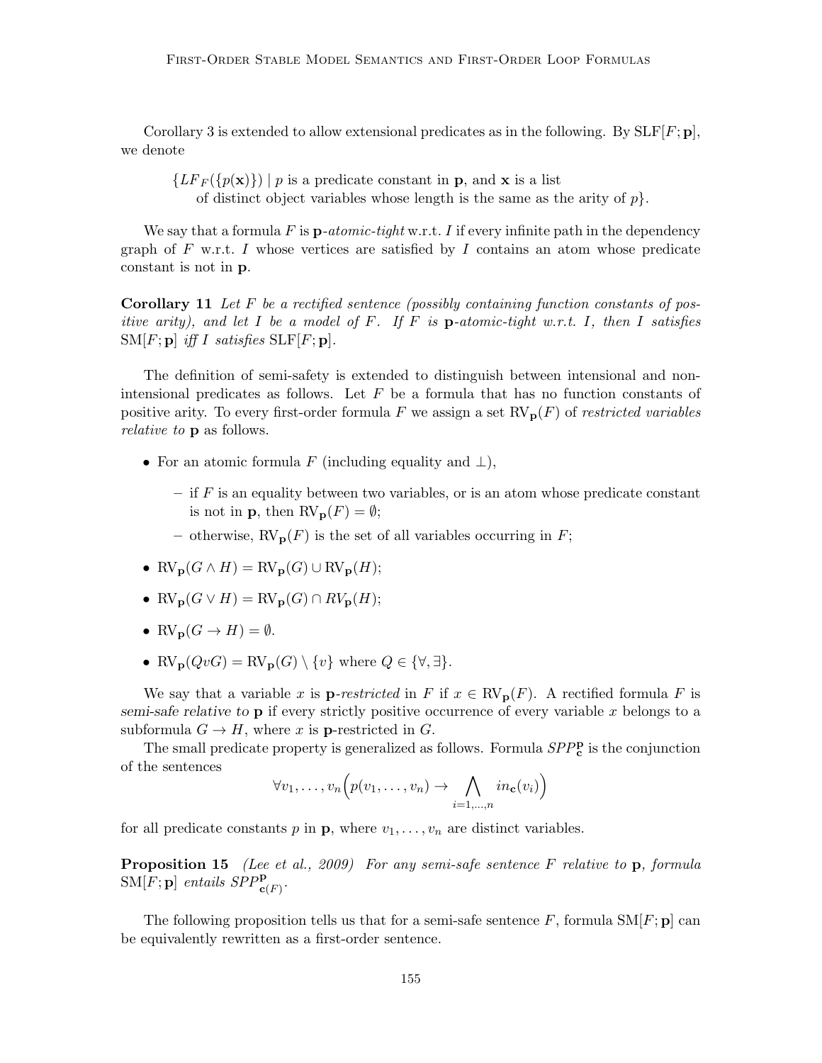Corollary 3 is extended to allow extensional predicates as in the following. By $\text{SLF}[F;\mathbf{p}]$, we denote

$$\{LF_F(\{p(\mathbf{x})\}) \mid p \text{ is a predicate constant in } \mathbf{p}, \text{ and } \mathbf{x} \text{ is a list of distinct object variables whose length is the same as the arity of } p\}.$$

We say that a formula $F$ is $\mathbf{p}$-*atomic-tight* w.r.t. $I$ if every infinite path in the dependency graph of $F$ w.r.t. $I$ whose vertices are satisfied by $I$ contains an atom whose predicate constant is not in $\mathbf{p}$.

**Corollary 11** *Let $F$ be a rectified sentence (possibly containing function constants of positive arity), and let $I$ be a model of $F$. If $F$ is $\mathbf{p}$-atomic-tight w.r.t. $I$, then $I$ satisfies $\text{SM}[F;\mathbf{p}]$ iff $I$ satisfies $\text{SLF}[F;\mathbf{p}]$.*

The definition of semi-safety is extended to distinguish between intensional and non-intensional predicates as follows. Let $F$ be a formula that has no function constants of positive arity. To every first-order formula $F$ we assign a set $\text{RV}_{\mathbf{p}}(F)$ of *restricted variables relative to* $\mathbf{p}$ as follows.

- For an atomic formula $F$ (including equality and $\bot$),
  - if $F$ is an equality between two variables, or is an atom whose predicate constant is not in $\mathbf{p}$, then $\text{RV}_{\mathbf{p}}(F) = \emptyset$;
  - otherwise, $\text{RV}_{\mathbf{p}}(F)$ is the set of all variables occurring in $F$;
- $\text{RV}_{\mathbf{p}}(G \wedge H) = \text{RV}_{\mathbf{p}}(G) \cup \text{RV}_{\mathbf{p}}(H)$;
- $\text{RV}_{\mathbf{p}}(G \vee H) = \text{RV}_{\mathbf{p}}(G) \cap RV_{\mathbf{p}}(H)$;
- $\text{RV}_{\mathbf{p}}(G \rightarrow H) = \emptyset$.
- $\text{RV}_{\mathbf{p}}(QvG) = \text{RV}_{\mathbf{p}}(G) \setminus \{v\}$ where $Q \in \{\forall, \exists\}$.

We say that a variable $x$ is $\mathbf{p}$-*restricted* in $F$ if $x \in \text{RV}_{\mathbf{p}}(F)$. A rectified formula $F$ is *semi-safe relative to* $\mathbf{p}$ if every strictly positive occurrence of every variable $x$ belongs to a subformula $G \rightarrow H$, where $x$ is $\mathbf{p}$-restricted in $G$.

The small predicate property is generalized as follows. Formula $SPP^{\mathbf{p}}_{\mathbf{c}}$ is the conjunction of the sentences

$$\forall v_1, \ldots, v_n \Big( p(v_1, \ldots, v_n) \rightarrow \bigwedge_{i=1,\ldots,n} in_{\mathbf{c}}(v_i) \Big)$$

for all predicate constants $p$ in $\mathbf{p}$, where $v_1, \ldots, v_n$ are distinct variables.

**Proposition 15** *(Lee et al., 2009) For any semi-safe sentence $F$ relative to $\mathbf{p}$, formula $\text{SM}[F;\mathbf{p}]$ entails $SPP^{\mathbf{p}}_{\mathbf{c}(F)}$.*

The following proposition tells us that for a semi-safe sentence $F$, formula $\text{SM}[F;\mathbf{p}]$ can be equivalently rewritten as a first-order sentence.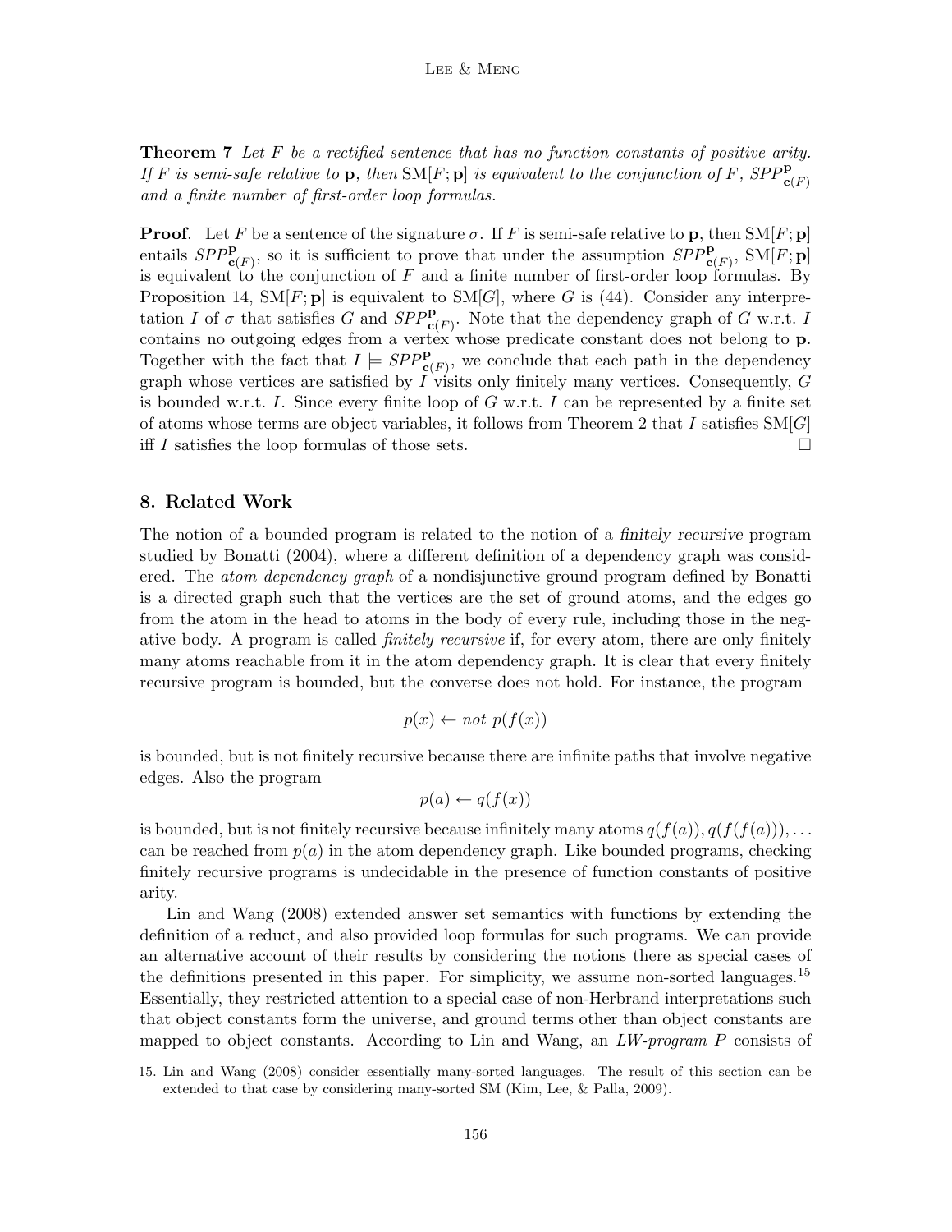**Theorem 7** *Let $F$ be a rectified sentence that has no function constants of positive arity. If $F$ is semi-safe relative to $\mathbf{p}$, then $\text{SM}[F;\mathbf{p}]$ is equivalent to the conjunction of $F$, $SPP^{\mathbf{p}}_{\mathbf{c}(F)}$ and a finite number of first-order loop formulas.*

**Proof**. Let $F$ be a sentence of the signature $\sigma$. If $F$ is semi-safe relative to $\mathbf{p}$, then $\text{SM}[F;\mathbf{p}]$ entails $SPP^{\mathbf{p}}_{\mathbf{c}(F)}$, so it is sufficient to prove that under the assumption $SPP^{\mathbf{p}}_{\mathbf{c}(F)}$, $\text{SM}[F;\mathbf{p}]$ is equivalent to the conjunction of $F$ and a finite number of first-order loop formulas. By Proposition 14, $\text{SM}[F;\mathbf{p}]$ is equivalent to $\text{SM}[G]$, where $G$ is (44). Consider any interpretation $I$ of $\sigma$ that satisfies $G$ and $SPP^{\mathbf{p}}_{\mathbf{c}(F)}$. Note that the dependency graph of $G$ w.r.t. $I$ contains no outgoing edges from a vertex whose predicate constant does not belong to $\mathbf{p}$. Together with the fact that $I \models SPP^{\mathbf{p}}_{\mathbf{c}(F)}$, we conclude that each path in the dependency graph whose vertices are satisfied by $I$ visits only finitely many vertices. Consequently, $G$ is bounded w.r.t. $I$. Since every finite loop of $G$ w.r.t. $I$ can be represented by a finite set of atoms whose terms are object variables, it follows from Theorem 2 that $I$ satisfies $\text{SM}[G]$ iff $I$ satisfies the loop formulas of those sets. □

## 8. Related Work

The notion of a bounded program is related to the notion of a *finitely recursive* program studied by Bonatti (2004), where a different definition of a dependency graph was considered. The *atom dependency graph* of a nondisjunctive ground program defined by Bonatti is a directed graph such that the vertices are the set of ground atoms, and the edges go from the atom in the head to atoms in the body of every rule, including those in the negative body. A program is called *finitely recursive* if, for every atom, there are only finitely many atoms reachable from it in the atom dependency graph. It is clear that every finitely recursive program is bounded, but the converse does not hold. For instance, the program

$$p(x) \leftarrow \textit{not}\ p(f(x))$$

is bounded, but is not finitely recursive because there are infinite paths that involve negative edges. Also the program

$$p(a) \leftarrow q(f(x))$$

is bounded, but is not finitely recursive because infinitely many atoms $q(f(a)), q(f(f(a))), \dots$ can be reached from $p(a)$ in the atom dependency graph. Like bounded programs, checking finitely recursive programs is undecidable in the presence of function constants of positive arity.

Lin and Wang (2008) extended answer set semantics with functions by extending the definition of a reduct, and also provided loop formulas for such programs. We can provide an alternative account of their results by considering the notions there as special cases of the definitions presented in this paper. For simplicity, we assume non-sorted languages.[15] Essentially, they restricted attention to a special case of non-Herbrand interpretations such that object constants form the universe, and ground terms other than object constants are mapped to object constants. According to Lin and Wang, an *LW-program* $P$ consists of

15. Lin and Wang (2008) consider essentially many-sorted languages. The result of this section can be extended to that case by considering many-sorted SM (Kim, Lee, & Palla, 2009).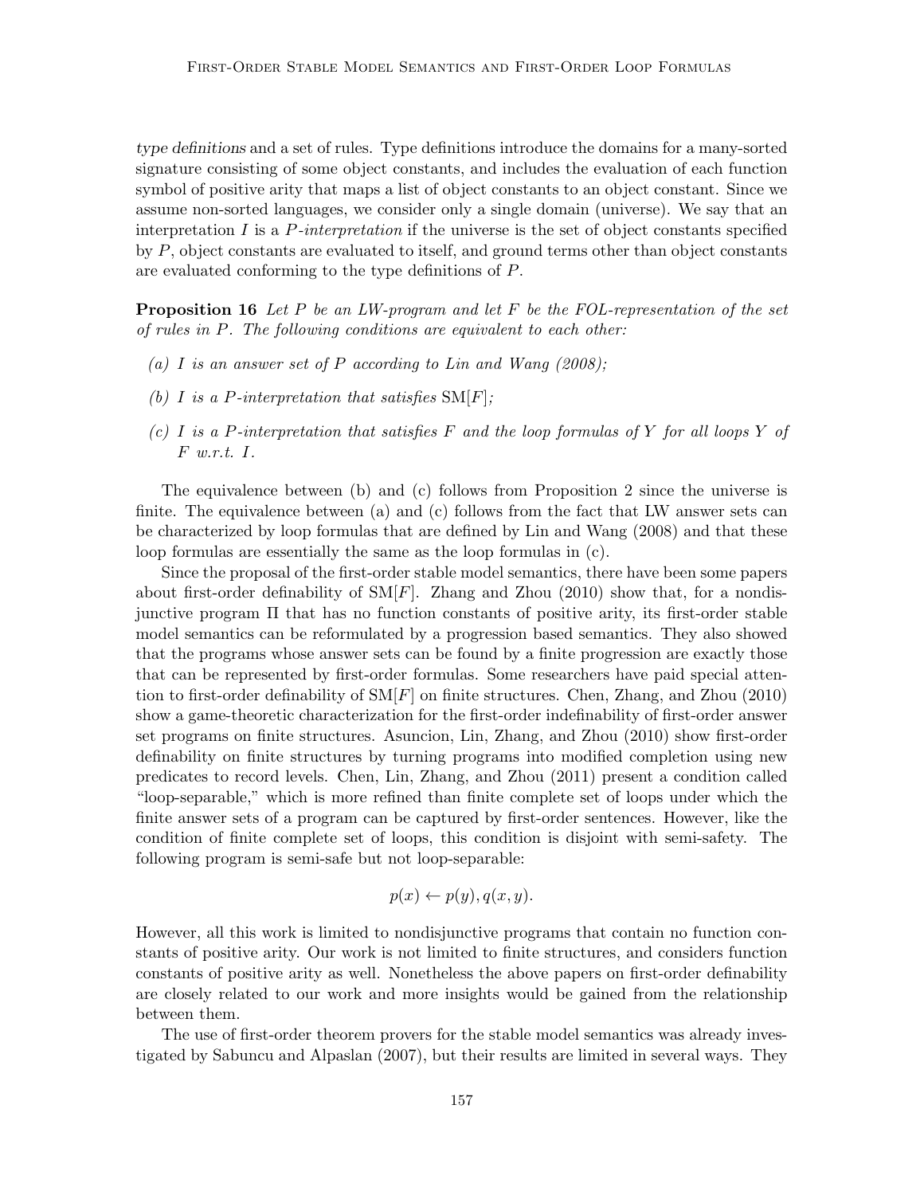*type definitions* and a set of rules. Type definitions introduce the domains for a many-sorted signature consisting of some object constants, and includes the evaluation of each function symbol of positive arity that maps a list of object constants to an object constant. Since we assume non-sorted languages, we consider only a single domain (universe). We say that an interpretation $I$ is a $P$*-interpretation* if the universe is the set of object constants specified by $P$, object constants are evaluated to itself, and ground terms other than object constants are evaluated conforming to the type definitions of $P$.

**Proposition 16** *Let $P$ be an LW-program and let $F$ be the FOL-representation of the set of rules in $P$. The following conditions are equivalent to each other:*

- *(a) $I$ is an answer set of $P$ according to Lin and Wang (2008);*
- *(b) $I$ is a $P$-interpretation that satisfies $\text{SM}[F]$;*
- *(c) $I$ is a $P$-interpretation that satisfies $F$ and the loop formulas of $Y$ for all loops $Y$ of $F$ w.r.t. $I$.*

The equivalence between (b) and (c) follows from Proposition 2 since the universe is finite. The equivalence between (a) and (c) follows from the fact that LW answer sets can be characterized by loop formulas that are defined by Lin and Wang (2008) and that these loop formulas are essentially the same as the loop formulas in (c).

Since the proposal of the first-order stable model semantics, there have been some papers about first-order definability of $\text{SM}[F]$. Zhang and Zhou (2010) show that, for a nondisjunctive program $\Pi$ that has no function constants of positive arity, its first-order stable model semantics can be reformulated by a progression based semantics. They also showed that the programs whose answer sets can be found by a finite progression are exactly those that can be represented by first-order formulas. Some researchers have paid special attention to first-order definability of $\text{SM}[F]$ on finite structures. Chen, Zhang, and Zhou (2010) show a game-theoretic characterization for the first-order indefinability of first-order answer set programs on finite structures. Asuncion, Lin, Zhang, and Zhou (2010) show first-order definability on finite structures by turning programs into modified completion using new predicates to record levels. Chen, Lin, Zhang, and Zhou (2011) present a condition called "loop-separable," which is more refined than finite complete set of loops under which the finite answer sets of a program can be captured by first-order sentences. However, like the condition of finite complete set of loops, this condition is disjoint with semi-safety. The following program is semi-safe but not loop-separable:

$$p(x) \leftarrow p(y), q(x, y).$$

However, all this work is limited to nondisjunctive programs that contain no function constants of positive arity. Our work is not limited to finite structures, and considers function constants of positive arity as well. Nonetheless the above papers on first-order definability are closely related to our work and more insights would be gained from the relationship between them.

The use of first-order theorem provers for the stable model semantics was already investigated by Sabuncu and Alpaslan (2007), but their results are limited in several ways. They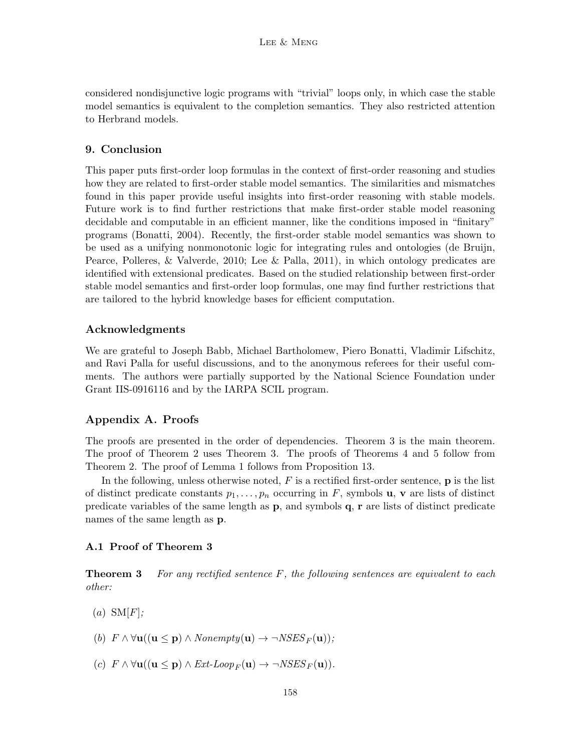considered nondisjunctive logic programs with "trivial" loops only, in which case the stable model semantics is equivalent to the completion semantics. They also restricted attention to Herbrand models.

## 9. Conclusion

This paper puts first-order loop formulas in the context of first-order reasoning and studies how they are related to first-order stable model semantics. The similarities and mismatches found in this paper provide useful insights into first-order reasoning with stable models. Future work is to find further restrictions that make first-order stable model reasoning decidable and computable in an efficient manner, like the conditions imposed in "finitary" programs (Bonatti, 2004). Recently, the first-order stable model semantics was shown to be used as a unifying nonmonotonic logic for integrating rules and ontologies (de Bruijn, Pearce, Polleres, & Valverde, 2010; Lee & Palla, 2011), in which ontology predicates are identified with extensional predicates. Based on the studied relationship between first-order stable model semantics and first-order loop formulas, one may find further restrictions that are tailored to the hybrid knowledge bases for efficient computation.

## Acknowledgments

We are grateful to Joseph Babb, Michael Bartholomew, Piero Bonatti, Vladimir Lifschitz, and Ravi Palla for useful discussions, and to the anonymous referees for their useful comments. The authors were partially supported by the National Science Foundation under Grant IIS-0916116 and by the IARPA SCIL program.

## Appendix A. Proofs

The proofs are presented in the order of dependencies. Theorem 3 is the main theorem. The proof of Theorem 2 uses Theorem 3. The proofs of Theorems 4 and 5 follow from Theorem 2. The proof of Lemma 1 follows from Proposition 13.

In the following, unless otherwise noted, $F$ is a rectified first-order sentence, $\mathbf{p}$ is the list of distinct predicate constants $p_1, \dots, p_n$ occurring in $F$, symbols $\mathbf{u}$, $\mathbf{v}$ are lists of distinct predicate variables of the same length as $\mathbf{p}$, and symbols $\mathbf{q}$, $\mathbf{r}$ are lists of distinct predicate names of the same length as $\mathbf{p}$.

### A.1 Proof of Theorem 3

**Theorem 3** *For any rectified sentence $F$, the following sentences are equivalent to each other:*

(a) $\text{SM}[F]$;

(b) $F \land \forall \mathbf{u}((\mathbf{u} \leq \mathbf{p}) \land \mathit{Nonempty}(\mathbf{u}) \rightarrow \neg \mathit{NSES}_F(\mathbf{u}))$;

(c) $F \land \forall \mathbf{u}((\mathbf{u} \leq \mathbf{p}) \land \mathit{Ext\text{-}Loop}_F(\mathbf{u}) \rightarrow \neg \mathit{NSES}_F(\mathbf{u}))$.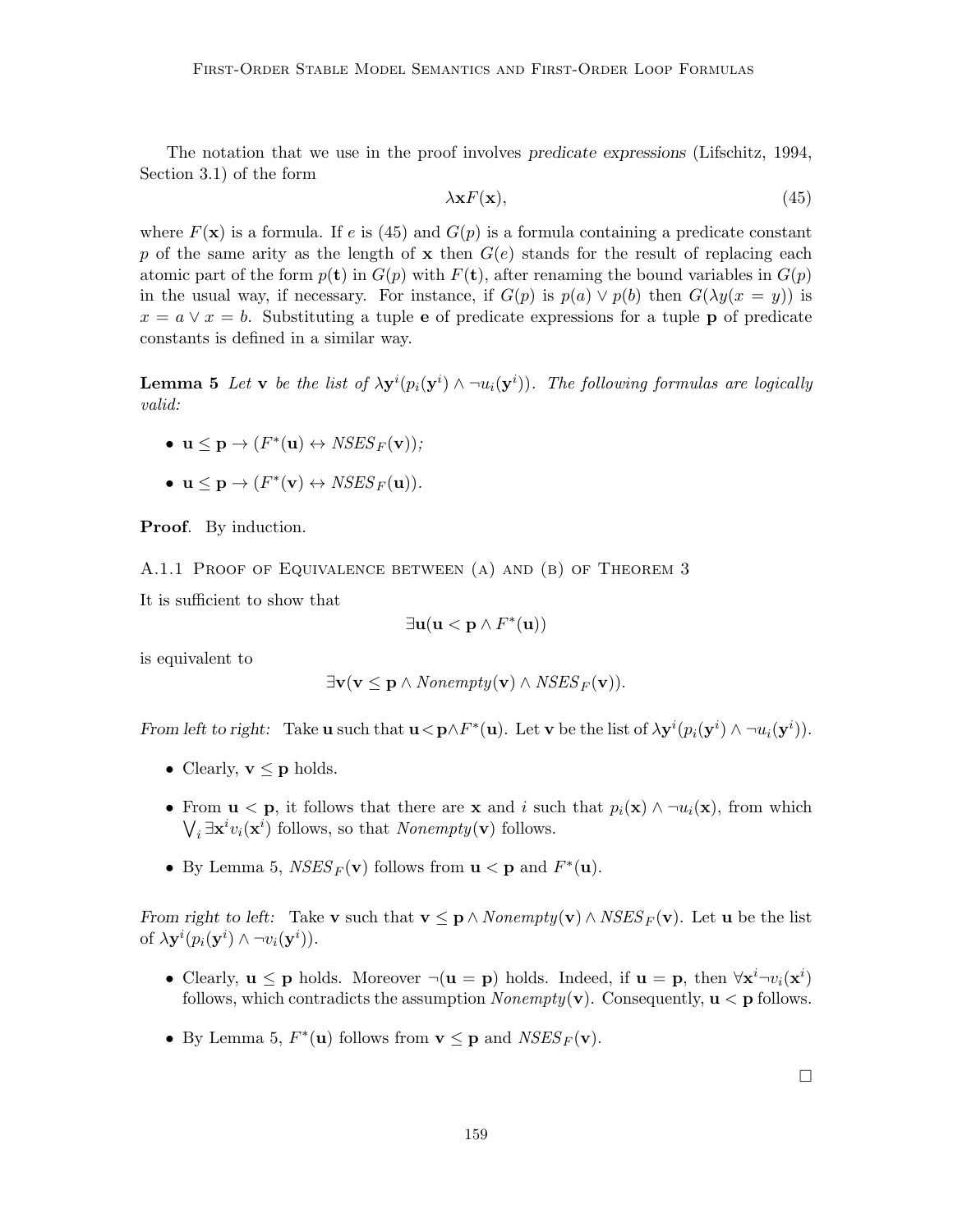The notation that we use in the proof involves *predicate expressions* (Lifschitz, 1994, Section 3.1) of the form

$$\lambda \mathbf{x} F(\mathbf{x}), \tag{45}$$

where $F(\mathbf{x})$ is a formula. If $e$ is (45) and $G(p)$ is a formula containing a predicate constant $p$ of the same arity as the length of $\mathbf{x}$ then $G(e)$ stands for the result of replacing each atomic part of the form $p(\mathbf{t})$ in $G(p)$ with $F(\mathbf{t})$, after renaming the bound variables in $G(p)$ in the usual way, if necessary. For instance, if $G(p)$ is $p(a) \vee p(b)$ then $G(\lambda y(x = y))$ is $x = a \vee x = b$. Substituting a tuple $\mathbf{e}$ of predicate expressions for a tuple $\mathbf{p}$ of predicate constants is defined in a similar way.

**Lemma 5** *Let* $\mathbf{v}$ *be the list of* $\lambda \mathbf{y}^i (p_i(\mathbf{y}^i) \wedge \neg u_i(\mathbf{y}^i))$*. The following formulas are logically valid:*

- $\mathbf{u} \le \mathbf{p} \rightarrow (F^*(\mathbf{u}) \leftrightarrow \mathit{NSES}_F(\mathbf{v}))$*;*
- $\mathbf{u} \le \mathbf{p} \rightarrow (F^*(\mathbf{v}) \leftrightarrow \mathit{NSES}_F(\mathbf{u}))$*.*

**Proof**. By induction.

### A.1.1 Proof of Equivalence between (a) and (b) of Theorem 3

It is sufficient to show that

$$\exists \mathbf{u}(\mathbf{u} < \mathbf{p} \wedge F^*(\mathbf{u}))$$

is equivalent to

$$\exists \mathbf{v}(\mathbf{v} \le \mathbf{p} \wedge \mathit{Nonempty}(\mathbf{v}) \wedge \mathit{NSES}_F(\mathbf{v})).$$

*From left to right:* Take $\mathbf{u}$ such that $\mathbf{u} < \mathbf{p} \wedge F^*(\mathbf{u})$. Let $\mathbf{v}$ be the list of $\lambda \mathbf{y}^i (p_i(\mathbf{y}^i) \wedge \neg u_i(\mathbf{y}^i))$.

- Clearly, $\mathbf{v} \le \mathbf{p}$ holds.
- From $\mathbf{u} < \mathbf{p}$, it follows that there are $\mathbf{x}$ and $i$ such that $p_i(\mathbf{x}) \wedge \neg u_i(\mathbf{x})$, from which $\bigvee_i \exists \mathbf{x}^i v_i(\mathbf{x}^i)$ follows, so that $\mathit{Nonempty}(\mathbf{v})$ follows.
- By Lemma 5, $\mathit{NSES}_F(\mathbf{v})$ follows from $\mathbf{u} < \mathbf{p}$ and $F^*(\mathbf{u})$.

*From right to left:* Take $\mathbf{v}$ such that $\mathbf{v} \le \mathbf{p} \wedge \mathit{Nonempty}(\mathbf{v}) \wedge \mathit{NSES}_F(\mathbf{v})$. Let $\mathbf{u}$ be the list of $\lambda \mathbf{y}^i (p_i(\mathbf{y}^i) \wedge \neg v_i(\mathbf{y}^i))$.

- Clearly, $\mathbf{u} \le \mathbf{p}$ holds. Moreover $\neg(\mathbf{u} = \mathbf{p})$ holds. Indeed, if $\mathbf{u} = \mathbf{p}$, then $\forall \mathbf{x}^i \neg v_i(\mathbf{x}^i)$ follows, which contradicts the assumption $\mathit{Nonempty}(\mathbf{v})$. Consequently, $\mathbf{u} < \mathbf{p}$ follows.
- By Lemma 5, $F^*(\mathbf{u})$ follows from $\mathbf{v} \le \mathbf{p}$ and $\mathit{NSES}_F(\mathbf{v})$.

$\square$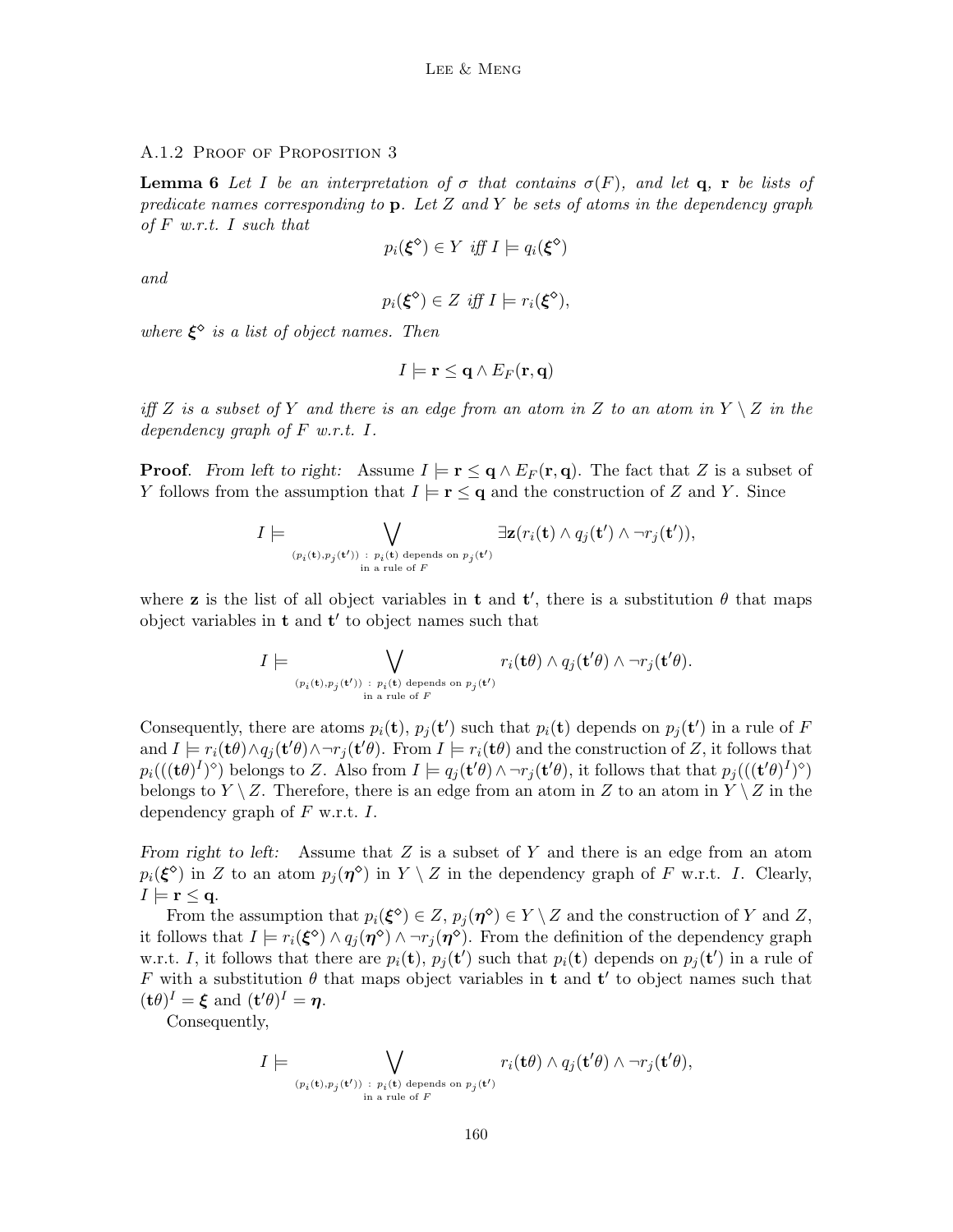### A.1.2 Proof of Proposition 3

**Lemma 6** *Let $I$ be an interpretation of $\sigma$ that contains $\sigma(F)$, and let $\mathbf{q}$, $\mathbf{r}$ be lists of predicate names corresponding to $\mathbf{p}$. Let $Z$ and $Y$ be sets of atoms in the dependency graph of $F$ w.r.t. $I$ such that*

$$p_i(\boldsymbol{\xi}^\diamond) \in Y \text{ iff } I \models q_i(\boldsymbol{\xi}^\diamond)$$

*and*

$$p_i(\boldsymbol{\xi}^\diamond) \in Z \text{ iff } I \models r_i(\boldsymbol{\xi}^\diamond),$$

*where $\boldsymbol{\xi}^\diamond$ is a list of object names. Then*

$$I \models \mathbf{r} \leq \mathbf{q} \land E_F(\mathbf{r}, \mathbf{q})$$

*iff $Z$ is a subset of $Y$ and there is an edge from an atom in $Z$ to an atom in $Y \setminus Z$ in the dependency graph of $F$ w.r.t. $I$.*

**Proof**. *From left to right:* Assume $I \models \mathbf{r} \leq \mathbf{q} \land E_F(\mathbf{r}, \mathbf{q})$. The fact that $Z$ is a subset of $Y$ follows from the assumption that $I \models \mathbf{r} \leq \mathbf{q}$ and the construction of $Z$ and $Y$. Since

$$I \models \bigvee_{\substack{(p_i(\mathbf{t}), p_j(\mathbf{t}')) \,:\, p_i(\mathbf{t}) \text{ depends on } p_j(\mathbf{t}') \\ \text{in a rule of } F}} \exists \mathbf{z}(r_i(\mathbf{t}) \land q_j(\mathbf{t}') \land \neg r_j(\mathbf{t}')),$$

where $\mathbf{z}$ is the list of all object variables in $\mathbf{t}$ and $\mathbf{t}'$, there is a substitution $\theta$ that maps object variables in $\mathbf{t}$ and $\mathbf{t}'$ to object names such that

$$I \models \bigvee_{\substack{(p_i(\mathbf{t}), p_j(\mathbf{t}')) \,:\, p_i(\mathbf{t}) \text{ depends on } p_j(\mathbf{t}') \\ \text{in a rule of } F}} r_i(\mathbf{t}\theta) \land q_j(\mathbf{t}'\theta) \land \neg r_j(\mathbf{t}'\theta).$$

Consequently, there are atoms $p_i(\mathbf{t})$, $p_j(\mathbf{t}')$ such that $p_i(\mathbf{t})$ depends on $p_j(\mathbf{t}')$ in a rule of $F$ and $I \models r_i(\mathbf{t}\theta) \land q_j(\mathbf{t}'\theta) \land \neg r_j(\mathbf{t}'\theta)$. From $I \models r_i(\mathbf{t}\theta)$ and the construction of $Z$, it follows that $p_i(((\mathbf{t}\theta)^I)^\diamond)$ belongs to $Z$. Also from $I \models q_j(\mathbf{t}'\theta) \land \neg r_j(\mathbf{t}'\theta)$, it follows that that $p_j(((\mathbf{t}'\theta)^I)^\diamond)$ belongs to $Y \setminus Z$. Therefore, there is an edge from an atom in $Z$ to an atom in $Y \setminus Z$ in the dependency graph of $F$ w.r.t. $I$.

*From right to left:* Assume that $Z$ is a subset of $Y$ and there is an edge from an atom $p_i(\boldsymbol{\xi}^\diamond)$ in $Z$ to an atom $p_j(\boldsymbol{\eta}^\diamond)$ in $Y \setminus Z$ in the dependency graph of $F$ w.r.t. $I$. Clearly, $I \models \mathbf{r} \leq \mathbf{q}$.

From the assumption that $p_i(\boldsymbol{\xi}^\diamond) \in Z$, $p_j(\boldsymbol{\eta}^\diamond) \in Y \setminus Z$ and the construction of $Y$ and $Z$, it follows that $I \models r_i(\boldsymbol{\xi}^\diamond) \land q_j(\boldsymbol{\eta}^\diamond) \land \neg r_j(\boldsymbol{\eta}^\diamond)$. From the definition of the dependency graph w.r.t. $I$, it follows that there are $p_i(\mathbf{t})$, $p_j(\mathbf{t}')$ such that $p_i(\mathbf{t})$ depends on $p_j(\mathbf{t}')$ in a rule of $F$ with a substitution $\theta$ that maps object variables in $\mathbf{t}$ and $\mathbf{t}'$ to object names such that $(\mathbf{t}\theta)^I = \boldsymbol{\xi}$ and $(\mathbf{t}'\theta)^I = \boldsymbol{\eta}$.

Consequently,

$$I \models \bigvee_{\substack{(p_i(\mathbf{t}), p_j(\mathbf{t}')) \,:\, p_i(\mathbf{t}) \text{ depends on } p_j(\mathbf{t}') \\ \text{in a rule of } F}} r_i(\mathbf{t}\theta) \land q_j(\mathbf{t}'\theta) \land \neg r_j(\mathbf{t}'\theta),$$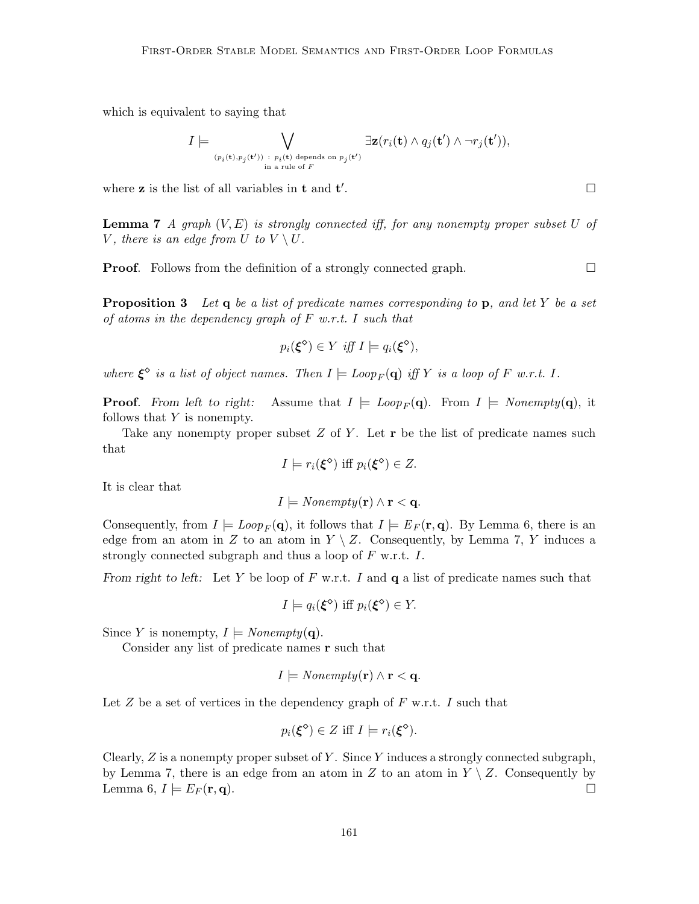which is equivalent to saying that

$$I \models \bigvee_{\substack{(p_i(\mathbf{t}),p_j(\mathbf{t}')) \,:\, p_i(\mathbf{t}) \text{ depends on } p_j(\mathbf{t}') \\ \text{in a rule of } F}} \exists \mathbf{z}(r_i(\mathbf{t}) \wedge q_j(\mathbf{t}') \wedge \neg r_j(\mathbf{t}')),$$

where $\mathbf{z}$ is the list of all variables in $\mathbf{t}$ and $\mathbf{t}'$. ☐

**Lemma 7** *A graph $(V, E)$ is strongly connected iff, for any nonempty proper subset $U$ of $V$, there is an edge from $U$ to $V \setminus U$.*

**Proof**. Follows from the definition of a strongly connected graph. ☐

**Proposition 3** *Let $\mathbf{q}$ be a list of predicate names corresponding to $\mathbf{p}$, and let $Y$ be a set of atoms in the dependency graph of $F$ w.r.t. $I$ such that*

$$p_i(\boldsymbol{\xi}^\diamond) \in Y \text{ iff } I \models q_i(\boldsymbol{\xi}^\diamond),$$

*where $\boldsymbol{\xi}^\diamond$ is a list of object names. Then $I \models \mathit{Loop}_F(\mathbf{q})$ iff $Y$ is a loop of $F$ w.r.t. $I$.*

**Proof**. *From left to right:* Assume that $I \models \mathit{Loop}_F(\mathbf{q})$. From $I \models \mathit{Nonempty}(\mathbf{q})$, it follows that $Y$ is nonempty.

Take any nonempty proper subset $Z$ of $Y$. Let $\mathbf{r}$ be the list of predicate names such that

$$I \models r_i(\boldsymbol{\xi}^\diamond) \text{ iff } p_i(\boldsymbol{\xi}^\diamond) \in Z.$$

It is clear that

$$I \models \mathit{Nonempty}(\mathbf{r}) \wedge \mathbf{r} < \mathbf{q}.$$

Consequently, from $I \models \mathit{Loop}_F(\mathbf{q})$, it follows that $I \models E_F(\mathbf{r}, \mathbf{q})$. By Lemma 6, there is an edge from an atom in $Z$ to an atom in $Y \setminus Z$. Consequently, by Lemma 7, $Y$ induces a strongly connected subgraph and thus a loop of $F$ w.r.t. $I$.

*From right to left:* Let $Y$ be loop of $F$ w.r.t. $I$ and $\mathbf{q}$ a list of predicate names such that

$$I \models q_i(\boldsymbol{\xi}^\diamond) \text{ iff } p_i(\boldsymbol{\xi}^\diamond) \in Y.$$

Since $Y$ is nonempty, $I \models \mathit{Nonempty}(\mathbf{q})$.

Consider any list of predicate names $\mathbf{r}$ such that

$$I \models \mathit{Nonempty}(\mathbf{r}) \wedge \mathbf{r} < \mathbf{q}.$$

Let $Z$ be a set of vertices in the dependency graph of $F$ w.r.t. $I$ such that

$$p_i(\boldsymbol{\xi}^\diamond) \in Z \text{ iff } I \models r_i(\boldsymbol{\xi}^\diamond).$$

Clearly, $Z$ is a nonempty proper subset of $Y$. Since $Y$ induces a strongly connected subgraph, by Lemma 7, there is an edge from an atom in $Z$ to an atom in $Y \setminus Z$. Consequently by Lemma 6, $I \models E_F(\mathbf{r}, \mathbf{q})$. ☐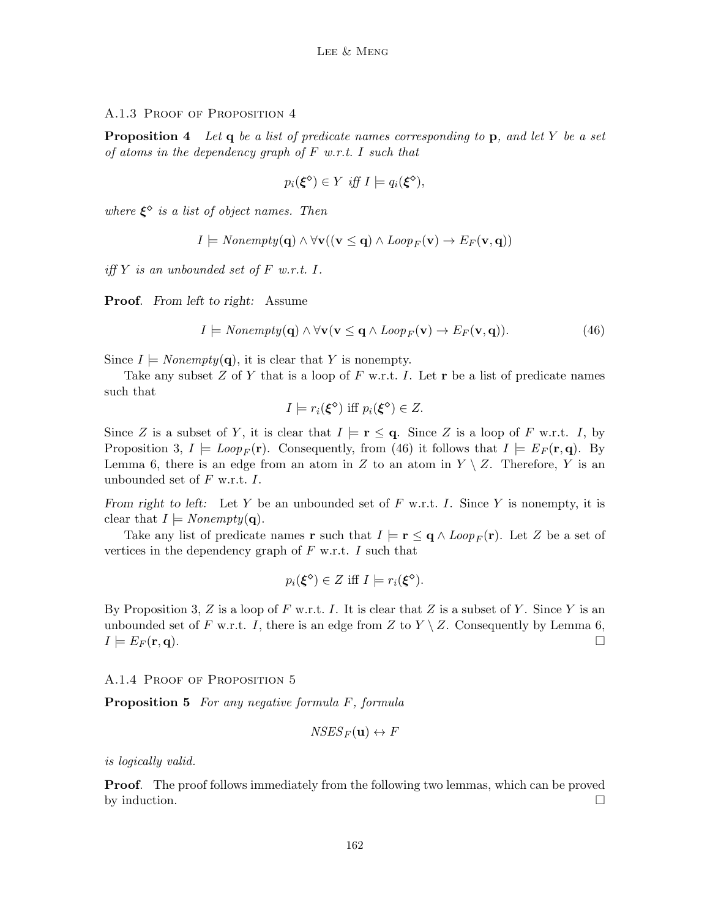#### A.1.3 Proof of Proposition 4

**Proposition 4** *Let* $\mathbf{q}$ *be a list of predicate names corresponding to* $\mathbf{p}$*, and let* $Y$ *be a set of atoms in the dependency graph of* $F$ *w.r.t.* $I$ *such that*

$$p_i(\boldsymbol{\xi}^\diamond) \in Y \text{ iff } I \models q_i(\boldsymbol{\xi}^\diamond),$$

*where* $\boldsymbol{\xi}^\diamond$ *is a list of object names. Then*

$$I \models \textit{Nonempty}(\mathbf{q}) \wedge \forall \mathbf{v}((\mathbf{v} \leq \mathbf{q}) \wedge \textit{Loop}_F(\mathbf{v}) \rightarrow E_F(\mathbf{v}, \mathbf{q}))$$

*iff* $Y$ *is an unbounded set of* $F$ *w.r.t.* $I$.

**Proof**. *From left to right:* Assume

$$I \models \textit{Nonempty}(\mathbf{q}) \wedge \forall \mathbf{v}(\mathbf{v} \leq \mathbf{q} \wedge \textit{Loop}_F(\mathbf{v}) \rightarrow E_F(\mathbf{v}, \mathbf{q})). \tag{46}$$

Since $I \models \textit{Nonempty}(\mathbf{q})$, it is clear that $Y$ is nonempty.

Take any subset $Z$ of $Y$ that is a loop of $F$ w.r.t. $I$. Let $\mathbf{r}$ be a list of predicate names such that

$$I \models r_i(\boldsymbol{\xi}^\diamond) \text{ iff } p_i(\boldsymbol{\xi}^\diamond) \in Z.$$

Since $Z$ is a subset of $Y$, it is clear that $I \models \mathbf{r} \leq \mathbf{q}$. Since $Z$ is a loop of $F$ w.r.t. $I$, by Proposition 3, $I \models \textit{Loop}_F(\mathbf{r})$. Consequently, from (46) it follows that $I \models E_F(\mathbf{r}, \mathbf{q})$. By Lemma 6, there is an edge from an atom in $Z$ to an atom in $Y \setminus Z$. Therefore, $Y$ is an unbounded set of $F$ w.r.t. $I$.

*From right to left:* Let $Y$ be an unbounded set of $F$ w.r.t. $I$. Since $Y$ is nonempty, it is clear that $I \models \textit{Nonempty}(\mathbf{q})$.

Take any list of predicate names $\mathbf{r}$ such that $I \models \mathbf{r} \leq \mathbf{q} \wedge \textit{Loop}_F(\mathbf{r})$. Let $Z$ be a set of vertices in the dependency graph of $F$ w.r.t. $I$ such that

$$p_i(\boldsymbol{\xi}^\diamond) \in Z \text{ iff } I \models r_i(\boldsymbol{\xi}^\diamond).$$

By Proposition 3, $Z$ is a loop of $F$ w.r.t. $I$. It is clear that $Z$ is a subset of $Y$. Since $Y$ is an unbounded set of $F$ w.r.t. $I$, there is an edge from $Z$ to $Y \setminus Z$. Consequently by Lemma 6, $I \models E_F(\mathbf{r}, \mathbf{q})$. $\square$

#### A.1.4 Proof of Proposition 5

**Proposition 5** *For any negative formula* $F$*, formula*

$$\textit{NSES}_F(\mathbf{u}) \leftrightarrow F$$

*is logically valid.*

**Proof**. The proof follows immediately from the following two lemmas, which can be proved by induction. $\square$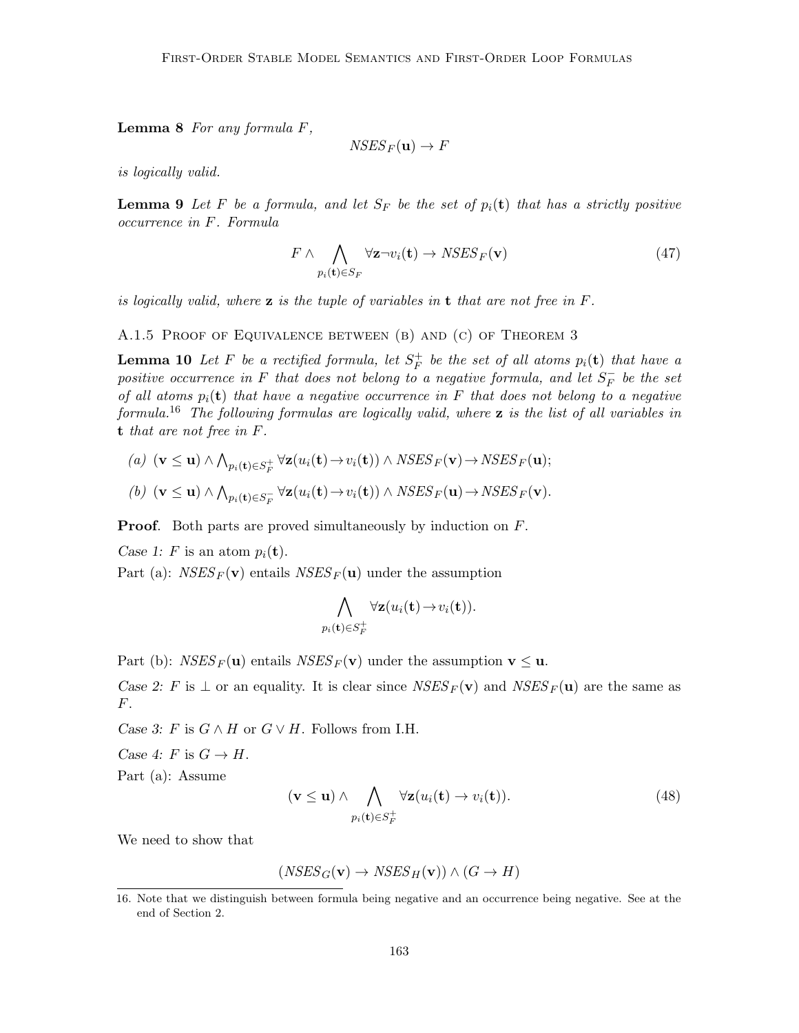**Lemma 8** *For any formula $F$,*

$$NSES_F(\mathbf{u}) \rightarrow F$$

*is logically valid.*

**Lemma 9** *Let $F$ be a formula, and let $S_F$ be the set of $p_i(\mathbf{t})$ that has a strictly positive occurrence in $F$. Formula*

$$F \wedge \bigwedge_{p_i(\mathbf{t}) \in S_F} \forall \mathbf{z} \neg v_i(\mathbf{t}) \rightarrow NSES_F(\mathbf{v}) \tag{47}$$

*is logically valid, where $\mathbf{z}$ is the tuple of variables in $\mathbf{t}$ that are not free in $F$.*

### A.1.5 Proof of Equivalence between (b) and (c) of Theorem 3

**Lemma 10** *Let $F$ be a rectified formula, let $S_F^+$ be the set of all atoms $p_i(\mathbf{t})$ that have a positive occurrence in $F$ that does not belong to a negative formula, and let $S_F^-$ be the set of all atoms $p_i(\mathbf{t})$ that have a negative occurrence in $F$ that does not belong to a negative formula.*[16] *The following formulas are logically valid, where $\mathbf{z}$ is the list of all variables in $\mathbf{t}$ that are not free in $F$.*

*(a)* $(\mathbf{v} \leq \mathbf{u}) \wedge \bigwedge_{p_i(\mathbf{t}) \in S_F^+} \forall \mathbf{z}(u_i(\mathbf{t}) \rightarrow v_i(\mathbf{t})) \wedge NSES_F(\mathbf{v}) \rightarrow NSES_F(\mathbf{u})$;

*(b)* $(\mathbf{v} \leq \mathbf{u}) \wedge \bigwedge_{p_i(\mathbf{t}) \in S_F^-} \forall \mathbf{z}(u_i(\mathbf{t}) \rightarrow v_i(\mathbf{t})) \wedge NSES_F(\mathbf{u}) \rightarrow NSES_F(\mathbf{v})$.

**Proof**. Both parts are proved simultaneously by induction on $F$.

*Case 1:* $F$ is an atom $p_i(\mathbf{t})$.

Part (a): $NSES_F(\mathbf{v})$ entails $NSES_F(\mathbf{u})$ under the assumption

$$\bigwedge_{p_i(\mathbf{t}) \in S_F^+} \forall \mathbf{z}(u_i(\mathbf{t}) \rightarrow v_i(\mathbf{t})).$$

Part (b): $NSES_F(\mathbf{u})$ entails $NSES_F(\mathbf{v})$ under the assumption $\mathbf{v} \leq \mathbf{u}$.

*Case 2:* $F$ is $\bot$ or an equality. It is clear since $NSES_F(\mathbf{v})$ and $NSES_F(\mathbf{u})$ are the same as $F$.

*Case 3:* $F$ is $G \wedge H$ or $G \vee H$. Follows from I.H.

*Case 4:* $F$ is $G \rightarrow H$.

Part (a): Assume

$$(\mathbf{v} \leq \mathbf{u}) \wedge \bigwedge_{p_i(\mathbf{t}) \in S_F^+} \forall \mathbf{z}(u_i(\mathbf{t}) \rightarrow v_i(\mathbf{t})). \tag{48}$$

We need to show that

$$(NSES_G(\mathbf{v}) \rightarrow NSES_H(\mathbf{v})) \wedge (G \rightarrow H)$$

16. Note that we distinguish between formula being negative and an occurrence being negative. See at the end of Section 2.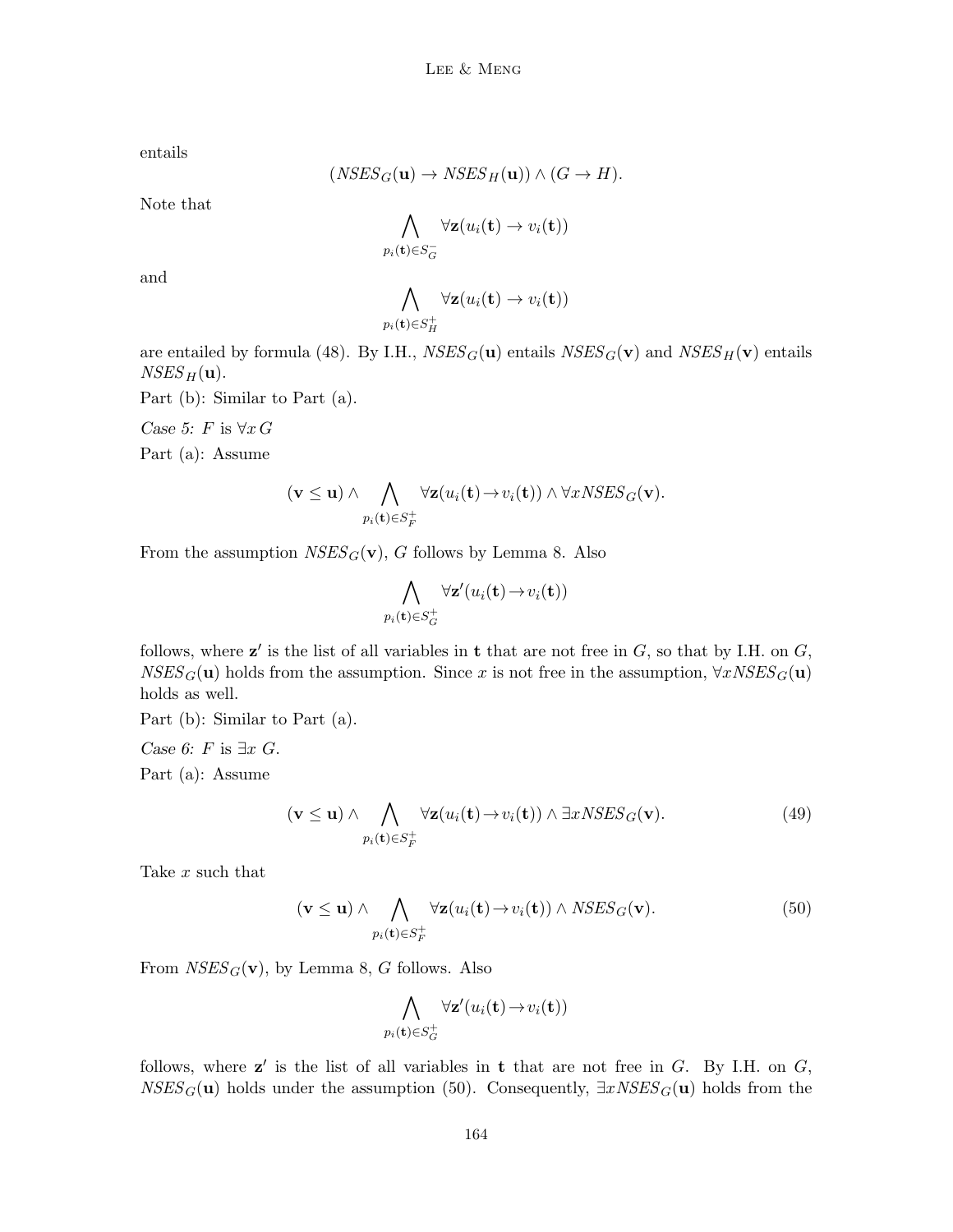entails

$$(NSES_G(\mathbf{u}) \rightarrow NSES_H(\mathbf{u})) \wedge (G \rightarrow H).$$

Note that

$$\bigwedge_{p_i(\mathbf{t}) \in S_G^-} \forall \mathbf{z}(u_i(\mathbf{t}) \rightarrow v_i(\mathbf{t}))$$

and

$$\bigwedge_{p_i(\mathbf{t}) \in S_H^+} \forall \mathbf{z}(u_i(\mathbf{t}) \rightarrow v_i(\mathbf{t}))$$

are entailed by formula (48). By I.H., $NSES_G(\mathbf{u})$ entails $NSES_G(\mathbf{v})$ and $NSES_H(\mathbf{v})$ entails $NSES_H(\mathbf{u})$.

Part (b): Similar to Part (a).

*Case 5: $F$ is $\forall x\, G$*

Part (a): Assume

$$(\mathbf{v} \leq \mathbf{u}) \wedge \bigwedge_{p_i(\mathbf{t}) \in S_F^+} \forall \mathbf{z}(u_i(\mathbf{t}) \rightarrow v_i(\mathbf{t})) \wedge \forall x NSES_G(\mathbf{v}).$$

From the assumption $NSES_G(\mathbf{v})$, $G$ follows by Lemma 8. Also

$$\bigwedge_{p_i(\mathbf{t}) \in S_G^+} \forall \mathbf{z'}(u_i(\mathbf{t}) \rightarrow v_i(\mathbf{t}))$$

follows, where $\mathbf{z'}$ is the list of all variables in $\mathbf{t}$ that are not free in $G$, so that by I.H. on $G$, $NSES_G(\mathbf{u})$ holds from the assumption. Since $x$ is not free in the assumption, $\forall x NSES_G(\mathbf{u})$ holds as well.

Part (b): Similar to Part (a).

*Case 6: $F$ is $\exists x\ G$.*

Part (a): Assume

$$(\mathbf{v} \leq \mathbf{u}) \wedge \bigwedge_{p_i(\mathbf{t}) \in S_F^+} \forall \mathbf{z}(u_i(\mathbf{t}) \rightarrow v_i(\mathbf{t})) \wedge \exists x NSES_G(\mathbf{v}). \tag{49}$$

Take $x$ such that

$$(\mathbf{v} \leq \mathbf{u}) \wedge \bigwedge_{p_i(\mathbf{t}) \in S_F^+} \forall \mathbf{z}(u_i(\mathbf{t}) \rightarrow v_i(\mathbf{t})) \wedge NSES_G(\mathbf{v}). \tag{50}$$

From $NSES_G(\mathbf{v})$, by Lemma 8, $G$ follows. Also

$$\bigwedge_{p_i(\mathbf{t}) \in S_G^+} \forall \mathbf{z'}(u_i(\mathbf{t}) \rightarrow v_i(\mathbf{t}))$$

follows, where $\mathbf{z'}$ is the list of all variables in $\mathbf{t}$ that are not free in $G$. By I.H. on $G$, $NSES_G(\mathbf{u})$ holds under the assumption (50). Consequently, $\exists x NSES_G(\mathbf{u})$ holds from the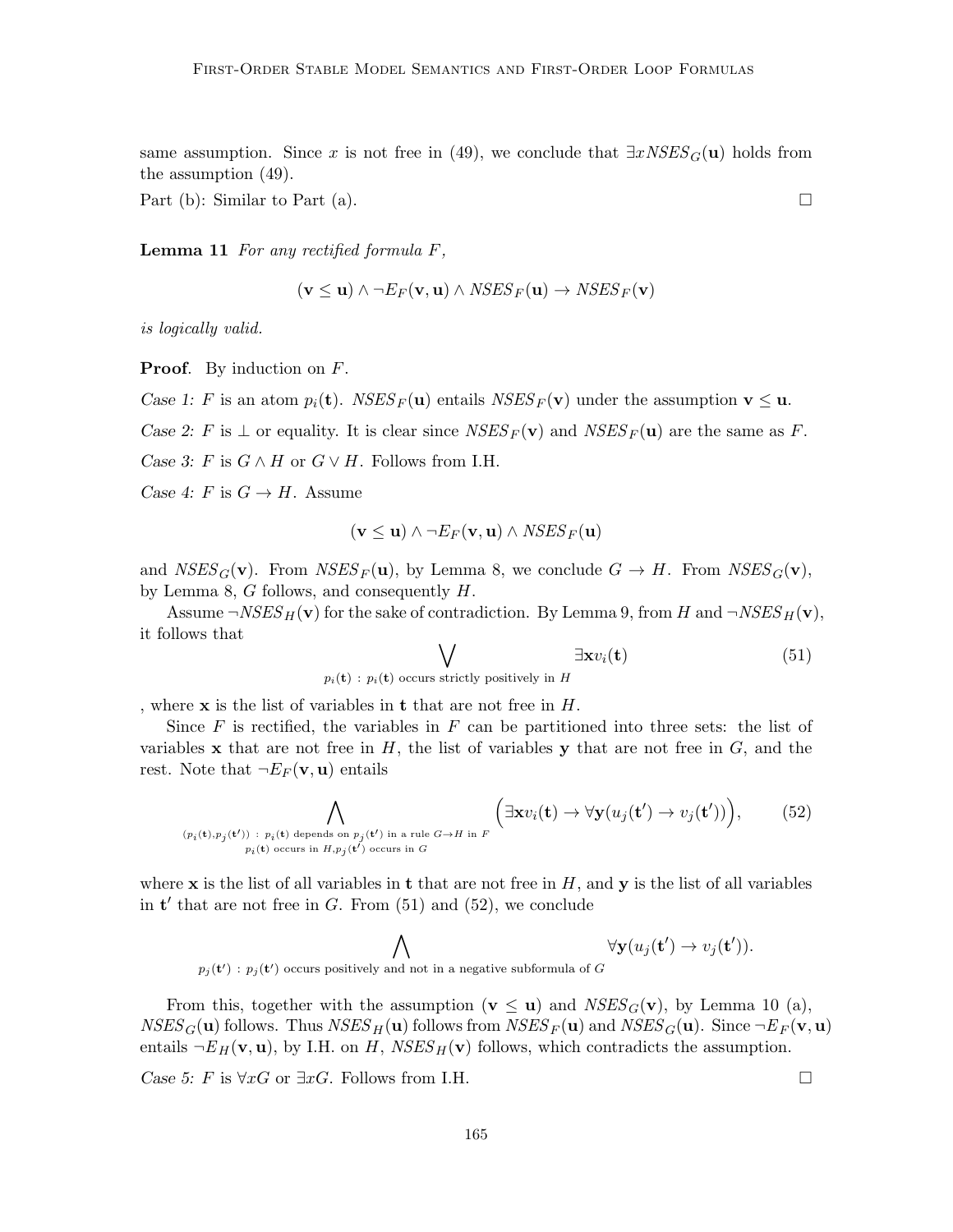same assumption. Since $x$ is not free in (49), we conclude that $\exists x NSES_G(\mathbf{u})$ holds from the assumption (49).

Part (b): Similar to Part (a). □

**Lemma 11** *For any rectified formula $F$,*

$$(\mathbf{v} \leq \mathbf{u}) \wedge \neg E_F(\mathbf{v}, \mathbf{u}) \wedge NSES_F(\mathbf{u}) \rightarrow NSES_F(\mathbf{v})$$

*is logically valid.*

**Proof**. By induction on $F$.

*Case 1:* $F$ is an atom $p_i(\mathbf{t})$. $NSES_F(\mathbf{u})$ entails $NSES_F(\mathbf{v})$ under the assumption $\mathbf{v} \leq \mathbf{u}$.

*Case 2:* $F$ is $\bot$ or equality. It is clear since $NSES_F(\mathbf{v})$ and $NSES_F(\mathbf{u})$ are the same as $F$.

*Case 3:* $F$ is $G \wedge H$ or $G \vee H$. Follows from I.H.

*Case 4:* $F$ is $G \rightarrow H$. Assume

$$(\mathbf{v} \leq \mathbf{u}) \wedge \neg E_F(\mathbf{v}, \mathbf{u}) \wedge NSES_F(\mathbf{u})$$

and $NSES_G(\mathbf{v})$. From $NSES_F(\mathbf{u})$, by Lemma 8, we conclude $G \rightarrow H$. From $NSES_G(\mathbf{v})$, by Lemma 8, $G$ follows, and consequently $H$.

Assume $\neg NSES_H(\mathbf{v})$ for the sake of contradiction. By Lemma 9, from $H$ and $\neg NSES_H(\mathbf{v})$, it follows that

$$\bigvee_{p_i(\mathbf{t})\,:\, p_i(\mathbf{t}) \text{ occurs strictly positively in } H} \exists \mathbf{x} v_i(\mathbf{t}) \tag{51}$$

, where $\mathbf{x}$ is the list of variables in $\mathbf{t}$ that are not free in $H$.

Since $F$ is rectified, the variables in $F$ can be partitioned into three sets: the list of variables $\mathbf{x}$ that are not free in $H$, the list of variables $\mathbf{y}$ that are not free in $G$, and the rest. Note that $\neg E_F(\mathbf{v}, \mathbf{u})$ entails

$$\bigwedge_{\substack{(p_i(\mathbf{t}), p_j(\mathbf{t}'))\,:\, p_i(\mathbf{t}) \text{ depends on } p_j(\mathbf{t}') \text{ in a rule } G \rightarrow H \text{ in } F \\ p_i(\mathbf{t}) \text{ occurs in } H, p_j(\mathbf{t}') \text{ occurs in } G}} \Big(\exists \mathbf{x} v_i(\mathbf{t}) \rightarrow \forall \mathbf{y}(u_j(\mathbf{t}') \rightarrow v_j(\mathbf{t}'))\Big), \tag{52}$$

where $\mathbf{x}$ is the list of all variables in $\mathbf{t}$ that are not free in $H$, and $\mathbf{y}$ is the list of all variables in $\mathbf{t}'$ that are not free in $G$. From (51) and (52), we conclude

$$\bigwedge_{p_j(\mathbf{t}')\,:\, p_j(\mathbf{t}') \text{ occurs positively and not in a negative subformula of } G} \forall \mathbf{y}(u_j(\mathbf{t}') \rightarrow v_j(\mathbf{t}')).$$

From this, together with the assumption $(\mathbf{v} \leq \mathbf{u})$ and $NSES_G(\mathbf{v})$, by Lemma 10 (a), $NSES_G(\mathbf{u})$ follows. Thus $NSES_H(\mathbf{u})$ follows from $NSES_F(\mathbf{u})$ and $NSES_G(\mathbf{u})$. Since $\neg E_F(\mathbf{v}, \mathbf{u})$ entails $\neg E_H(\mathbf{v}, \mathbf{u})$, by I.H. on $H$, $NSES_H(\mathbf{v})$ follows, which contradicts the assumption.

*Case 5:* $F$ is $\forall x G$ or $\exists x G$. Follows from I.H. □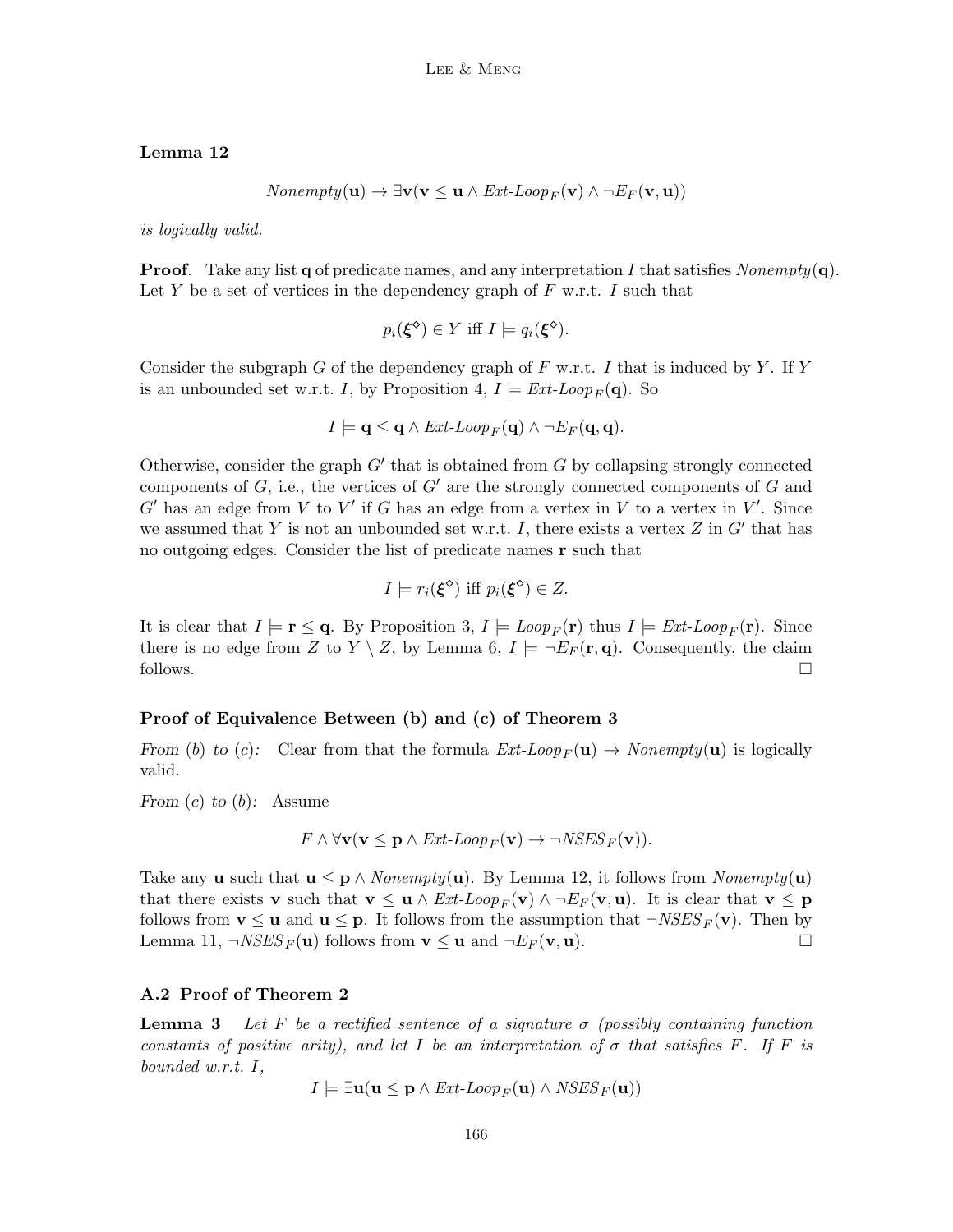**Lemma 12**

$$Nonempty(\mathbf{u}) \rightarrow \exists \mathbf{v}(\mathbf{v} \leq \mathbf{u} \wedge \textit{Ext-Loop}_F(\mathbf{v}) \wedge \neg E_F(\mathbf{v}, \mathbf{u}))$$

*is logically valid.*

**Proof**. Take any list $\mathbf{q}$ of predicate names, and any interpretation $I$ that satisfies $Nonempty(\mathbf{q})$. Let $Y$ be a set of vertices in the dependency graph of $F$ w.r.t. $I$ such that

$$p_i(\boldsymbol{\xi}^\diamond) \in Y \text{ iff } I \models q_i(\boldsymbol{\xi}^\diamond).$$

Consider the subgraph $G$ of the dependency graph of $F$ w.r.t. $I$ that is induced by $Y$. If $Y$ is an unbounded set w.r.t. $I$, by Proposition 4, $I \models \textit{Ext-Loop}_F(\mathbf{q})$. So

$$I \models \mathbf{q} \leq \mathbf{q} \wedge \textit{Ext-Loop}_F(\mathbf{q}) \wedge \neg E_F(\mathbf{q}, \mathbf{q}).$$

Otherwise, consider the graph $G'$ that is obtained from $G$ by collapsing strongly connected components of $G$, i.e., the vertices of $G'$ are the strongly connected components of $G$ and $G'$ has an edge from $V$ to $V'$ if $G$ has an edge from a vertex in $V$ to a vertex in $V'$. Since we assumed that $Y$ is not an unbounded set w.r.t. $I$, there exists a vertex $Z$ in $G'$ that has no outgoing edges. Consider the list of predicate names $\mathbf{r}$ such that

$$I \models r_i(\boldsymbol{\xi}^\diamond) \text{ iff } p_i(\boldsymbol{\xi}^\diamond) \in Z.$$

It is clear that $I \models \mathbf{r} \leq \mathbf{q}$. By Proposition 3, $I \models \textit{Loop}_F(\mathbf{r})$ thus $I \models \textit{Ext-Loop}_F(\mathbf{r})$. Since there is no edge from $Z$ to $Y \setminus Z$, by Lemma 6, $I \models \neg E_F(\mathbf{r}, \mathbf{q})$. Consequently, the claim follows. $\square$

**Proof of Equivalence Between (b) and (c) of Theorem 3**

*From (b) to (c):* Clear from that the formula $\textit{Ext-Loop}_F(\mathbf{u}) \rightarrow Nonempty(\mathbf{u})$ is logically valid.

*From (c) to (b):* Assume

$$F \wedge \forall \mathbf{v}(\mathbf{v} \leq \mathbf{p} \wedge \textit{Ext-Loop}_F(\mathbf{v}) \rightarrow \neg \textit{NSES}_F(\mathbf{v})).$$

Take any $\mathbf{u}$ such that $\mathbf{u} \leq \mathbf{p} \wedge Nonempty(\mathbf{u})$. By Lemma 12, it follows from $Nonempty(\mathbf{u})$ that there exists $\mathbf{v}$ such that $\mathbf{v} \leq \mathbf{u} \wedge \textit{Ext-Loop}_F(\mathbf{v}) \wedge \neg E_F(\mathbf{v}, \mathbf{u})$. It is clear that $\mathbf{v} \leq \mathbf{p}$ follows from $\mathbf{v} \leq \mathbf{u}$ and $\mathbf{u} \leq \mathbf{p}$. It follows from the assumption that $\neg \textit{NSES}_F(\mathbf{v})$. Then by Lemma 11, $\neg \textit{NSES}_F(\mathbf{u})$ follows from $\mathbf{v} \leq \mathbf{u}$ and $\neg E_F(\mathbf{v}, \mathbf{u})$. $\square$

### A.2 Proof of Theorem 2

**Lemma 3** *Let $F$ be a rectified sentence of a signature $\sigma$ (possibly containing function constants of positive arity), and let $I$ be an interpretation of $\sigma$ that satisfies $F$. If $F$ is bounded w.r.t. $I$,*

$$I \models \exists \mathbf{u}(\mathbf{u} \leq \mathbf{p} \wedge \textit{Ext-Loop}_F(\mathbf{u}) \wedge \textit{NSES}_F(\mathbf{u}))$$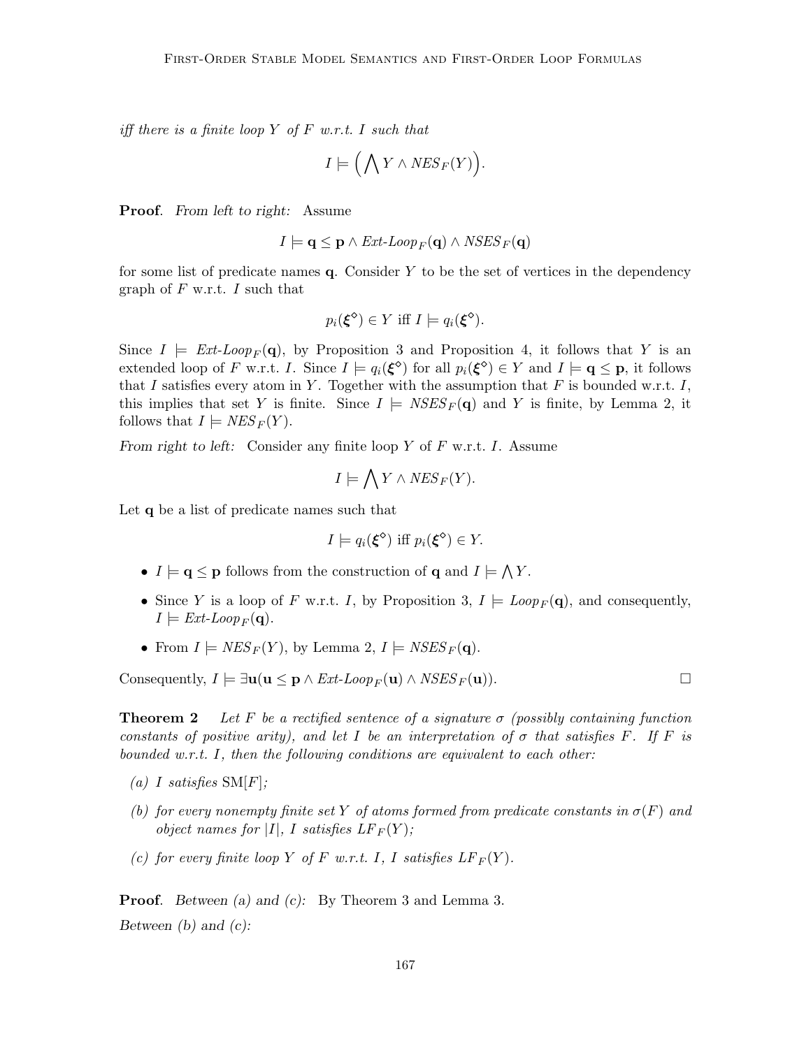*iff there is a finite loop $Y$ of $F$ w.r.t. $I$ such that*

$$I \models \Big(\bigwedge Y \wedge NES_F(Y)\Big).$$

**Proof**. *From left to right:* Assume

$$I \models \mathbf{q} \leq \mathbf{p} \wedge \textit{Ext-Loop}_F(\mathbf{q}) \wedge \textit{NSES}_F(\mathbf{q})$$

for some list of predicate names $\mathbf{q}$. Consider $Y$ to be the set of vertices in the dependency graph of $F$ w.r.t. $I$ such that

$$p_i(\boldsymbol{\xi}^{\diamond}) \in Y \text{ iff } I \models q_i(\boldsymbol{\xi}^{\diamond}).$$

Since $I \models \textit{Ext-Loop}_F(\mathbf{q})$, by Proposition 3 and Proposition 4, it follows that $Y$ is an extended loop of $F$ w.r.t. $I$. Since $I \models q_i(\boldsymbol{\xi}^{\diamond})$ for all $p_i(\boldsymbol{\xi}^{\diamond}) \in Y$ and $I \models \mathbf{q} \leq \mathbf{p}$, it follows that $I$ satisfies every atom in $Y$. Together with the assumption that $F$ is bounded w.r.t. $I$, this implies that set $Y$ is finite. Since $I \models \textit{NSES}_F(\mathbf{q})$ and $Y$ is finite, by Lemma 2, it follows that $I \models \textit{NES}_F(Y)$.

*From right to left:* Consider any finite loop $Y$ of $F$ w.r.t. $I$. Assume

$$I \models \bigwedge Y \wedge \textit{NES}_F(Y).$$

Let $\mathbf{q}$ be a list of predicate names such that

$$I \models q_i(\boldsymbol{\xi}^{\diamond}) \text{ iff } p_i(\boldsymbol{\xi}^{\diamond}) \in Y.$$

- $I \models \mathbf{q} \leq \mathbf{p}$ follows from the construction of $\mathbf{q}$ and $I \models \bigwedge Y$.
- Since $Y$ is a loop of $F$ w.r.t. $I$, by Proposition 3, $I \models \textit{Loop}_F(\mathbf{q})$, and consequently, $I \models \textit{Ext-Loop}_F(\mathbf{q})$.
- From $I \models \textit{NES}_F(Y)$, by Lemma 2, $I \models \textit{NSES}_F(\mathbf{q})$.

Consequently, $I \models \exists \mathbf{u}(\mathbf{u} \leq \mathbf{p} \wedge \textit{Ext-Loop}_F(\mathbf{u}) \wedge \textit{NSES}_F(\mathbf{u}))$. ☐

**Theorem 2** *Let $F$ be a rectified sentence of a signature $\sigma$ (possibly containing function constants of positive arity), and let $I$ be an interpretation of $\sigma$ that satisfies $F$. If $F$ is bounded w.r.t. $I$, then the following conditions are equivalent to each other:*

- *(a) $I$ satisfies $\text{SM}[F]$;*
- *(b) for every nonempty finite set $Y$ of atoms formed from predicate constants in $\sigma(F)$ and object names for $|I|$, $I$ satisfies $LF_F(Y)$;*
- *(c) for every finite loop $Y$ of $F$ w.r.t. $I$, $I$ satisfies $LF_F(Y)$.*

**Proof**. *Between (a) and (c):* By Theorem 3 and Lemma 3.

*Between (b) and (c):*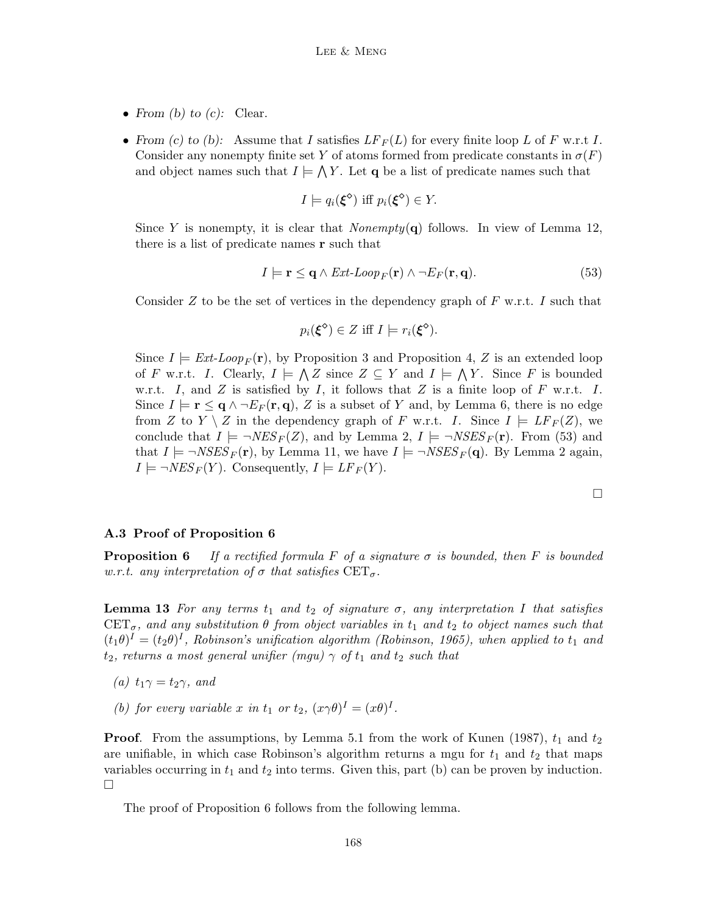- *From (b) to (c):* Clear.

- *From (c) to (b):* Assume that $I$ satisfies $LF_F(L)$ for every finite loop $L$ of $F$ w.r.t $I$. Consider any nonempty finite set $Y$ of atoms formed from predicate constants in $\sigma(F)$ and object names such that $I \models \bigwedge Y$. Let $\mathbf{q}$ be a list of predicate names such that

$$I \models q_i(\boldsymbol{\xi}^\diamond) \text{ iff } p_i(\boldsymbol{\xi}^\diamond) \in Y.$$

Since $Y$ is nonempty, it is clear that $Nonempty(\mathbf{q})$ follows. In view of Lemma 12, there is a list of predicate names $\mathbf{r}$ such that

$$I \models \mathbf{r} \leq \mathbf{q} \wedge Ext\text{-}Loop_F(\mathbf{r}) \wedge \neg E_F(\mathbf{r}, \mathbf{q}). \tag{53}$$

Consider $Z$ to be the set of vertices in the dependency graph of $F$ w.r.t. $I$ such that

$$p_i(\boldsymbol{\xi}^\diamond) \in Z \text{ iff } I \models r_i(\boldsymbol{\xi}^\diamond).$$

Since $I \models Ext\text{-}Loop_F(\mathbf{r})$, by Proposition 3 and Proposition 4, $Z$ is an extended loop of $F$ w.r.t. $I$. Clearly, $I \models \bigwedge Z$ since $Z \subseteq Y$ and $I \models \bigwedge Y$. Since $F$ is bounded w.r.t. $I$, and $Z$ is satisfied by $I$, it follows that $Z$ is a finite loop of $F$ w.r.t. $I$. Since $I \models \mathbf{r} \leq \mathbf{q} \wedge \neg E_F(\mathbf{r}, \mathbf{q})$, $Z$ is a subset of $Y$ and, by Lemma 6, there is no edge from $Z$ to $Y \setminus Z$ in the dependency graph of $F$ w.r.t. $I$. Since $I \models LF_F(Z)$, we conclude that $I \models \neg NES_F(Z)$, and by Lemma 2, $I \models \neg NSES_F(\mathbf{r})$. From (53) and that $I \models \neg NSES_F(\mathbf{r})$, by Lemma 11, we have $I \models \neg NSES_F(\mathbf{q})$. By Lemma 2 again, $I \models \neg NES_F(Y)$. Consequently, $I \models LF_F(Y)$.

□

### A.3 Proof of Proposition 6

**Proposition 6** *If a rectified formula $F$ of a signature $\sigma$ is bounded, then $F$ is bounded w.r.t. any interpretation of $\sigma$ that satisfies $\text{CET}_\sigma$.*

**Lemma 13** *For any terms $t_1$ and $t_2$ of signature $\sigma$, any interpretation $I$ that satisfies $\text{CET}_\sigma$, and any substitution $\theta$ from object variables in $t_1$ and $t_2$ to object names such that $(t_1\theta)^I = (t_2\theta)^I$, Robinson's unification algorithm (Robinson, 1965), when applied to $t_1$ and $t_2$, returns a most general unifier (mgu) $\gamma$ of $t_1$ and $t_2$ such that*

*(a) $t_1\gamma = t_2\gamma$, and*

*(b) for every variable $x$ in $t_1$ or $t_2$, $(x\gamma\theta)^I = (x\theta)^I$.*

**Proof**. From the assumptions, by Lemma 5.1 from the work of Kunen (1987), $t_1$ and $t_2$ are unifiable, in which case Robinson's algorithm returns a mgu for $t_1$ and $t_2$ that maps variables occurring in $t_1$ and $t_2$ into terms. Given this, part (b) can be proven by induction. □

The proof of Proposition 6 follows from the following lemma.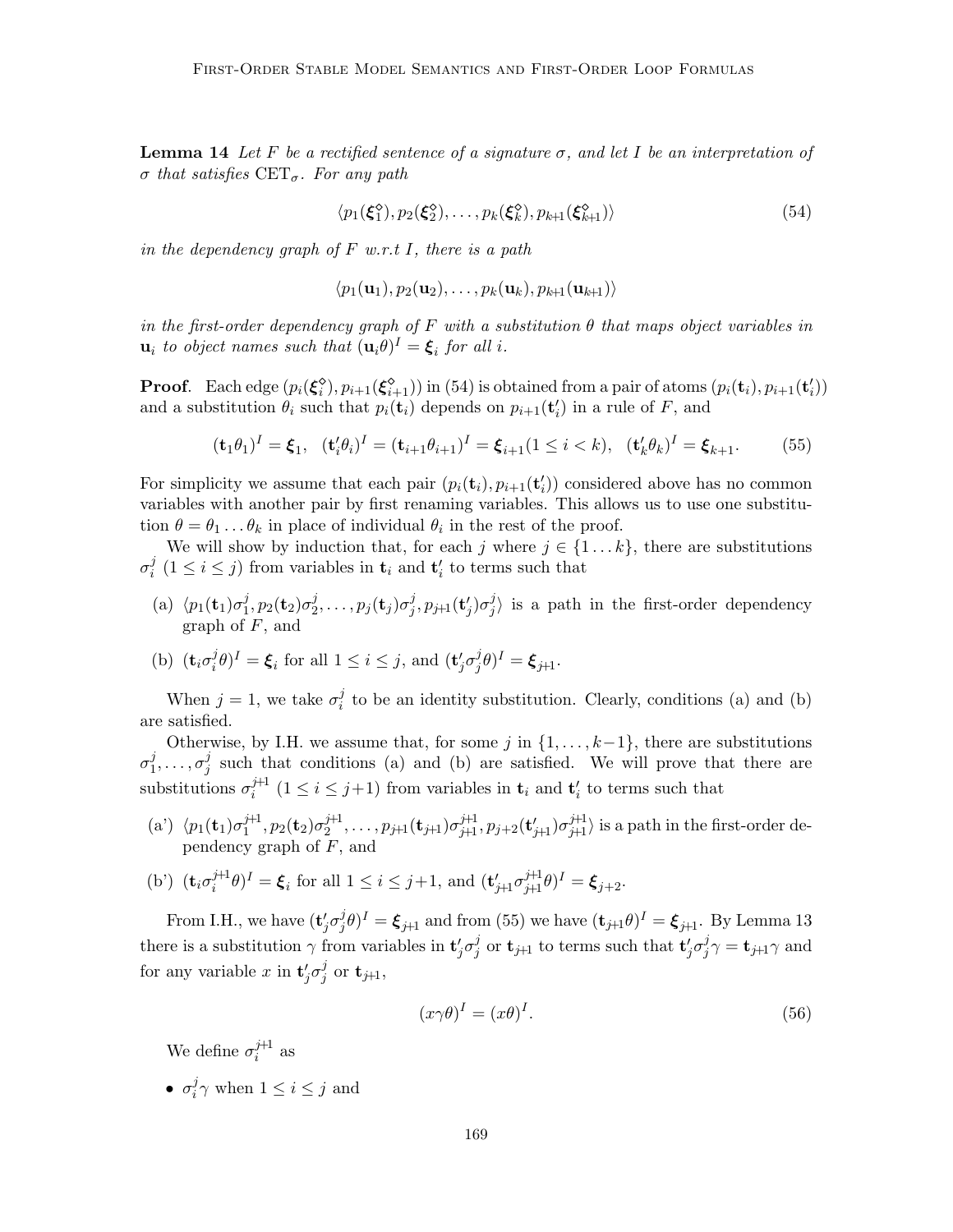**Lemma 14** *Let $F$ be a rectified sentence of a signature $\sigma$, and let $I$ be an interpretation of $\sigma$ that satisfies $\text{CET}_\sigma$. For any path*

$$\langle p_1(\boldsymbol{\xi}_1^\diamond), p_2(\boldsymbol{\xi}_2^\diamond), \dots, p_k(\boldsymbol{\xi}_k^\diamond), p_{k+1}(\boldsymbol{\xi}_{k+1}^\diamond)\rangle \tag{54}$$

*in the dependency graph of $F$ w.r.t $I$, there is a path*

$$\langle p_1(\mathbf{u}_1), p_2(\mathbf{u}_2), \dots, p_k(\mathbf{u}_k), p_{k+1}(\mathbf{u}_{k+1})\rangle$$

*in the first-order dependency graph of $F$ with a substitution $\theta$ that maps object variables in $\mathbf{u}_i$ to object names such that $(\mathbf{u}_i\theta)^I = \boldsymbol{\xi}_i$ for all $i$.*

**Proof**. Each edge $(p_i(\boldsymbol{\xi}_i^\diamond), p_{i+1}(\boldsymbol{\xi}_{i+1}^\diamond))$ in (54) is obtained from a pair of atoms $(p_i(\mathbf{t}_i), p_{i+1}(\mathbf{t}'_i))$ and a substitution $\theta_i$ such that $p_i(\mathbf{t}_i)$ depends on $p_{i+1}(\mathbf{t}'_i)$ in a rule of $F$, and

$$(\mathbf{t}_1\theta_1)^I = \boldsymbol{\xi}_1, \quad (\mathbf{t}'_i\theta_i)^I = (\mathbf{t}_{i+1}\theta_{i+1})^I = \boldsymbol{\xi}_{i+1} (1 \le i < k), \quad (\mathbf{t}'_k\theta_k)^I = \boldsymbol{\xi}_{k+1}. \tag{55}$$

For simplicity we assume that each pair $(p_i(\mathbf{t}_i), p_{i+1}(\mathbf{t}'_i))$ considered above has no common variables with another pair by first renaming variables. This allows us to use one substitution $\theta = \theta_1 \dots \theta_k$ in place of individual $\theta_i$ in the rest of the proof.

We will show by induction that, for each $j$ where $j \in \{1 \dots k\}$, there are substitutions $\sigma_i^j$ $(1 \le i \le j)$ from variables in $\mathbf{t}_i$ and $\mathbf{t}'_i$ to terms such that

- (a) $\langle p_1(\mathbf{t}_1)\sigma_1^j, p_2(\mathbf{t}_2)\sigma_2^j, \dots, p_j(\mathbf{t}_j)\sigma_j^j, p_{j+1}(\mathbf{t}'_j)\sigma_j^j\rangle$ is a path in the first-order dependency graph of $F$, and
- (b) $(\mathbf{t}_i\sigma_i^j\theta)^I = \boldsymbol{\xi}_i$ for all $1 \le i \le j$, and $(\mathbf{t}'_j\sigma_j^j\theta)^I = \boldsymbol{\xi}_{j+1}$.

When $j = 1$, we take $\sigma_i^j$ to be an identity substitution. Clearly, conditions (a) and (b) are satisfied.

Otherwise, by I.H. we assume that, for some $j$ in $\{1, \dots, k-1\}$, there are substitutions $\sigma_1^j, \dots, \sigma_j^j$ such that conditions (a) and (b) are satisfied. We will prove that there are substitutions $\sigma_i^{j+1}$ $(1 \le i \le j+1)$ from variables in $\mathbf{t}_i$ and $\mathbf{t}'_i$ to terms such that

- (a') $\langle p_1(\mathbf{t}_1)\sigma_1^{j+1}, p_2(\mathbf{t}_2)\sigma_2^{j+1}, \dots, p_{j+1}(\mathbf{t}_{j+1})\sigma_{j+1}^{j+1}, p_{j+2}(\mathbf{t}'_{j+1})\sigma_{j+1}^{j+1}\rangle$ is a path in the first-order dependency graph of $F$, and
- (b') $(\mathbf{t}_i\sigma_i^{j+1}\theta)^I = \boldsymbol{\xi}_i$ for all $1 \le i \le j+1$, and $(\mathbf{t}'_{j+1}\sigma_{j+1}^{j+1}\theta)^I = \boldsymbol{\xi}_{j+2}$.

From I.H., we have $(\mathbf{t}'_j\sigma_j^j\theta)^I = \boldsymbol{\xi}_{j+1}$ and from (55) we have $(\mathbf{t}_{j+1}\theta)^I = \boldsymbol{\xi}_{j+1}$. By Lemma 13 there is a substitution $\gamma$ from variables in $\mathbf{t}'_j\sigma_j^j$ or $\mathbf{t}_{j+1}$ to terms such that $\mathbf{t}'_j\sigma_j^j\gamma = \mathbf{t}_{j+1}\gamma$ and for any variable $x$ in $\mathbf{t}'_j\sigma_j^j$ or $\mathbf{t}_{j+1}$,

$$(x\gamma\theta)^I = (x\theta)^I. \tag{56}$$

We define $\sigma_i^{j+1}$ as

- $\sigma_i^j\gamma$ when $1 \le i \le j$ and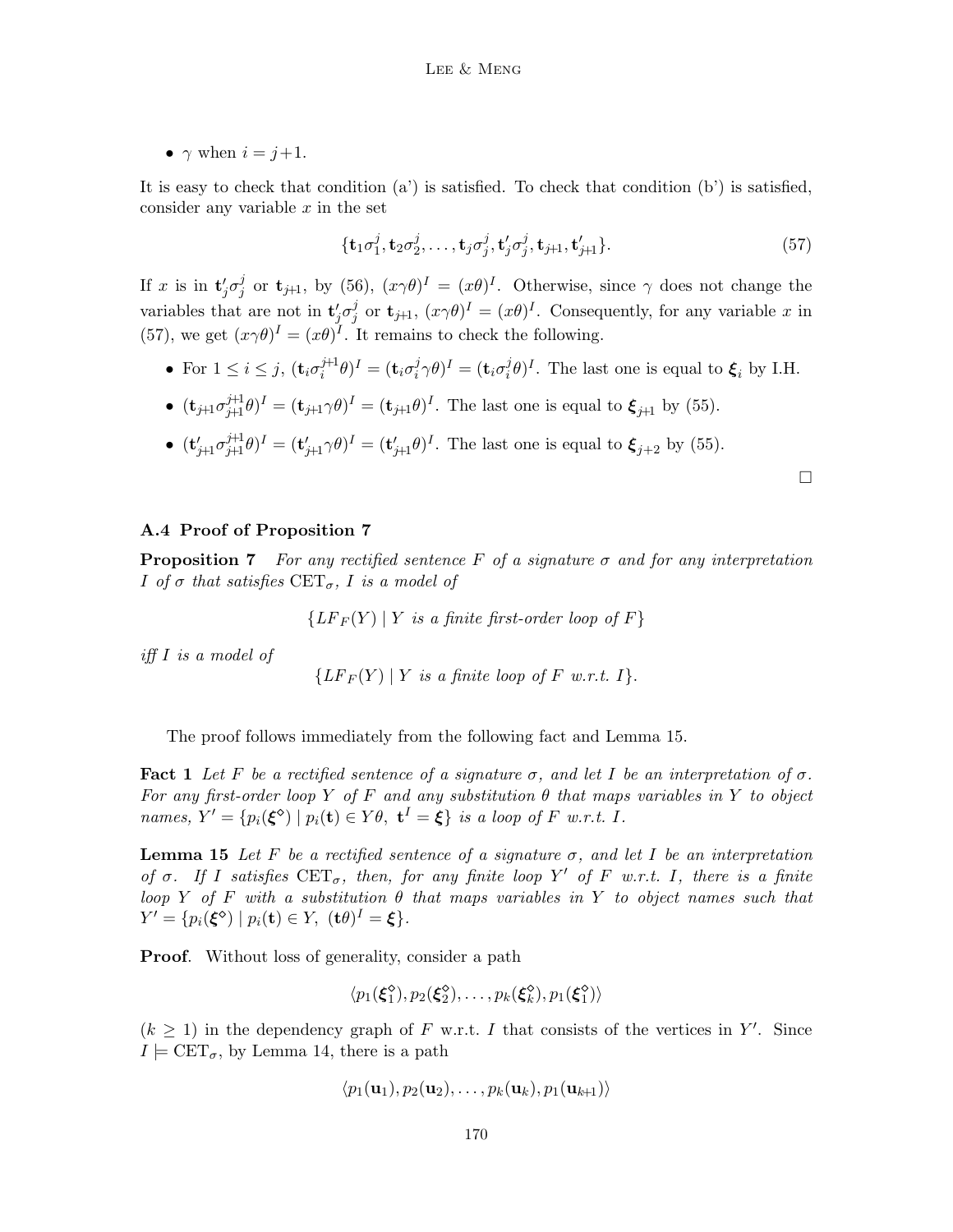- $\gamma$ when $i = j{+}1$.

It is easy to check that condition (a') is satisfied. To check that condition (b') is satisfied, consider any variable $x$ in the set

$$\{\mathbf{t}_1\sigma_1^j, \mathbf{t}_2\sigma_2^j, \ldots, \mathbf{t}_j\sigma_j^j, \mathbf{t}'_j\sigma_j^j, \mathbf{t}_{j+1}, \mathbf{t}'_{j+1}\}. \tag{57}$$

If $x$ is in $\mathbf{t}'_j\sigma_j^j$ or $\mathbf{t}_{j+1}$, by (56), $(x\gamma\theta)^I = (x\theta)^I$. Otherwise, since $\gamma$ does not change the variables that are not in $\mathbf{t}'_j\sigma_j^j$ or $\mathbf{t}_{j+1}$, $(x\gamma\theta)^I = (x\theta)^I$. Consequently, for any variable $x$ in (57), we get $(x\gamma\theta)^I = (x\theta)^I$. It remains to check the following.

- For $1 \le i \le j$, $(\mathbf{t}_i\sigma_i^{j+1}\theta)^I = (\mathbf{t}_i\sigma_i^j\gamma\theta)^I = (\mathbf{t}_i\sigma_i^j\theta)^I$. The last one is equal to $\boldsymbol{\xi}_i$ by I.H.
- $(\mathbf{t}_{j+1}\sigma_{j+1}^{j+1}\theta)^I = (\mathbf{t}_{j+1}\gamma\theta)^I = (\mathbf{t}_{j+1}\theta)^I$. The last one is equal to $\boldsymbol{\xi}_{j+1}$ by (55).
- $(\mathbf{t}'_{j+1}\sigma_{j+1}^{j+1}\theta)^I = (\mathbf{t}'_{j+1}\gamma\theta)^I = (\mathbf{t}'_{j+1}\theta)^I$. The last one is equal to $\boldsymbol{\xi}_{j+2}$ by (55).

□

### A.4 Proof of Proposition 7

**Proposition 7** *For any rectified sentence $F$ of a signature $\sigma$ and for any interpretation $I$ of $\sigma$ that satisfies $\mathrm{CET}_\sigma$, $I$ is a model of*

$$\{LF_F(Y) \mid Y \textit{ is a finite first-order loop of } F\}$$

*iff $I$ is a model of*

$$\{LF_F(Y) \mid Y \textit{ is a finite loop of } F \textit{ w.r.t. } I\}.$$

The proof follows immediately from the following fact and Lemma 15.

**Fact 1** *Let $F$ be a rectified sentence of a signature $\sigma$, and let $I$ be an interpretation of $\sigma$. For any first-order loop $Y$ of $F$ and any substitution $\theta$ that maps variables in $Y$ to object names, $Y' = \{p_i(\boldsymbol{\xi}^\diamond) \mid p_i(\mathbf{t}) \in Y\theta,\ \mathbf{t}^I = \boldsymbol{\xi}\}$ is a loop of $F$ w.r.t. $I$.*

**Lemma 15** *Let $F$ be a rectified sentence of a signature $\sigma$, and let $I$ be an interpretation of $\sigma$. If $I$ satisfies $\mathrm{CET}_\sigma$, then, for any finite loop $Y'$ of $F$ w.r.t. $I$, there is a finite loop $Y$ of $F$ with a substitution $\theta$ that maps variables in $Y$ to object names such that $Y' = \{p_i(\boldsymbol{\xi}^\diamond) \mid p_i(\mathbf{t}) \in Y,\ (\mathbf{t}\theta)^I = \boldsymbol{\xi}\}$.*

**Proof**. Without loss of generality, consider a path

$$\langle p_1(\boldsymbol{\xi}_1^\diamond), p_2(\boldsymbol{\xi}_2^\diamond), \ldots, p_k(\boldsymbol{\xi}_k^\diamond), p_1(\boldsymbol{\xi}_1^\diamond)\rangle$$

($k \ge 1$) in the dependency graph of $F$ w.r.t. $I$ that consists of the vertices in $Y'$. Since $I \models \mathrm{CET}_\sigma$, by Lemma 14, there is a path

$$\langle p_1(\mathbf{u}_1), p_2(\mathbf{u}_2), \ldots, p_k(\mathbf{u}_k), p_1(\mathbf{u}_{k+1})\rangle$$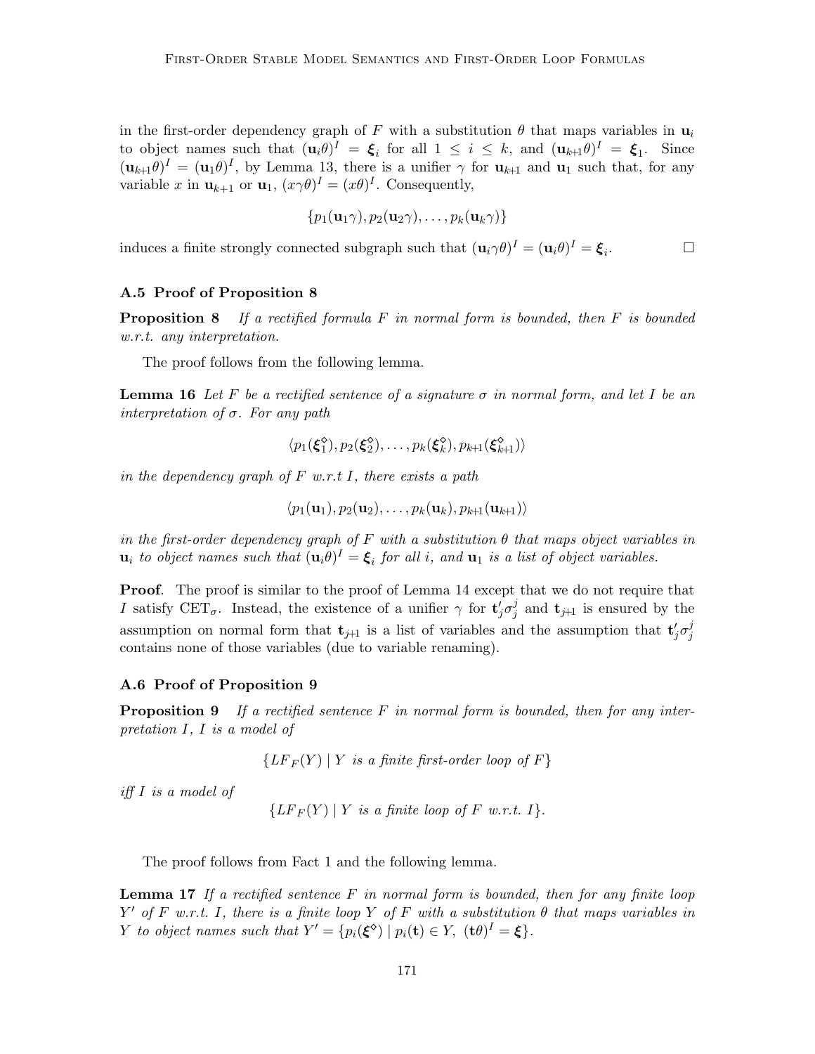in the first-order dependency graph of $F$ with a substitution $\theta$ that maps variables in $\mathbf{u}_i$ to object names such that $(\mathbf{u}_i\theta)^I = \boldsymbol{\xi}_i$ for all $1 \leq i \leq k$, and $(\mathbf{u}_{k+1}\theta)^I = \boldsymbol{\xi}_1$. Since $(\mathbf{u}_{k+1}\theta)^I = (\mathbf{u}_1\theta)^I$, by Lemma 13, there is a unifier $\gamma$ for $\mathbf{u}_{k+1}$ and $\mathbf{u}_1$ such that, for any variable $x$ in $\mathbf{u}_{k+1}$ or $\mathbf{u}_1$, $(x\gamma\theta)^I = (x\theta)^I$. Consequently,

$$\{p_1(\mathbf{u}_1\gamma), p_2(\mathbf{u}_2\gamma), \ldots, p_k(\mathbf{u}_k\gamma)\}$$

induces a finite strongly connected subgraph such that $(\mathbf{u}_i\gamma\theta)^I = (\mathbf{u}_i\theta)^I = \boldsymbol{\xi}_i$. □

### A.5 Proof of Proposition 8

**Proposition 8** *If a rectified formula $F$ in normal form is bounded, then $F$ is bounded w.r.t. any interpretation.*

The proof follows from the following lemma.

**Lemma 16** *Let $F$ be a rectified sentence of a signature $\sigma$ in normal form, and let $I$ be an interpretation of $\sigma$. For any path*

$$\langle p_1(\boldsymbol{\xi}_1^\diamond), p_2(\boldsymbol{\xi}_2^\diamond), \ldots, p_k(\boldsymbol{\xi}_k^\diamond), p_{k+1}(\boldsymbol{\xi}_{k+1}^\diamond)\rangle$$

*in the dependency graph of $F$ w.r.t $I$, there exists a path*

$$\langle p_1(\mathbf{u}_1), p_2(\mathbf{u}_2), \ldots, p_k(\mathbf{u}_k), p_{k+1}(\mathbf{u}_{k+1})\rangle$$

*in the first-order dependency graph of $F$ with a substitution $\theta$ that maps object variables in $\mathbf{u}_i$ to object names such that $(\mathbf{u}_i\theta)^I = \boldsymbol{\xi}_i$ for all $i$, and $\mathbf{u}_1$ is a list of object variables.*

**Proof**. The proof is similar to the proof of Lemma 14 except that we do not require that $I$ satisfy $\text{CET}_\sigma$. Instead, the existence of a unifier $\gamma$ for $\mathbf{t}'_j\sigma_j^j$ and $\mathbf{t}_{j+1}$ is ensured by the assumption on normal form that $\mathbf{t}_{j+1}$ is a list of variables and the assumption that $\mathbf{t}'_j\sigma_j^j$ contains none of those variables (due to variable renaming).

### A.6 Proof of Proposition 9

**Proposition 9** *If a rectified sentence $F$ in normal form is bounded, then for any interpretation $I$, $I$ is a model of*

$$\{LF_F(Y) \mid Y \text{ is a finite first-order loop of } F\}$$

*iff $I$ is a model of*

$$\{LF_F(Y) \mid Y \text{ is a finite loop of } F \text{ w.r.t. } I\}.$$

The proof follows from Fact 1 and the following lemma.

**Lemma 17** *If a rectified sentence $F$ in normal form is bounded, then for any finite loop $Y'$ of $F$ w.r.t. $I$, there is a finite loop $Y$ of $F$ with a substitution $\theta$ that maps variables in $Y$ to object names such that $Y' = \{p_i(\boldsymbol{\xi}^\diamond) \mid p_i(\mathbf{t}) \in Y,\ (\mathbf{t}\theta)^I = \boldsymbol{\xi}\}$.*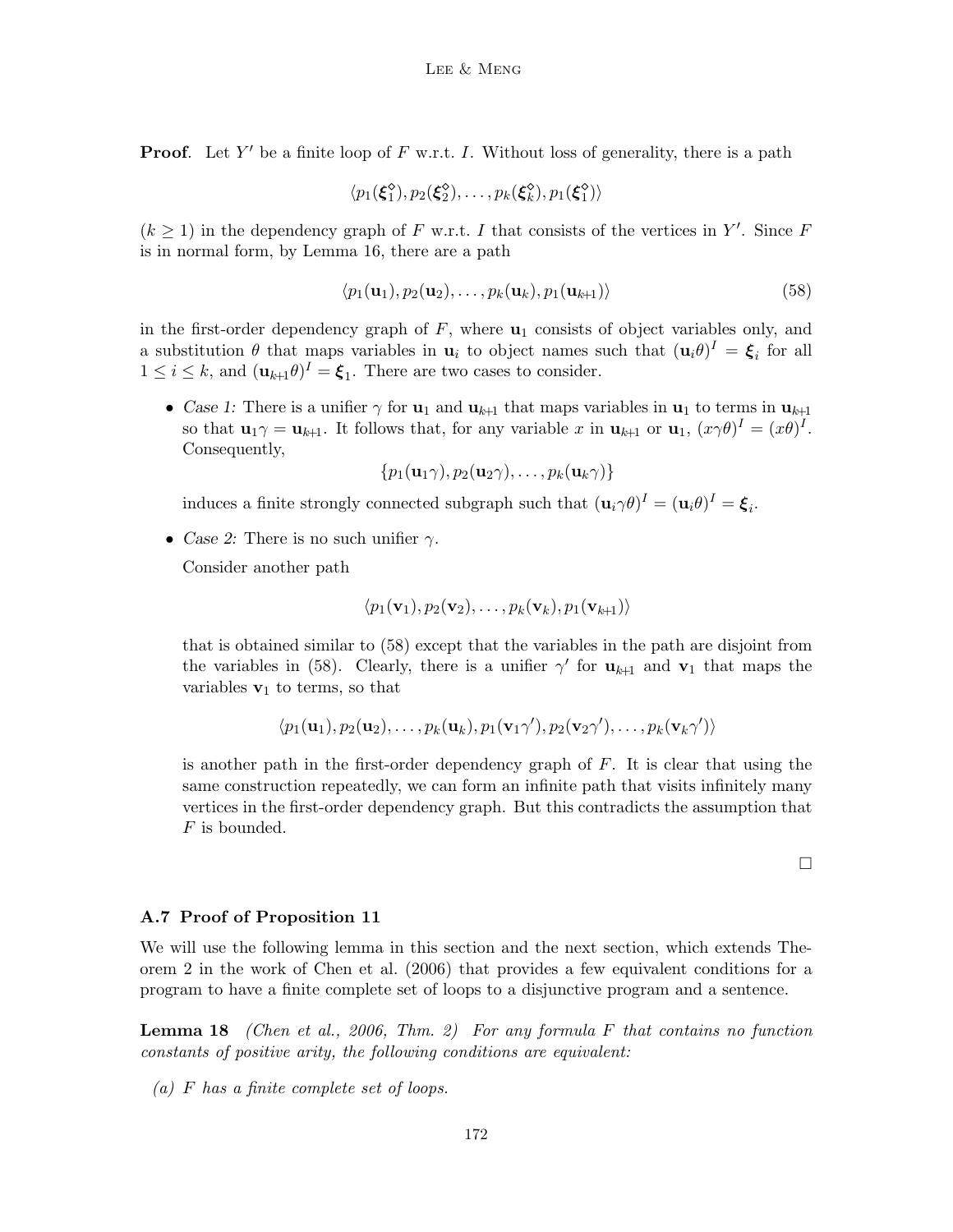**Proof**. Let $Y'$ be a finite loop of $F$ w.r.t. $I$. Without loss of generality, there is a path

$$\langle p_1(\boldsymbol{\xi}_1^\diamond), p_2(\boldsymbol{\xi}_2^\diamond), \ldots, p_k(\boldsymbol{\xi}_k^\diamond), p_1(\boldsymbol{\xi}_1^\diamond)\rangle$$

($k \geq 1$) in the dependency graph of $F$ w.r.t. $I$ that consists of the vertices in $Y'$. Since $F$ is in normal form, by Lemma 16, there are a path

$$\langle p_1(\mathbf{u}_1), p_2(\mathbf{u}_2), \ldots, p_k(\mathbf{u}_k), p_1(\mathbf{u}_{k+1})\rangle \tag{58}$$

in the first-order dependency graph of $F$, where $\mathbf{u}_1$ consists of object variables only, and a substitution $\theta$ that maps variables in $\mathbf{u}_i$ to object names such that $(\mathbf{u}_i\theta)^I = \boldsymbol{\xi}_i$ for all $1 \leq i \leq k$, and $(\mathbf{u}_{k+1}\theta)^I = \boldsymbol{\xi}_1$. There are two cases to consider.

- *Case 1:* There is a unifier $\gamma$ for $\mathbf{u}_1$ and $\mathbf{u}_{k+1}$ that maps variables in $\mathbf{u}_1$ to terms in $\mathbf{u}_{k+1}$ so that $\mathbf{u}_1\gamma = \mathbf{u}_{k+1}$. It follows that, for any variable $x$ in $\mathbf{u}_{k+1}$ or $\mathbf{u}_1$, $(x\gamma\theta)^I = (x\theta)^I$. Consequently,

  $$\{p_1(\mathbf{u}_1\gamma), p_2(\mathbf{u}_2\gamma), \ldots, p_k(\mathbf{u}_k\gamma)\}$$

  induces a finite strongly connected subgraph such that $(\mathbf{u}_i\gamma\theta)^I = (\mathbf{u}_i\theta)^I = \boldsymbol{\xi}_i$.

- *Case 2:* There is no such unifier $\gamma$.

  Consider another path

  $$\langle p_1(\mathbf{v}_1), p_2(\mathbf{v}_2), \ldots, p_k(\mathbf{v}_k), p_1(\mathbf{v}_{k+1})\rangle$$

  that is obtained similar to (58) except that the variables in the path are disjoint from the variables in (58). Clearly, there is a unifier $\gamma'$ for $\mathbf{u}_{k+1}$ and $\mathbf{v}_1$ that maps the variables $\mathbf{v}_1$ to terms, so that

  $$\langle p_1(\mathbf{u}_1), p_2(\mathbf{u}_2), \ldots, p_k(\mathbf{u}_k), p_1(\mathbf{v}_1\gamma'), p_2(\mathbf{v}_2\gamma'), \ldots, p_k(\mathbf{v}_k\gamma')\rangle$$

  is another path in the first-order dependency graph of $F$. It is clear that using the same construction repeatedly, we can form an infinite path that visits infinitely many vertices in the first-order dependency graph. But this contradicts the assumption that $F$ is bounded.

□

### A.7 Proof of Proposition 11

We will use the following lemma in this section and the next section, which extends Theorem 2 in the work of Chen et al. (2006) that provides a few equivalent conditions for a program to have a finite complete set of loops to a disjunctive program and a sentence.

**Lemma 18** *(Chen et al., 2006, Thm. 2) For any formula $F$ that contains no function constants of positive arity, the following conditions are equivalent:*

*(a) $F$ has a finite complete set of loops.*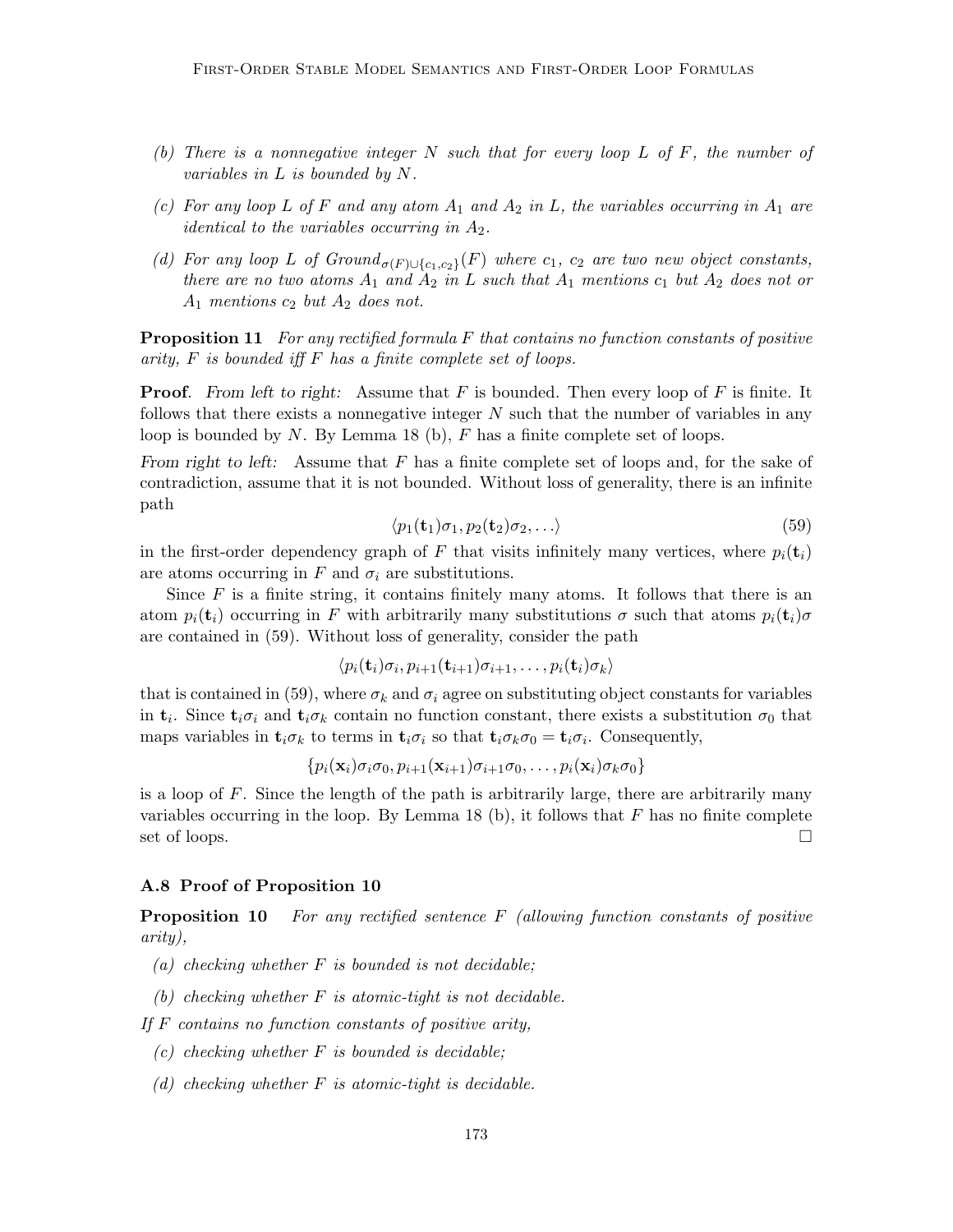*(b) There is a nonnegative integer $N$ such that for every loop $L$ of $F$, the number of variables in $L$ is bounded by $N$.*

*(c) For any loop $L$ of $F$ and any atom $A_1$ and $A_2$ in $L$, the variables occurring in $A_1$ are identical to the variables occurring in $A_2$.*

*(d) For any loop $L$ of $Ground_{\sigma(F)\cup\{c_1,c_2\}}(F)$ where $c_1$, $c_2$ are two new object constants, there are no two atoms $A_1$ and $A_2$ in $L$ such that $A_1$ mentions $c_1$ but $A_2$ does not or $A_1$ mentions $c_2$ but $A_2$ does not.*

**Proposition 11** *For any rectified formula $F$ that contains no function constants of positive arity, $F$ is bounded iff $F$ has a finite complete set of loops.*

**Proof**. *From left to right:* Assume that $F$ is bounded. Then every loop of $F$ is finite. It follows that there exists a nonnegative integer $N$ such that the number of variables in any loop is bounded by $N$. By Lemma 18 (b), $F$ has a finite complete set of loops.

*From right to left:* Assume that $F$ has a finite complete set of loops and, for the sake of contradiction, assume that it is not bounded. Without loss of generality, there is an infinite path

$$\langle p_1(\mathbf{t}_1)\sigma_1, p_2(\mathbf{t}_2)\sigma_2, \ldots\rangle \tag{59}$$

in the first-order dependency graph of $F$ that visits infinitely many vertices, where $p_i(\mathbf{t}_i)$ are atoms occurring in $F$ and $\sigma_i$ are substitutions.

Since $F$ is a finite string, it contains finitely many atoms. It follows that there is an atom $p_i(\mathbf{t}_i)$ occurring in $F$ with arbitrarily many substitutions $\sigma$ such that atoms $p_i(\mathbf{t}_i)\sigma$ are contained in (59). Without loss of generality, consider the path

$$\langle p_i(\mathbf{t}_i)\sigma_i, p_{i+1}(\mathbf{t}_{i+1})\sigma_{i+1}, \ldots, p_i(\mathbf{t}_i)\sigma_k\rangle$$

that is contained in (59), where $\sigma_k$ and $\sigma_i$ agree on substituting object constants for variables in $\mathbf{t}_i$. Since $\mathbf{t}_i\sigma_i$ and $\mathbf{t}_i\sigma_k$ contain no function constant, there exists a substitution $\sigma_0$ that maps variables in $\mathbf{t}_i\sigma_k$ to terms in $\mathbf{t}_i\sigma_i$ so that $\mathbf{t}_i\sigma_k\sigma_0 = \mathbf{t}_i\sigma_i$. Consequently,

$$\{p_i(\mathbf{x}_i)\sigma_i\sigma_0, p_{i+1}(\mathbf{x}_{i+1})\sigma_{i+1}\sigma_0, \ldots, p_i(\mathbf{x}_i)\sigma_k\sigma_0\}$$

is a loop of $F$. Since the length of the path is arbitrarily large, there are arbitrarily many variables occurring in the loop. By Lemma 18 (b), it follows that $F$ has no finite complete set of loops. □

### A.8 Proof of Proposition 10

**Proposition 10** *For any rectified sentence $F$ (allowing function constants of positive arity),*

*(a) checking whether $F$ is bounded is not decidable;*

*(b) checking whether $F$ is atomic-tight is not decidable.*

*If $F$ contains no function constants of positive arity,*

*(c) checking whether $F$ is bounded is decidable;*

*(d) checking whether $F$ is atomic-tight is decidable.*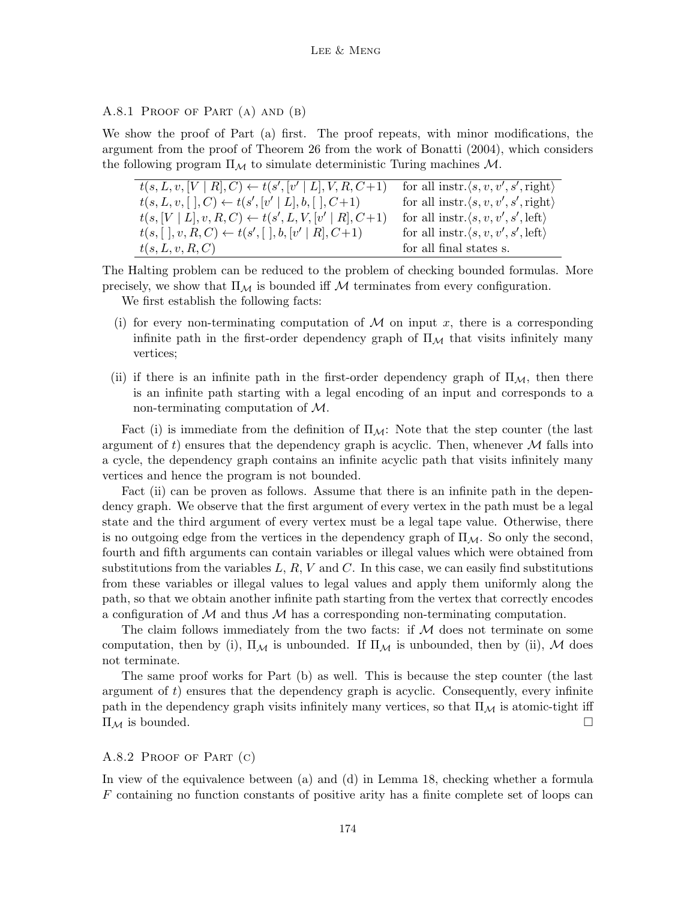### A.8.1 Proof of Part (a) and (b)

We show the proof of Part (a) first. The proof repeats, with minor modifications, the argument from the proof of Theorem 26 from the work of Bonatti (2004), which considers the following program $\Pi_{\mathcal{M}}$ to simulate deterministic Turing machines $\mathcal{M}$.

| | |
|---|---|
| $t(s, L, v, [V \mid R], C) \leftarrow t(s', [v' \mid L], V, R, C{+}1)$ | for all instr. $\langle s, v, v', s', \text{right} \rangle$ |
| $t(s, L, v, [\,], C) \leftarrow t(s', [v' \mid L], b, [\,], C{+}1)$ | for all instr. $\langle s, v, v', s', \text{right} \rangle$ |
| $t(s, [V \mid L], v, R, C) \leftarrow t(s', L, V, [v' \mid R], C{+}1)$ | for all instr. $\langle s, v, v', s', \text{left} \rangle$ |
| $t(s, [\,], v, R, C) \leftarrow t(s', [\,], b, [v' \mid R], C{+}1)$ | for all instr. $\langle s, v, v', s', \text{left} \rangle$ |
| $t(s, L, v, R, C)$ | for all final states s. |

The Halting problem can be reduced to the problem of checking bounded formulas. More precisely, we show that $\Pi_{\mathcal{M}}$ is bounded iff $\mathcal{M}$ terminates from every configuration.

We first establish the following facts:

- (i) for every non-terminating computation of $\mathcal{M}$ on input $x$, there is a corresponding infinite path in the first-order dependency graph of $\Pi_{\mathcal{M}}$ that visits infinitely many vertices;
- (ii) if there is an infinite path in the first-order dependency graph of $\Pi_{\mathcal{M}}$, then there is an infinite path starting with a legal encoding of an input and corresponds to a non-terminating computation of $\mathcal{M}$.

Fact (i) is immediate from the definition of $\Pi_{\mathcal{M}}$: Note that the step counter (the last argument of $t$) ensures that the dependency graph is acyclic. Then, whenever $\mathcal{M}$ falls into a cycle, the dependency graph contains an infinite acyclic path that visits infinitely many vertices and hence the program is not bounded.

Fact (ii) can be proven as follows. Assume that there is an infinite path in the dependency graph. We observe that the first argument of every vertex in the path must be a legal state and the third argument of every vertex must be a legal tape value. Otherwise, there is no outgoing edge from the vertices in the dependency graph of $\Pi_{\mathcal{M}}$. So only the second, fourth and fifth arguments can contain variables or illegal values which were obtained from substitutions from the variables $L$, $R$, $V$ and $C$. In this case, we can easily find substitutions from these variables or illegal values to legal values and apply them uniformly along the path, so that we obtain another infinite path starting from the vertex that correctly encodes a configuration of $\mathcal{M}$ and thus $\mathcal{M}$ has a corresponding non-terminating computation.

The claim follows immediately from the two facts: if $\mathcal{M}$ does not terminate on some computation, then by (i), $\Pi_{\mathcal{M}}$ is unbounded. If $\Pi_{\mathcal{M}}$ is unbounded, then by (ii), $\mathcal{M}$ does not terminate.

The same proof works for Part (b) as well. This is because the step counter (the last argument of $t$) ensures that the dependency graph is acyclic. Consequently, every infinite path in the dependency graph visits infinitely many vertices, so that $\Pi_{\mathcal{M}}$ is atomic-tight iff $\Pi_{\mathcal{M}}$ is bounded. □

### A.8.2 Proof of Part (c)

In view of the equivalence between (a) and (d) in Lemma 18, checking whether a formula $F$ containing no function constants of positive arity has a finite complete set of loops can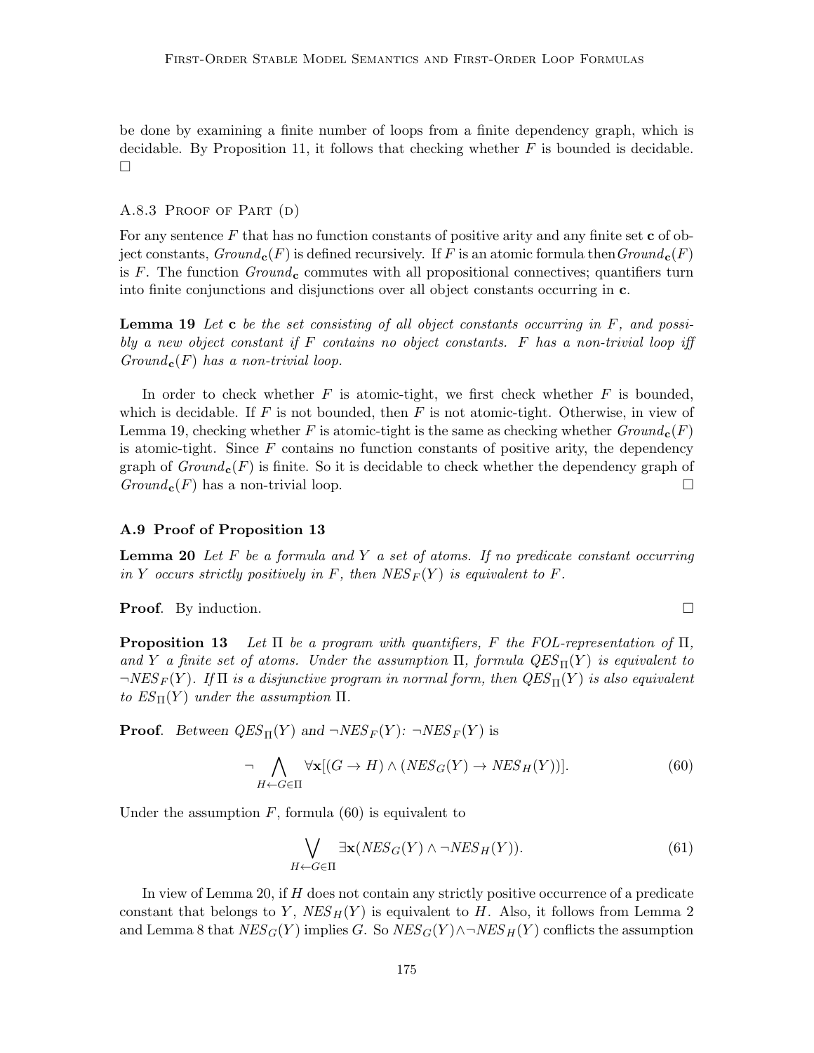be done by examining a finite number of loops from a finite dependency graph, which is decidable. By Proposition 11, it follows that checking whether $F$ is bounded is decidable. $\square$

#### A.8.3 Proof of Part (d)

For any sentence $F$ that has no function constants of positive arity and any finite set $\mathbf{c}$ of object constants, $Ground_{\mathbf{c}}(F)$ is defined recursively. If $F$ is an atomic formula then $Ground_{\mathbf{c}}(F)$ is $F$. The function $Ground_{\mathbf{c}}$ commutes with all propositional connectives; quantifiers turn into finite conjunctions and disjunctions over all object constants occurring in $\mathbf{c}$.

**Lemma 19** *Let $\mathbf{c}$ be the set consisting of all object constants occurring in $F$, and possibly a new object constant if $F$ contains no object constants. $F$ has a non-trivial loop iff $Ground_{\mathbf{c}}(F)$ has a non-trivial loop.*

In order to check whether $F$ is atomic-tight, we first check whether $F$ is bounded, which is decidable. If $F$ is not bounded, then $F$ is not atomic-tight. Otherwise, in view of Lemma 19, checking whether $F$ is atomic-tight is the same as checking whether $Ground_{\mathbf{c}}(F)$ is atomic-tight. Since $F$ contains no function constants of positive arity, the dependency graph of $Ground_{\mathbf{c}}(F)$ is finite. So it is decidable to check whether the dependency graph of $Ground_{\mathbf{c}}(F)$ has a non-trivial loop. $\square$

### A.9 Proof of Proposition 13

**Lemma 20** *Let $F$ be a formula and $Y$ a set of atoms. If no predicate constant occurring in $Y$ occurs strictly positively in $F$, then $NES_F(Y)$ is equivalent to $F$.*

**Proof**. By induction. $\square$

**Proposition 13** *Let $\Pi$ be a program with quantifiers, $F$ the FOL-representation of $\Pi$, and $Y$ a finite set of atoms. Under the assumption $\Pi$, formula $QES_{\Pi}(Y)$ is equivalent to $\neg NES_F(Y)$. If $\Pi$ is a disjunctive program in normal form, then $QES_{\Pi}(Y)$ is also equivalent to $ES_{\Pi}(Y)$ under the assumption $\Pi$.*

**Proof**. *Between $QES_{\Pi}(Y)$ and $\neg NES_F(Y)$:* $\neg NES_F(Y)$ is

$$\neg \bigwedge_{H \leftarrow G \in \Pi} \forall \mathbf{x}[(G \rightarrow H) \wedge (NES_G(Y) \rightarrow NES_H(Y))]. \tag{60}$$

Under the assumption $F$, formula (60) is equivalent to

$$\bigvee_{H \leftarrow G \in \Pi} \exists \mathbf{x}(NES_G(Y) \wedge \neg NES_H(Y)). \tag{61}$$

In view of Lemma 20, if $H$ does not contain any strictly positive occurrence of a predicate constant that belongs to $Y$, $NES_H(Y)$ is equivalent to $H$. Also, it follows from Lemma 2 and Lemma 8 that $NES_G(Y)$ implies $G$. So $NES_G(Y) \wedge \neg NES_H(Y)$ conflicts the assumption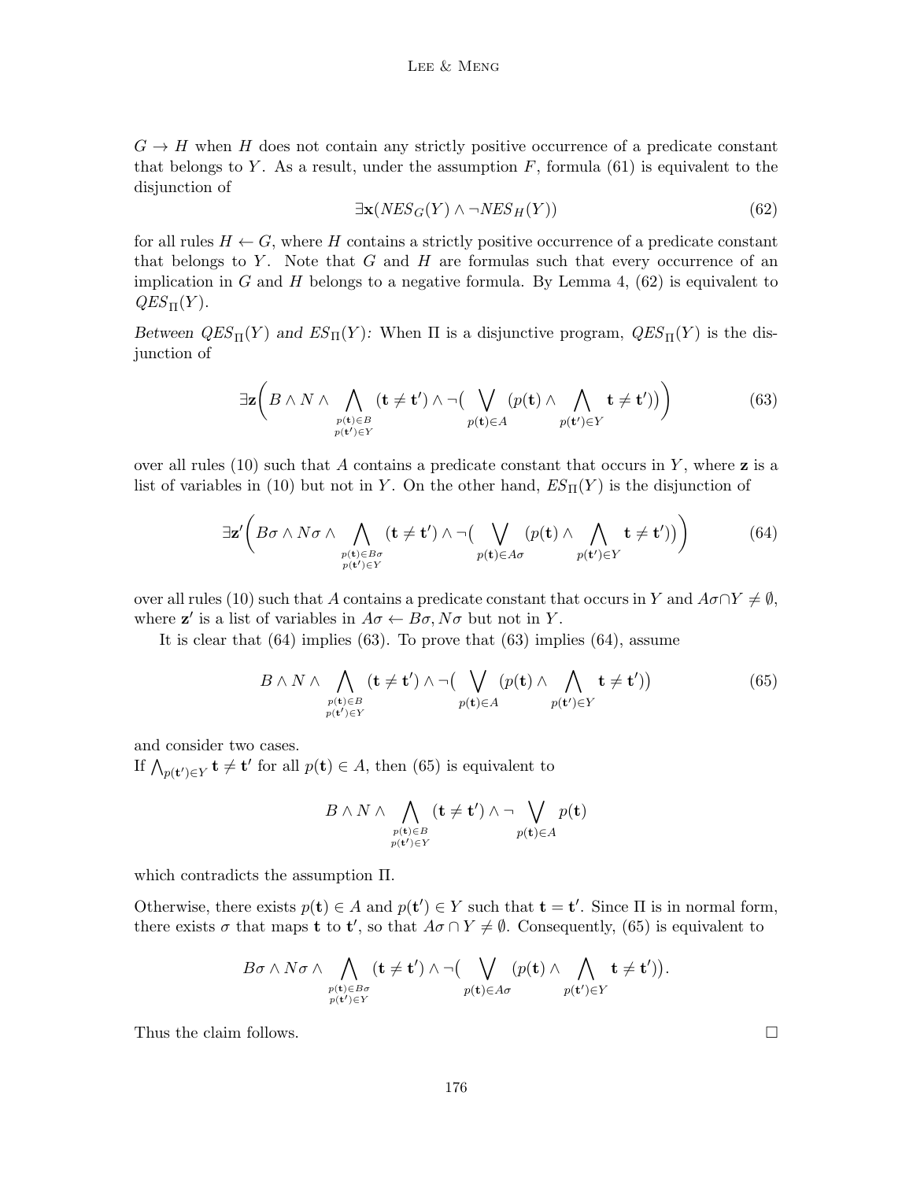$G \rightarrow H$ when $H$ does not contain any strictly positive occurrence of a predicate constant that belongs to $Y$. As a result, under the assumption $F$, formula (61) is equivalent to the disjunction of

$$\exists \mathbf{x}(NES_G(Y) \wedge \neg NES_H(Y)) \tag{62}$$

for all rules $H \leftarrow G$, where $H$ contains a strictly positive occurrence of a predicate constant that belongs to $Y$. Note that $G$ and $H$ are formulas such that every occurrence of an implication in $G$ and $H$ belongs to a negative formula. By Lemma 4, (62) is equivalent to $QES_\Pi(Y)$.

*Between $QES_\Pi(Y)$ and $ES_\Pi(Y)$:* When $\Pi$ is a disjunctive program, $QES_\Pi(Y)$ is the disjunction of

$$\exists \mathbf{z}\Big(B \wedge N \wedge \bigwedge_{\substack{p(\mathbf{t}) \in B \\ p(\mathbf{t}') \in Y}} (\mathbf{t} \neq \mathbf{t}') \wedge \neg\big(\bigvee_{p(\mathbf{t}) \in A} (p(\mathbf{t}) \wedge \bigwedge_{p(\mathbf{t}') \in Y} \mathbf{t} \neq \mathbf{t}')\big)\Big) \tag{63}$$

over all rules (10) such that $A$ contains a predicate constant that occurs in $Y$, where $\mathbf{z}$ is a list of variables in (10) but not in $Y$. On the other hand, $ES_\Pi(Y)$ is the disjunction of

$$\exists \mathbf{z}'\Big(B\sigma \wedge N\sigma \wedge \bigwedge_{\substack{p(\mathbf{t}) \in B\sigma \\ p(\mathbf{t}') \in Y}} (\mathbf{t} \neq \mathbf{t}') \wedge \neg\big(\bigvee_{p(\mathbf{t}) \in A\sigma} (p(\mathbf{t}) \wedge \bigwedge_{p(\mathbf{t}') \in Y} \mathbf{t} \neq \mathbf{t}')\big)\Big) \tag{64}$$

over all rules (10) such that $A$ contains a predicate constant that occurs in $Y$ and $A\sigma \cap Y \neq \emptyset$, where $\mathbf{z}'$ is a list of variables in $A\sigma \leftarrow B\sigma, N\sigma$ but not in $Y$.

It is clear that (64) implies (63). To prove that (63) implies (64), assume

$$B \wedge N \wedge \bigwedge_{\substack{p(\mathbf{t}) \in B \\ p(\mathbf{t}') \in Y}} (\mathbf{t} \neq \mathbf{t}') \wedge \neg\big(\bigvee_{p(\mathbf{t}) \in A} (p(\mathbf{t}) \wedge \bigwedge_{p(\mathbf{t}') \in Y} \mathbf{t} \neq \mathbf{t}')\big) \tag{65}$$

and consider two cases.
If $\bigwedge_{p(\mathbf{t}') \in Y} \mathbf{t} \neq \mathbf{t}'$ for all $p(\mathbf{t}) \in A$, then (65) is equivalent to

$$B \wedge N \wedge \bigwedge_{\substack{p(\mathbf{t}) \in B \\ p(\mathbf{t}') \in Y}} (\mathbf{t} \neq \mathbf{t}') \wedge \neg \bigvee_{p(\mathbf{t}) \in A} p(\mathbf{t})$$

which contradicts the assumption $\Pi$.

Otherwise, there exists $p(\mathbf{t}) \in A$ and $p(\mathbf{t}') \in Y$ such that $\mathbf{t} = \mathbf{t}'$. Since $\Pi$ is in normal form, there exists $\sigma$ that maps $\mathbf{t}$ to $\mathbf{t}'$, so that $A\sigma \cap Y \neq \emptyset$. Consequently, (65) is equivalent to

$$B\sigma \wedge N\sigma \wedge \bigwedge_{\substack{p(\mathbf{t}) \in B\sigma \\ p(\mathbf{t}') \in Y}} (\mathbf{t} \neq \mathbf{t}') \wedge \neg\big(\bigvee_{p(\mathbf{t}) \in A\sigma} (p(\mathbf{t}) \wedge \bigwedge_{p(\mathbf{t}') \in Y} \mathbf{t} \neq \mathbf{t}')\big).$$

Thus the claim follows. $\square$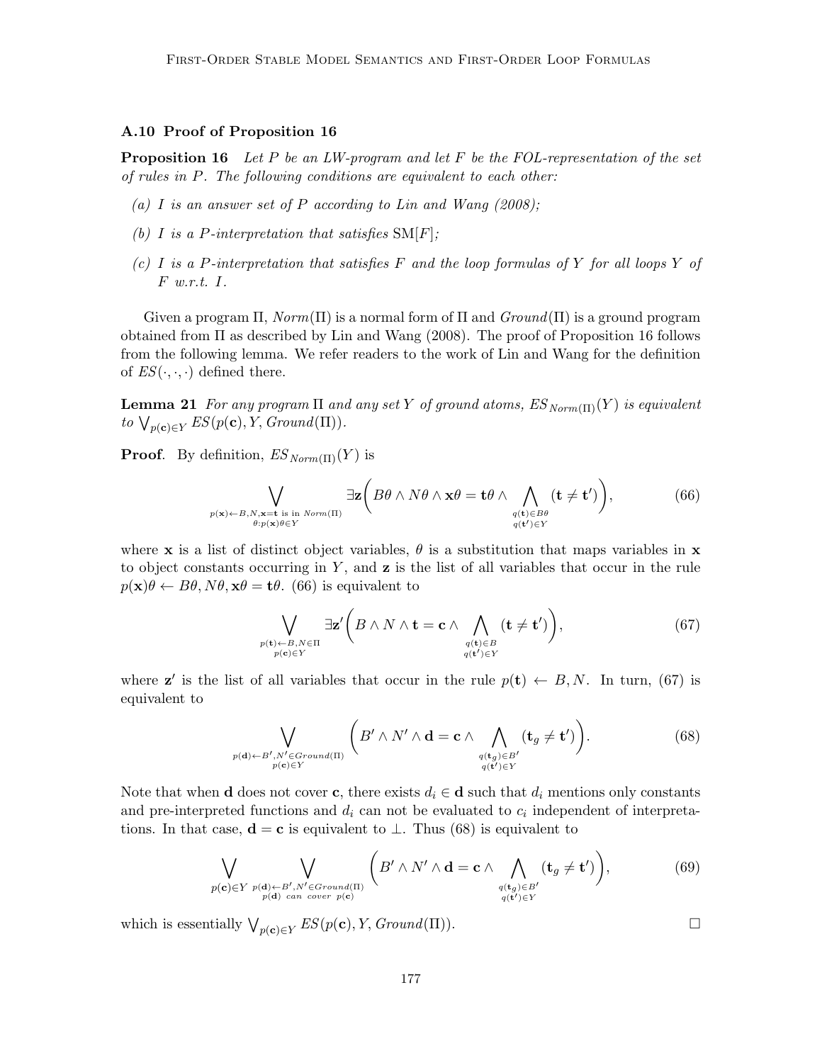### A.10 Proof of Proposition 16

**Proposition 16** *Let $P$ be an LW-program and let $F$ be the FOL-representation of the set of rules in $P$. The following conditions are equivalent to each other:*

*(a) $I$ is an answer set of $P$ according to Lin and Wang (2008);*

*(b) $I$ is a $P$-interpretation that satisfies $\mathrm{SM}[F]$;*

*(c) $I$ is a $P$-interpretation that satisfies $F$ and the loop formulas of $Y$ for all loops $Y$ of $F$ w.r.t. $I$.*

Given a program $\Pi$, $Norm(\Pi)$ is a normal form of $\Pi$ and $Ground(\Pi)$ is a ground program obtained from $\Pi$ as described by Lin and Wang (2008). The proof of Proposition 16 follows from the following lemma. We refer readers to the work of Lin and Wang for the definition of $ES(\cdot,\cdot,\cdot)$ defined there.

**Lemma 21** *For any program $\Pi$ and any set $Y$ of ground atoms, $ES_{Norm(\Pi)}(Y)$ is equivalent to $\bigvee_{p(\mathbf{c})\in Y} ES(p(\mathbf{c}), Y, Ground(\Pi))$.*

**Proof**. By definition, $ES_{Norm(\Pi)}(Y)$ is

$$\bigvee_{\substack{p(\mathbf{x})\leftarrow B,N,\mathbf{x}=\mathbf{t} \text{ is in } Norm(\Pi)\\ \theta: p(\mathbf{x})\theta\in Y}} \exists \mathbf{z}\bigg(B\theta \wedge N\theta \wedge \mathbf{x}\theta = \mathbf{t}\theta \wedge \bigwedge_{\substack{q(\mathbf{t})\in B\theta\\ q(\mathbf{t}')\in Y}} (\mathbf{t}\neq \mathbf{t}')\bigg), \tag{66}$$

where $\mathbf{x}$ is a list of distinct object variables, $\theta$ is a substitution that maps variables in $\mathbf{x}$ to object constants occurring in $Y$, and $\mathbf{z}$ is the list of all variables that occur in the rule $p(\mathbf{x})\theta \leftarrow B\theta, N\theta, \mathbf{x}\theta = \mathbf{t}\theta$. (66) is equivalent to

$$\bigvee_{\substack{p(\mathbf{t})\leftarrow B,N\in\Pi\\ p(\mathbf{c})\in Y}} \exists \mathbf{z}'\bigg(B \wedge N \wedge \mathbf{t} = \mathbf{c} \wedge \bigwedge_{\substack{q(\mathbf{t})\in B\\ q(\mathbf{t}')\in Y}} (\mathbf{t}\neq \mathbf{t}')\bigg), \tag{67}$$

where $\mathbf{z}'$ is the list of all variables that occur in the rule $p(\mathbf{t}) \leftarrow B, N$. In turn, (67) is equivalent to

$$\bigvee_{\substack{p(\mathbf{d})\leftarrow B',N'\in Ground(\Pi)\\ p(\mathbf{c})\in Y}} \bigg(B' \wedge N' \wedge \mathbf{d} = \mathbf{c} \wedge \bigwedge_{\substack{q(\mathbf{t}_g)\in B'\\ q(\mathbf{t}')\in Y}} (\mathbf{t}_g\neq \mathbf{t}')\bigg). \tag{68}$$

Note that when $\mathbf{d}$ does not cover $\mathbf{c}$, there exists $d_i \in \mathbf{d}$ such that $d_i$ mentions only constants and pre-interpreted functions and $d_i$ can not be evaluated to $c_i$ independent of interpretations. In that case, $\mathbf{d} = \mathbf{c}$ is equivalent to $\bot$. Thus (68) is equivalent to

$$\bigvee_{p(\mathbf{c})\in Y}\ \bigvee_{\substack{p(\mathbf{d})\leftarrow B',N'\in Ground(\Pi)\\ p(\mathbf{d}) \text{ can cover } p(\mathbf{c})}} \bigg(B' \wedge N' \wedge \mathbf{d} = \mathbf{c} \wedge \bigwedge_{\substack{q(\mathbf{t}_g)\in B'\\ q(\mathbf{t}')\in Y}} (\mathbf{t}_g\neq \mathbf{t}')\bigg), \tag{69}$$

which is essentially $\bigvee_{p(\mathbf{c})\in Y} ES(p(\mathbf{c}), Y, Ground(\Pi))$. $\square$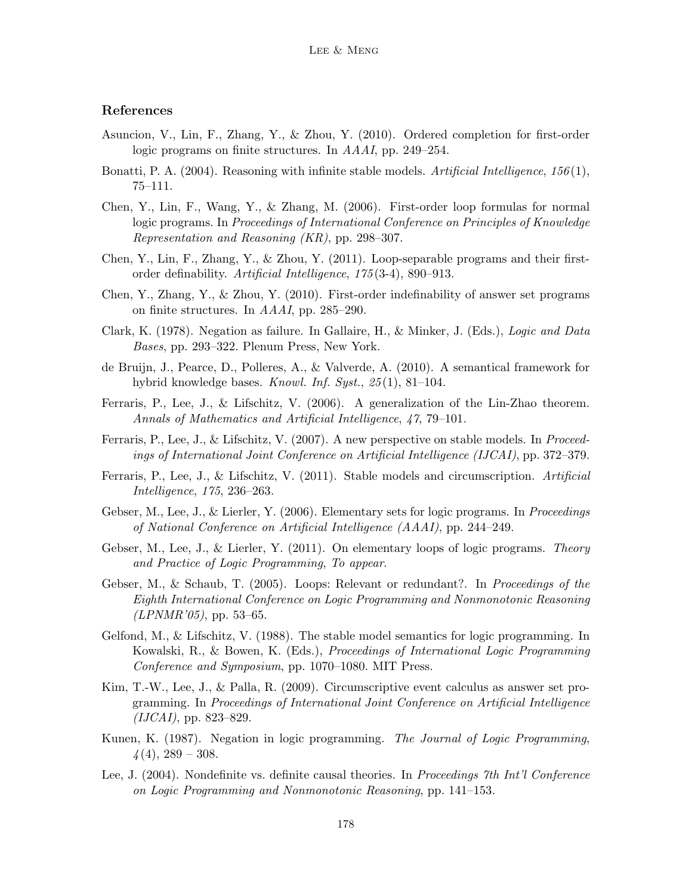## References

Asuncion, V., Lin, F., Zhang, Y., & Zhou, Y. (2010). Ordered completion for first-order logic programs on finite structures. In *AAAI*, pp. 249–254.

Bonatti, P. A. (2004). Reasoning with infinite stable models. *Artificial Intelligence*, *156*(1), 75–111.

Chen, Y., Lin, F., Wang, Y., & Zhang, M. (2006). First-order loop formulas for normal logic programs. In *Proceedings of International Conference on Principles of Knowledge Representation and Reasoning (KR)*, pp. 298–307.

Chen, Y., Lin, F., Zhang, Y., & Zhou, Y. (2011). Loop-separable programs and their first-order definability. *Artificial Intelligence*, *175*(3-4), 890–913.

Chen, Y., Zhang, Y., & Zhou, Y. (2010). First-order indefinability of answer set programs on finite structures. In *AAAI*, pp. 285–290.

Clark, K. (1978). Negation as failure. In Gallaire, H., & Minker, J. (Eds.), *Logic and Data Bases*, pp. 293–322. Plenum Press, New York.

de Bruijn, J., Pearce, D., Polleres, A., & Valverde, A. (2010). A semantical framework for hybrid knowledge bases. *Knowl. Inf. Syst.*, *25*(1), 81–104.

Ferraris, P., Lee, J., & Lifschitz, V. (2006). A generalization of the Lin-Zhao theorem. *Annals of Mathematics and Artificial Intelligence*, *47*, 79–101.

Ferraris, P., Lee, J., & Lifschitz, V. (2007). A new perspective on stable models. In *Proceedings of International Joint Conference on Artificial Intelligence (IJCAI)*, pp. 372–379.

Ferraris, P., Lee, J., & Lifschitz, V. (2011). Stable models and circumscription. *Artificial Intelligence*, *175*, 236–263.

Gebser, M., Lee, J., & Lierler, Y. (2006). Elementary sets for logic programs. In *Proceedings of National Conference on Artificial Intelligence (AAAI)*, pp. 244–249.

Gebser, M., Lee, J., & Lierler, Y. (2011). On elementary loops of logic programs. *Theory and Practice of Logic Programming*, *To appear*.

Gebser, M., & Schaub, T. (2005). Loops: Relevant or redundant?. In *Proceedings of the Eighth International Conference on Logic Programming and Nonmonotonic Reasoning (LPNMR'05)*, pp. 53–65.

Gelfond, M., & Lifschitz, V. (1988). The stable model semantics for logic programming. In Kowalski, R., & Bowen, K. (Eds.), *Proceedings of International Logic Programming Conference and Symposium*, pp. 1070–1080. MIT Press.

Kim, T.-W., Lee, J., & Palla, R. (2009). Circumscriptive event calculus as answer set programming. In *Proceedings of International Joint Conference on Artificial Intelligence (IJCAI)*, pp. 823–829.

Kunen, K. (1987). Negation in logic programming. *The Journal of Logic Programming*, *4*(4), 289 – 308.

Lee, J. (2004). Nondefinite vs. definite causal theories. In *Proceedings 7th Int'l Conference on Logic Programming and Nonmonotonic Reasoning*, pp. 141–153.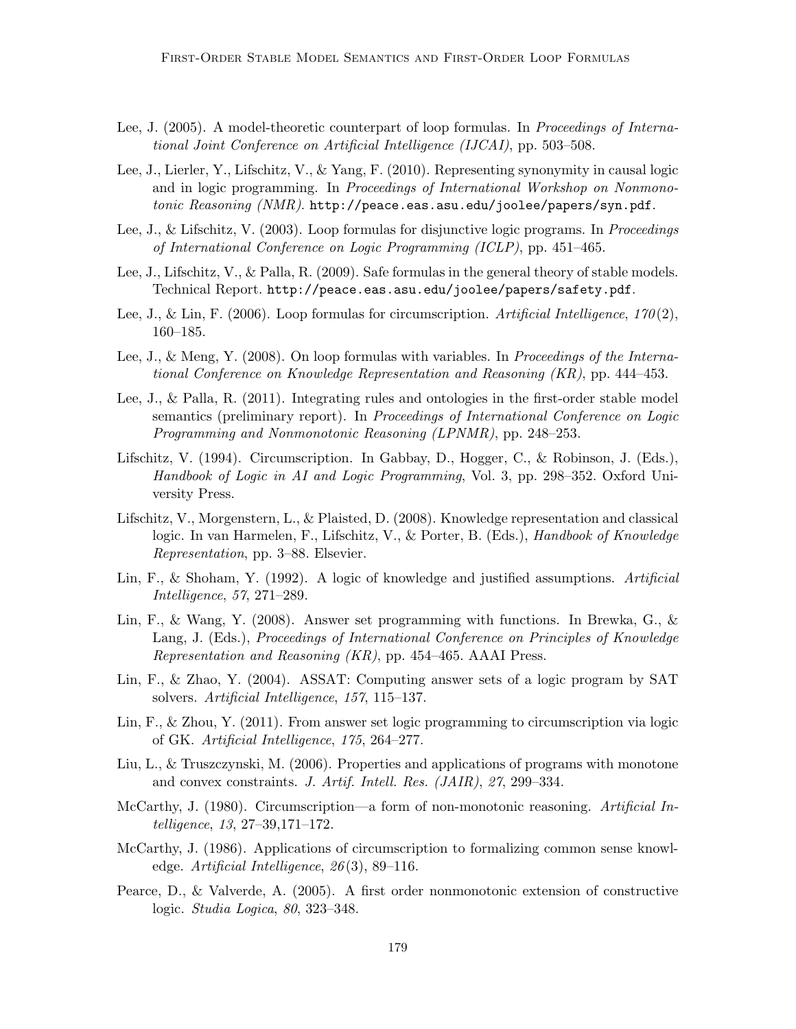Lee, J. (2005). A model-theoretic counterpart of loop formulas. In *Proceedings of International Joint Conference on Artificial Intelligence (IJCAI)*, pp. 503–508.

Lee, J., Lierler, Y., Lifschitz, V., & Yang, F. (2010). Representing synonymity in causal logic and in logic programming. In *Proceedings of International Workshop on Nonmonotonic Reasoning (NMR)*. `http://peace.eas.asu.edu/joolee/papers/syn.pdf`.

Lee, J., & Lifschitz, V. (2003). Loop formulas for disjunctive logic programs. In *Proceedings of International Conference on Logic Programming (ICLP)*, pp. 451–465.

Lee, J., Lifschitz, V., & Palla, R. (2009). Safe formulas in the general theory of stable models. Technical Report. `http://peace.eas.asu.edu/joolee/papers/safety.pdf`.

Lee, J., & Lin, F. (2006). Loop formulas for circumscription. *Artificial Intelligence*, *170*(2), 160–185.

Lee, J., & Meng, Y. (2008). On loop formulas with variables. In *Proceedings of the International Conference on Knowledge Representation and Reasoning (KR)*, pp. 444–453.

Lee, J., & Palla, R. (2011). Integrating rules and ontologies in the first-order stable model semantics (preliminary report). In *Proceedings of International Conference on Logic Programming and Nonmonotonic Reasoning (LPNMR)*, pp. 248–253.

Lifschitz, V. (1994). Circumscription. In Gabbay, D., Hogger, C., & Robinson, J. (Eds.), *Handbook of Logic in AI and Logic Programming*, Vol. 3, pp. 298–352. Oxford University Press.

Lifschitz, V., Morgenstern, L., & Plaisted, D. (2008). Knowledge representation and classical logic. In van Harmelen, F., Lifschitz, V., & Porter, B. (Eds.), *Handbook of Knowledge Representation*, pp. 3–88. Elsevier.

Lin, F., & Shoham, Y. (1992). A logic of knowledge and justified assumptions. *Artificial Intelligence*, *57*, 271–289.

Lin, F., & Wang, Y. (2008). Answer set programming with functions. In Brewka, G., & Lang, J. (Eds.), *Proceedings of International Conference on Principles of Knowledge Representation and Reasoning (KR)*, pp. 454–465. AAAI Press.

Lin, F., & Zhao, Y. (2004). ASSAT: Computing answer sets of a logic program by SAT solvers. *Artificial Intelligence*, *157*, 115–137.

Lin, F., & Zhou, Y. (2011). From answer set logic programming to circumscription via logic of GK. *Artificial Intelligence*, *175*, 264–277.

Liu, L., & Truszczynski, M. (2006). Properties and applications of programs with monotone and convex constraints. *J. Artif. Intell. Res. (JAIR)*, *27*, 299–334.

McCarthy, J. (1980). Circumscription—a form of non-monotonic reasoning. *Artificial Intelligence*, *13*, 27–39,171–172.

McCarthy, J. (1986). Applications of circumscription to formalizing common sense knowledge. *Artificial Intelligence*, *26*(3), 89–116.

Pearce, D., & Valverde, A. (2005). A first order nonmonotonic extension of constructive logic. *Studia Logica*, *80*, 323–348.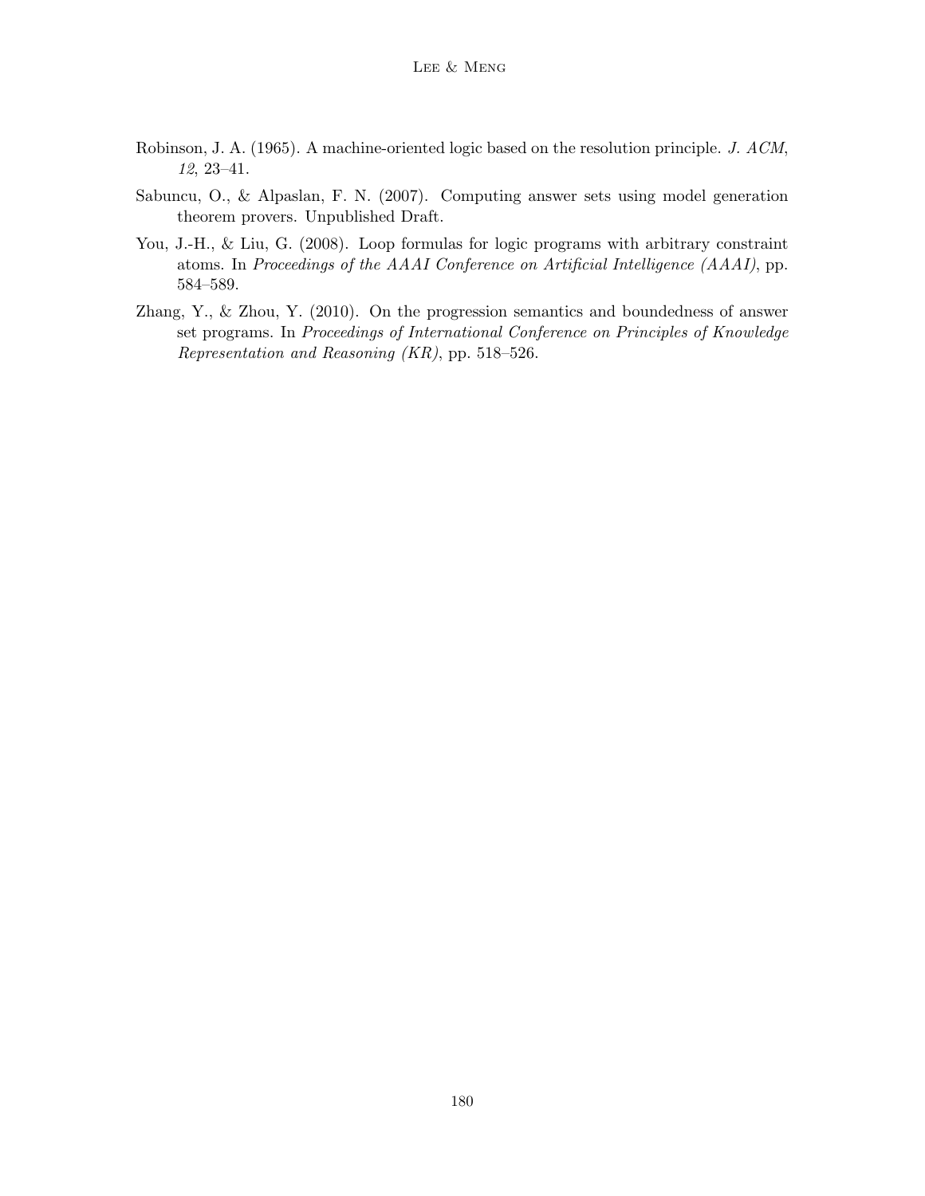Robinson, J. A. (1965). A machine-oriented logic based on the resolution principle. *J. ACM*, *12*, 23–41.

Sabuncu, O., & Alpaslan, F. N. (2007). Computing answer sets using model generation theorem provers. Unpublished Draft.

You, J.-H., & Liu, G. (2008). Loop formulas for logic programs with arbitrary constraint atoms. In *Proceedings of the AAAI Conference on Artificial Intelligence (AAAI)*, pp. 584–589.

Zhang, Y., & Zhou, Y. (2010). On the progression semantics and boundedness of answer set programs. In *Proceedings of International Conference on Principles of Knowledge Representation and Reasoning (KR)*, pp. 518–526.